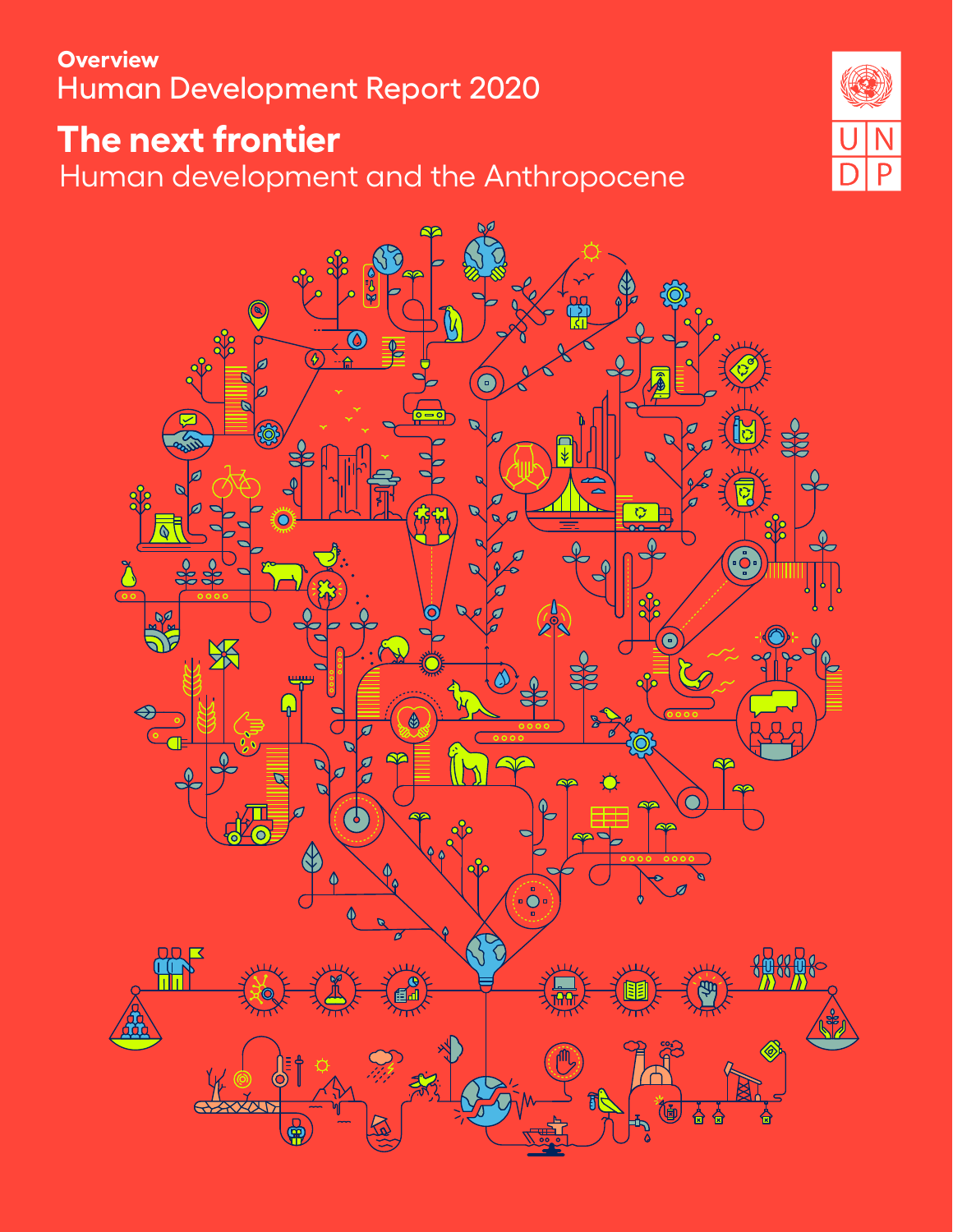Overview

Human Development Report 2020

# The next frontier

## Human development and the Anthropocene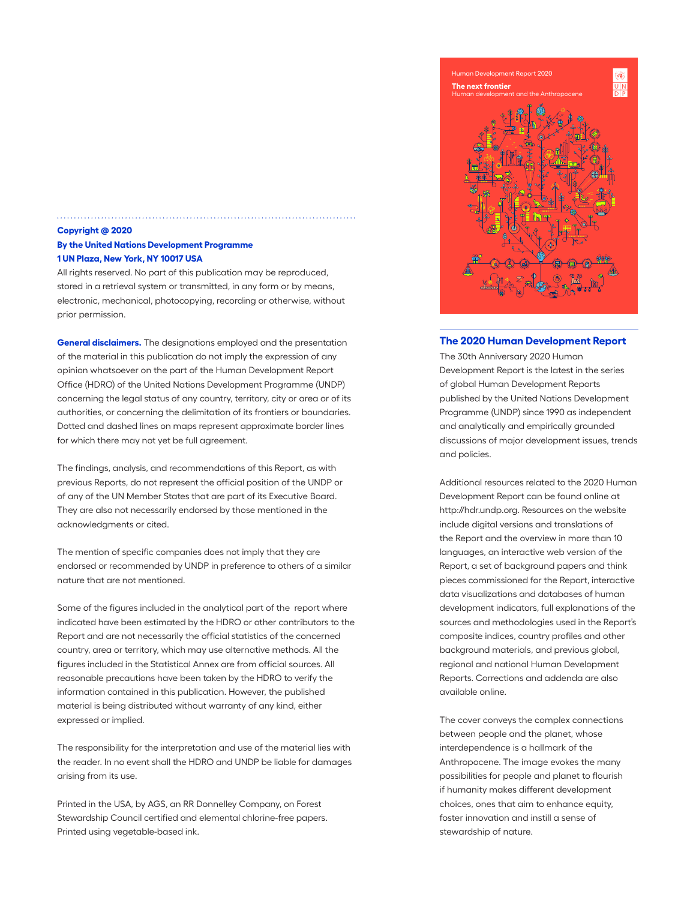**Copyright @ 2020**
**By the United Nations Development Programme**
**1 UN Plaza, New York, NY 10017 USA**

All rights reserved. No part of this publication may be reproduced, stored in a retrieval system or transmitted, in any form or by means, electronic, mechanical, photocopying, recording or otherwise, without prior permission.

**General disclaimers.** The designations employed and the presentation of the material in this publication do not imply the expression of any opinion whatsoever on the part of the Human Development Report Office (HDRO) of the United Nations Development Programme (UNDP) concerning the legal status of any country, territory, city or area or of its authorities, or concerning the delimitation of its frontiers or boundaries. Dotted and dashed lines on maps represent approximate border lines for which there may not yet be full agreement.

The findings, analysis, and recommendations of this Report, as with previous Reports, do not represent the official position of the UNDP or of any of the UN Member States that are part of its Executive Board. They are also not necessarily endorsed by those mentioned in the acknowledgments or cited.

The mention of specific companies does not imply that they are endorsed or recommended by UNDP in preference to others of a similar nature that are not mentioned.

Some of the figures included in the analytical part of the report where indicated have been estimated by the HDRO or other contributors to the Report and are not necessarily the official statistics of the concerned country, area or territory, which may use alternative methods. All the figures included in the Statistical Annex are from official sources. All reasonable precautions have been taken by the HDRO to verify the information contained in this publication. However, the published material is being distributed without warranty of any kind, either expressed or implied.

The responsibility for the interpretation and use of the material lies with the reader. In no event shall the HDRO and UNDP be liable for damages arising from its use.

Printed in the USA, by AGS, an RR Donnelley Company, on Forest Stewardship Council certified and elemental chlorine-free papers. Printed using vegetable-based ink.

Human Development Report 2020

**The next frontier**
Human development and the Anthropocene

## The 2020 Human Development Report

The 30th Anniversary 2020 Human Development Report is the latest in the series of global Human Development Reports published by the United Nations Development Programme (UNDP) since 1990 as independent and analytically and empirically grounded discussions of major development issues, trends and policies.

Additional resources related to the 2020 Human Development Report can be found online at http://hdr.undp.org. Resources on the website include digital versions and translations of the Report and the overview in more than 10 languages, an interactive web version of the Report, a set of background papers and think pieces commissioned for the Report, interactive data visualizations and databases of human development indicators, full explanations of the sources and methodologies used in the Report's composite indices, country profiles and other background materials, and previous global, regional and national Human Development Reports. Corrections and addenda are also available online.

The cover conveys the complex connections between people and the planet, whose interdependence is a hallmark of the Anthropocene. The image evokes the many possibilities for people and planet to flourish if humanity makes different development choices, ones that aim to enhance equity, foster innovation and instill a sense of stewardship of nature.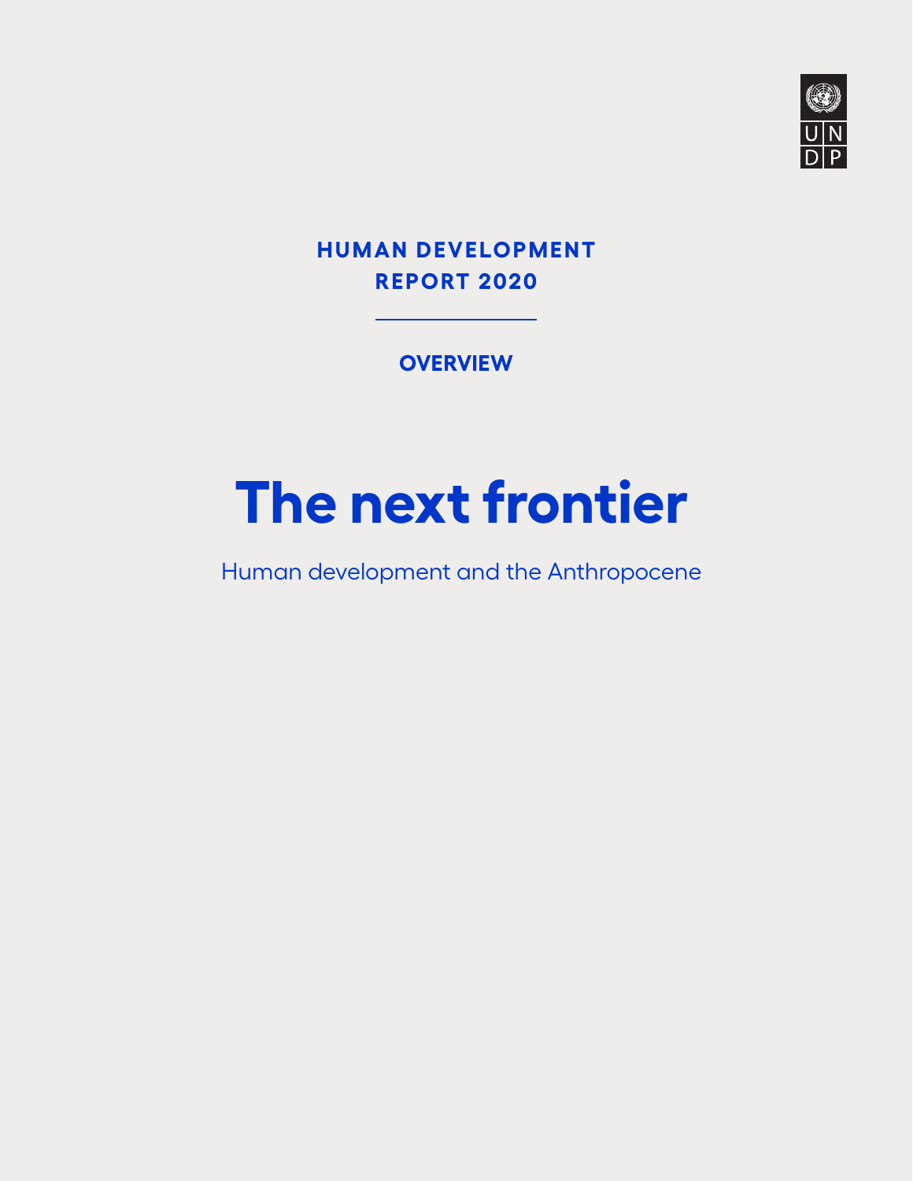U N D P

**HUMAN DEVELOPMENT REPORT 2020**

**OVERVIEW**

# The next frontier

Human development and the Anthropocene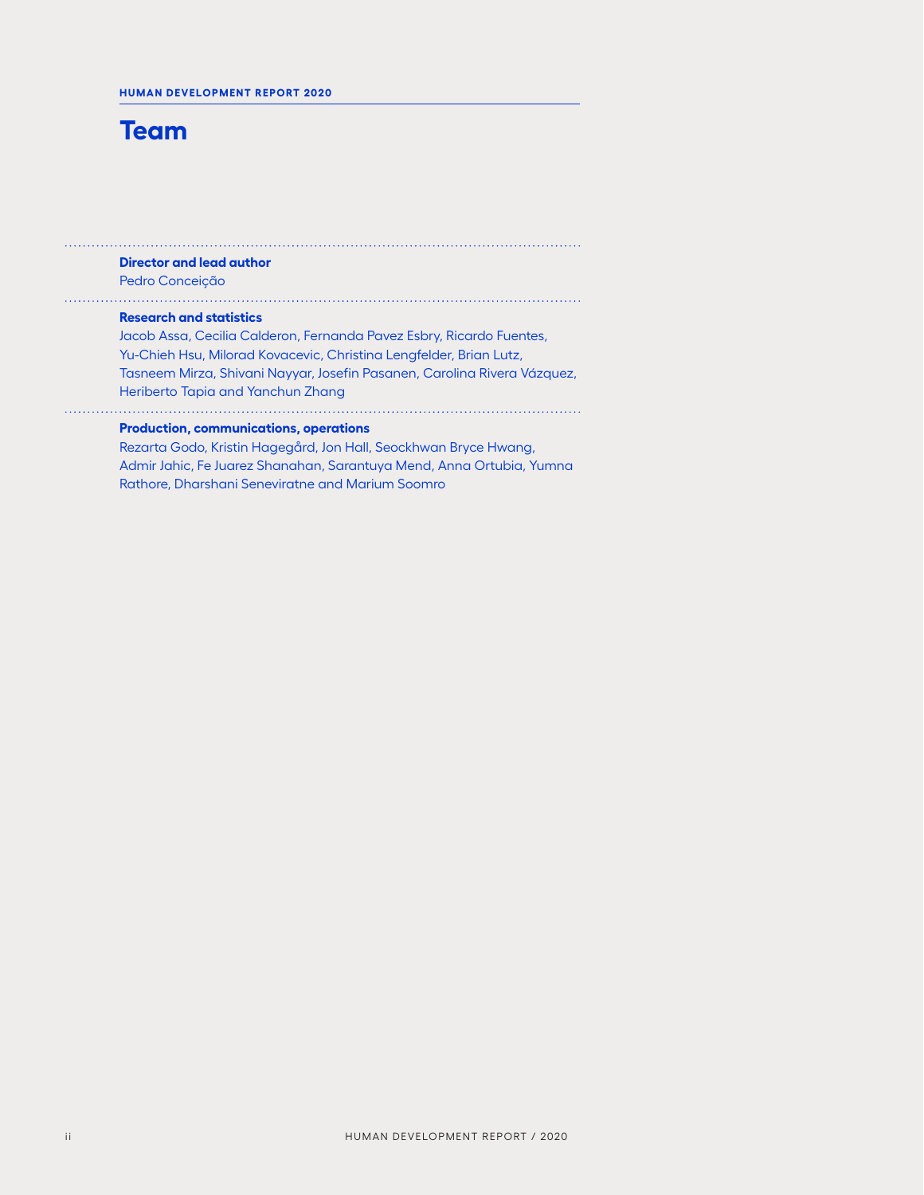# Team

### Director and lead author

Pedro Conceição

### Research and statistics

Jacob Assa, Cecilia Calderon, Fernanda Pavez Esbry, Ricardo Fuentes, Yu-Chieh Hsu, Milorad Kovacevic, Christina Lengfelder, Brian Lutz, Tasneem Mirza, Shivani Nayyar, Josefin Pasanen, Carolina Rivera Vázquez, Heriberto Tapia and Yanchun Zhang

### Production, communications, operations

Rezarta Godo, Kristin Hagegård, Jon Hall, Seockhwan Bryce Hwang, Admir Jahic, Fe Juarez Shanahan, Sarantuya Mend, Anna Ortubia, Yumna Rathore, Dharshani Seneviratne and Marium Soomro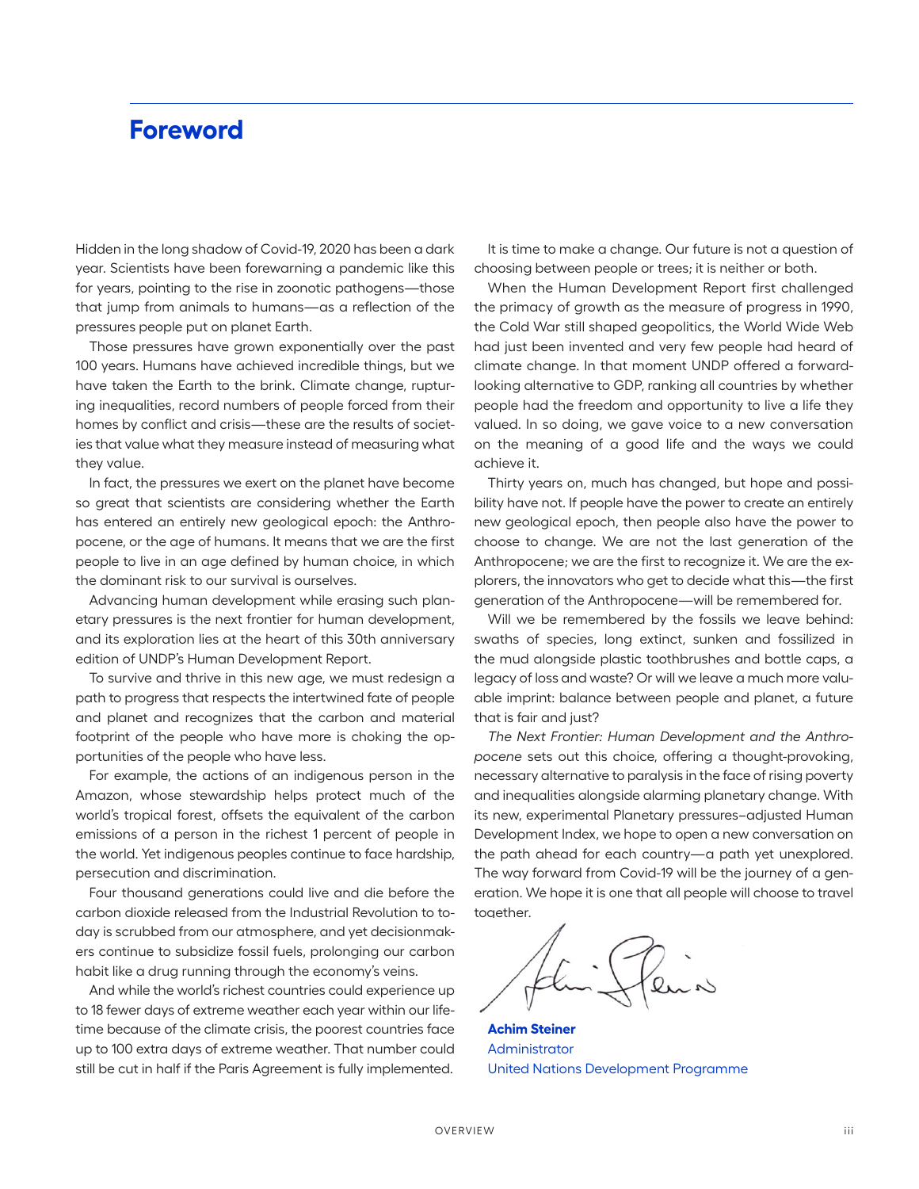# Foreword

Hidden in the long shadow of Covid-19, 2020 has been a dark year. Scientists have been forewarning a pandemic like this for years, pointing to the rise in zoonotic pathogens—those that jump from animals to humans—as a reflection of the pressures people put on planet Earth.

Those pressures have grown exponentially over the past 100 years. Humans have achieved incredible things, but we have taken the Earth to the brink. Climate change, rupturing inequalities, record numbers of people forced from their homes by conflict and crisis—these are the results of societies that value what they measure instead of measuring what they value.

In fact, the pressures we exert on the planet have become so great that scientists are considering whether the Earth has entered an entirely new geological epoch: the Anthropocene, or the age of humans. It means that we are the first people to live in an age defined by human choice, in which the dominant risk to our survival is ourselves.

Advancing human development while erasing such planetary pressures is the next frontier for human development, and its exploration lies at the heart of this 30th anniversary edition of UNDP's Human Development Report.

To survive and thrive in this new age, we must redesign a path to progress that respects the intertwined fate of people and planet and recognizes that the carbon and material footprint of the people who have more is choking the opportunities of the people who have less.

For example, the actions of an indigenous person in the Amazon, whose stewardship helps protect much of the world's tropical forest, offsets the equivalent of the carbon emissions of a person in the richest 1 percent of people in the world. Yet indigenous peoples continue to face hardship, persecution and discrimination.

Four thousand generations could live and die before the carbon dioxide released from the Industrial Revolution to today is scrubbed from our atmosphere, and yet decisionmakers continue to subsidize fossil fuels, prolonging our carbon habit like a drug running through the economy's veins.

And while the world's richest countries could experience up to 18 fewer days of extreme weather each year within our lifetime because of the climate crisis, the poorest countries face up to 100 extra days of extreme weather. That number could still be cut in half if the Paris Agreement is fully implemented.

It is time to make a change. Our future is not a question of choosing between people or trees; it is neither or both.

When the Human Development Report first challenged the primacy of growth as the measure of progress in 1990, the Cold War still shaped geopolitics, the World Wide Web had just been invented and very few people had heard of climate change. In that moment UNDP offered a forward-looking alternative to GDP, ranking all countries by whether people had the freedom and opportunity to live a life they valued. In so doing, we gave voice to a new conversation on the meaning of a good life and the ways we could achieve it.

Thirty years on, much has changed, but hope and possibility have not. If people have the power to create an entirely new geological epoch, then people also have the power to choose to change. We are not the last generation of the Anthropocene; we are the first to recognize it. We are the explorers, the innovators who get to decide what this—the first generation of the Anthropocene—will be remembered for.

Will we be remembered by the fossils we leave behind: swaths of species, long extinct, sunken and fossilized in the mud alongside plastic toothbrushes and bottle caps, a legacy of loss and waste? Or will we leave a much more valuable imprint: balance between people and planet, a future that is fair and just?

*The Next Frontier: Human Development and the Anthropocene* sets out this choice, offering a thought-provoking, necessary alternative to paralysis in the face of rising poverty and inequalities alongside alarming planetary change. With its new, experimental Planetary pressures–adjusted Human Development Index, we hope to open a new conversation on the path ahead for each country—a path yet unexplored. The way forward from Covid-19 will be the journey of a generation. We hope it is one that all people will choose to travel together.

**Achim Steiner**
Administrator
United Nations Development Programme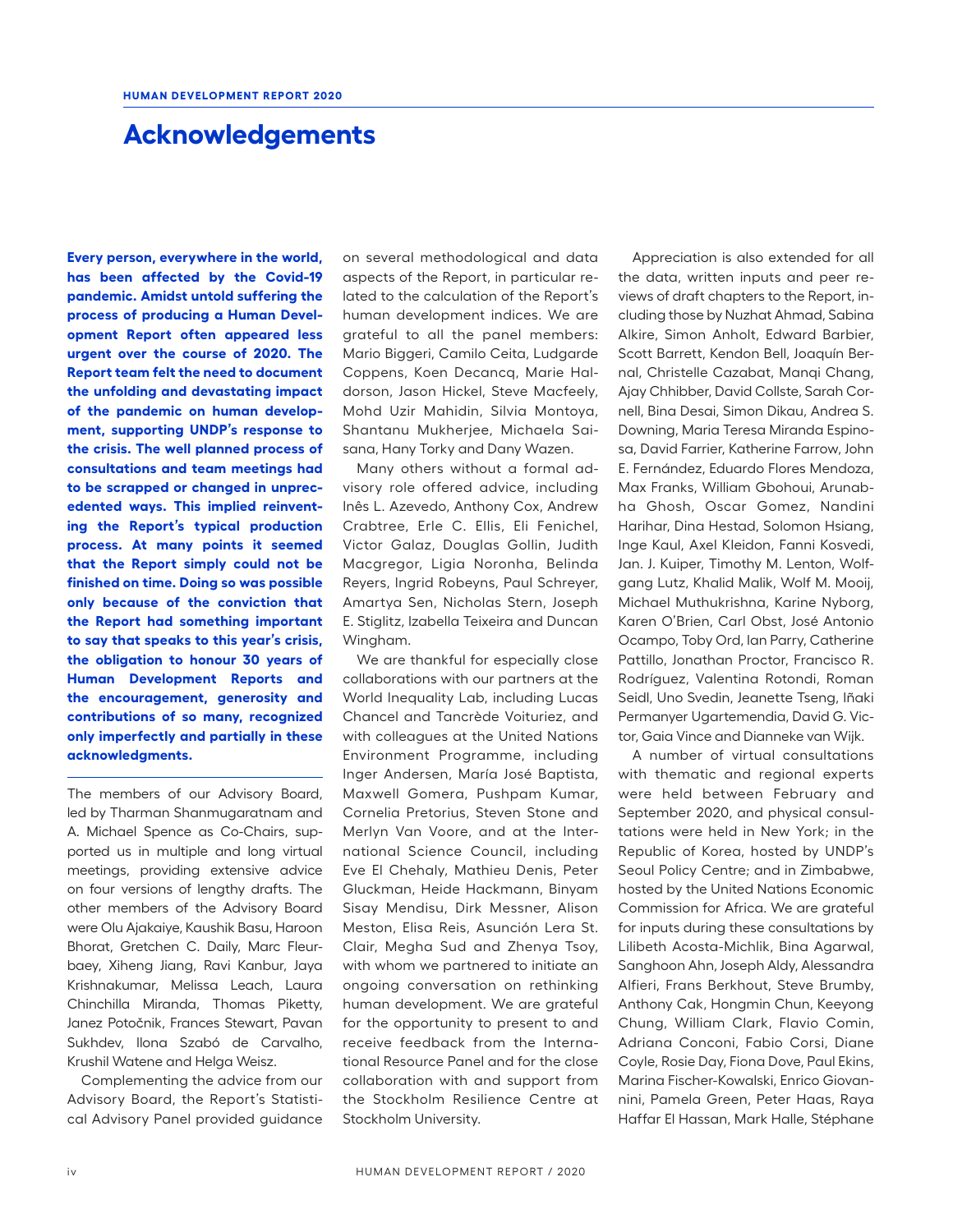# Acknowledgements

**Every person, everywhere in the world, has been affected by the Covid-19 pandemic. Amidst untold suffering the process of producing a Human Development Report often appeared less urgent over the course of 2020. The Report team felt the need to document the unfolding and devastating impact of the pandemic on human development, supporting UNDP's response to the crisis. The well planned process of consultations and team meetings had to be scrapped or changed in unprecedented ways. This implied reinventing the Report's typical production process. At many points it seemed that the Report simply could not be finished on time. Doing so was possible only because of the conviction that the Report had something important to say that speaks to this year's crisis, the obligation to honour 30 years of Human Development Reports and the encouragement, generosity and contributions of so many, recognized only imperfectly and partially in these acknowledgments.**

The members of our Advisory Board, led by Tharman Shanmugaratnam and A. Michael Spence as Co-Chairs, supported us in multiple and long virtual meetings, providing extensive advice on four versions of lengthy drafts. The other members of the Advisory Board were Olu Ajakaiye, Kaushik Basu, Haroon Bhorat, Gretchen C. Daily, Marc Fleurbaey, Xiheng Jiang, Ravi Kanbur, Jaya Krishnakumar, Melissa Leach, Laura Chinchilla Miranda, Thomas Piketty, Janez Potočnik, Frances Stewart, Pavan Sukhdev, Ilona Szabó de Carvalho, Krushil Watene and Helga Weisz.

Complementing the advice from our Advisory Board, the Report's Statistical Advisory Panel provided guidance on several methodological and data aspects of the Report, in particular related to the calculation of the Report's human development indices. We are grateful to all the panel members: Mario Biggeri, Camilo Ceita, Ludgarde Coppens, Koen Decancq, Marie Haldorson, Jason Hickel, Steve Macfeely, Mohd Uzir Mahidin, Silvia Montoya, Shantanu Mukherjee, Michaela Saisana, Hany Torky and Dany Wazen.

Many others without a formal advisory role offered advice, including Inês L. Azevedo, Anthony Cox, Andrew Crabtree, Erle C. Ellis, Eli Fenichel, Victor Galaz, Douglas Gollin, Judith Macgregor, Ligia Noronha, Belinda Reyers, Ingrid Robeyns, Paul Schreyer, Amartya Sen, Nicholas Stern, Joseph E. Stiglitz, Izabella Teixeira and Duncan Wingham.

We are thankful for especially close collaborations with our partners at the World Inequality Lab, including Lucas Chancel and Tancrède Voituriez, and with colleagues at the United Nations Environment Programme, including Inger Andersen, María José Baptista, Maxwell Gomera, Pushpam Kumar, Cornelia Pretorius, Steven Stone and Merlyn Van Voore, and at the International Science Council, including Eve El Chehaly, Mathieu Denis, Peter Gluckman, Heide Hackmann, Binyam Sisay Mendisu, Dirk Messner, Alison Meston, Elisa Reis, Asunción Lera St. Clair, Megha Sud and Zhenya Tsoy, with whom we partnered to initiate an ongoing conversation on rethinking human development. We are grateful for the opportunity to present to and receive feedback from the International Resource Panel and for the close collaboration with and support from the Stockholm Resilience Centre at Stockholm University.

Appreciation is also extended for all the data, written inputs and peer reviews of draft chapters to the Report, including those by Nuzhat Ahmad, Sabina Alkire, Simon Anholt, Edward Barbier, Scott Barrett, Kendon Bell, Joaquín Bernal, Christelle Cazabat, Manqi Chang, Ajay Chhibber, David Collste, Sarah Cornell, Bina Desai, Simon Dikau, Andrea S. Downing, Maria Teresa Miranda Espinosa, David Farrier, Katherine Farrow, John E. Fernández, Eduardo Flores Mendoza, Max Franks, William Gbohoui, Arunabha Ghosh, Oscar Gomez, Nandini Harihar, Dina Hestad, Solomon Hsiang, Inge Kaul, Axel Kleidon, Fanni Kosvedi, Jan. J. Kuiper, Timothy M. Lenton, Wolfgang Lutz, Khalid Malik, Wolf M. Mooij, Michael Muthukrishna, Karine Nyborg, Karen O'Brien, Carl Obst, José Antonio Ocampo, Toby Ord, Ian Parry, Catherine Pattillo, Jonathan Proctor, Francisco R. Rodríguez, Valentina Rotondi, Roman Seidl, Uno Svedin, Jeanette Tseng, Iñaki Permanyer Ugartemendia, David G. Victor, Gaia Vince and Dianneke van Wijk.

A number of virtual consultations with thematic and regional experts were held between February and September 2020, and physical consultations were held in New York; in the Republic of Korea, hosted by UNDP's Seoul Policy Centre; and in Zimbabwe, hosted by the United Nations Economic Commission for Africa. We are grateful for inputs during these consultations by Lilibeth Acosta-Michlik, Bina Agarwal, Sanghoon Ahn, Joseph Aldy, Alessandra Alfieri, Frans Berkhout, Steve Brumby, Anthony Cak, Hongmin Chun, Keeyong Chung, William Clark, Flavio Comin, Adriana Conconi, Fabio Corsi, Diane Coyle, Rosie Day, Fiona Dove, Paul Ekins, Marina Fischer-Kowalski, Enrico Giovannini, Pamela Green, Peter Haas, Raya Haffar El Hassan, Mark Halle, Stéphane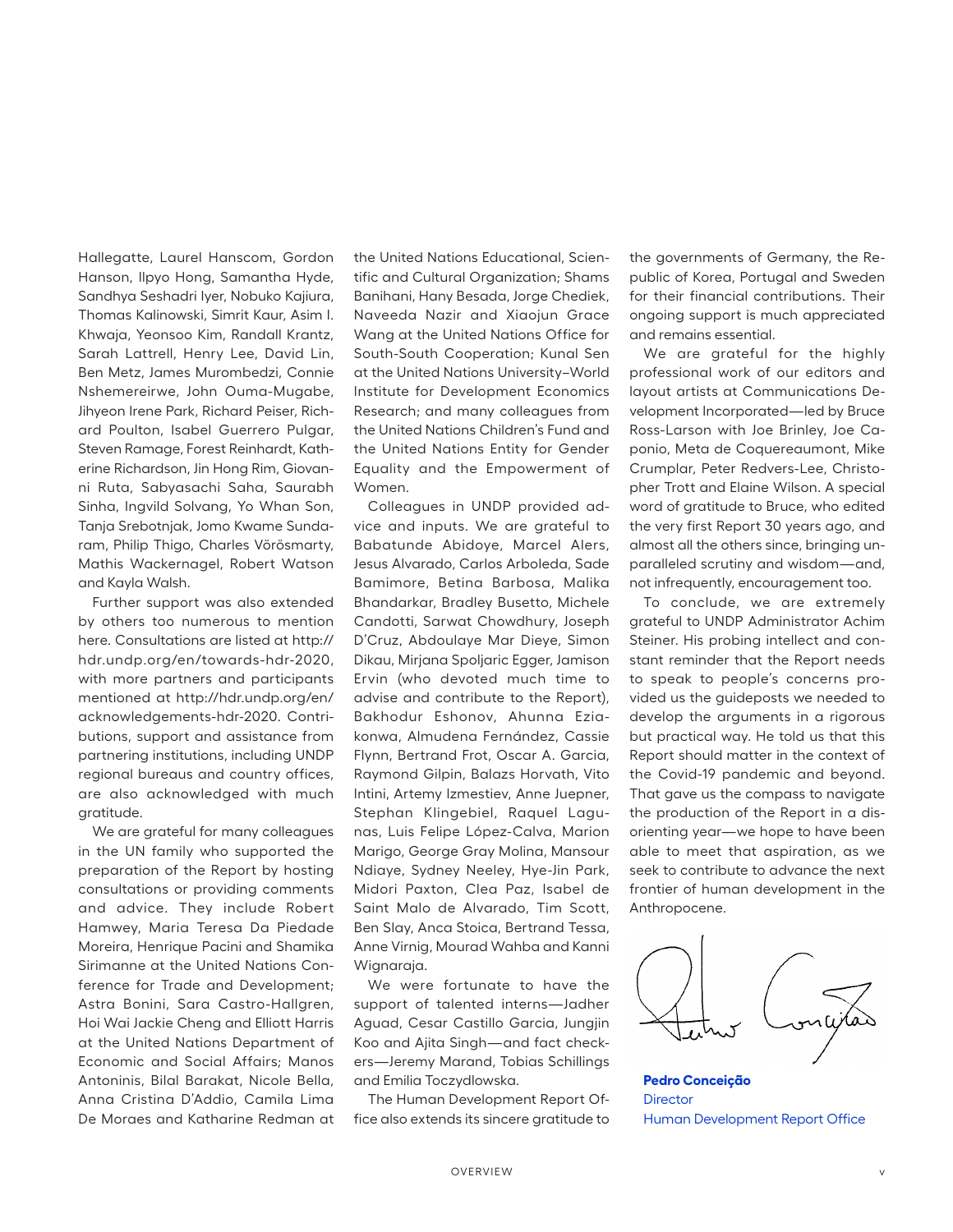Hallegatte, Laurel Hanscom, Gordon Hanson, Ilpyo Hong, Samantha Hyde, Sandhya Seshadri Iyer, Nobuko Kajiura, Thomas Kalinowski, Simrit Kaur, Asim I. Khwaja, Yeonsoo Kim, Randall Krantz, Sarah Lattrell, Henry Lee, David Lin, Ben Metz, James Murombedzi, Connie Nshemereirwe, John Ouma-Mugabe, Jihyeon Irene Park, Richard Peiser, Richard Poulton, Isabel Guerrero Pulgar, Steven Ramage, Forest Reinhardt, Katherine Richardson, Jin Hong Rim, Giovanni Ruta, Sabyasachi Saha, Saurabh Sinha, Ingvild Solvang, Yo Whan Son, Tanja Srebotnjak, Jomo Kwame Sundaram, Philip Thigo, Charles Vörösmarty, Mathis Wackernagel, Robert Watson and Kayla Walsh.

Further support was also extended by others too numerous to mention here. Consultations are listed at http://hdr.undp.org/en/towards-hdr-2020, with more partners and participants mentioned at http://hdr.undp.org/en/acknowledgements-hdr-2020. Contributions, support and assistance from partnering institutions, including UNDP regional bureaus and country offices, are also acknowledged with much gratitude.

We are grateful for many colleagues in the UN family who supported the preparation of the Report by hosting consultations or providing comments and advice. They include Robert Hamwey, Maria Teresa Da Piedade Moreira, Henrique Pacini and Shamika Sirimanne at the United Nations Conference for Trade and Development; Astra Bonini, Sara Castro-Hallgren, Hoi Wai Jackie Cheng and Elliott Harris at the United Nations Department of Economic and Social Affairs; Manos Antoninis, Bilal Barakat, Nicole Bella, Anna Cristina D'Addio, Camila Lima De Moraes and Katharine Redman at the United Nations Educational, Scientific and Cultural Organization; Shams Banihani, Hany Besada, Jorge Chediek, Naveeda Nazir and Xiaojun Grace Wang at the United Nations Office for South-South Cooperation; Kunal Sen at the United Nations University–World Institute for Development Economics Research; and many colleagues from the United Nations Children's Fund and the United Nations Entity for Gender Equality and the Empowerment of Women.

Colleagues in UNDP provided advice and inputs. We are grateful to Babatunde Abidoye, Marcel Alers, Jesus Alvarado, Carlos Arboleda, Sade Bamimore, Betina Barbosa, Malika Bhandarkar, Bradley Busetto, Michele Candotti, Sarwat Chowdhury, Joseph D'Cruz, Abdoulaye Mar Dieye, Simon Dikau, Mirjana Spoljaric Egger, Jamison Ervin (who devoted much time to advise and contribute to the Report), Bakhodur Eshonov, Ahunna Eziakonwa, Almudena Fernández, Cassie Flynn, Bertrand Frot, Oscar A. Garcia, Raymond Gilpin, Balazs Horvath, Vito Intini, Artemy Izmestiev, Anne Juepner, Stephan Klingebiel, Raquel Lagunas, Luis Felipe López-Calva, Marion Marigo, George Gray Molina, Mansour Ndiaye, Sydney Neeley, Hye-Jin Park, Midori Paxton, Clea Paz, Isabel de Saint Malo de Alvarado, Tim Scott, Ben Slay, Anca Stoica, Bertrand Tessa, Anne Virnig, Mourad Wahba and Kanni Wignaraja.

We were fortunate to have the support of talented interns—Jadher Aguad, Cesar Castillo Garcia, Jungjin Koo and Ajita Singh—and fact checkers—Jeremy Marand, Tobias Schillings and Emilia Toczydlowska.

The Human Development Report Office also extends its sincere gratitude to the governments of Germany, the Republic of Korea, Portugal and Sweden for their financial contributions. Their ongoing support is much appreciated and remains essential.

We are grateful for the highly professional work of our editors and layout artists at Communications Development Incorporated—led by Bruce Ross-Larson with Joe Brinley, Joe Caponio, Meta de Coquereaumont, Mike Crumplar, Peter Redvers-Lee, Christopher Trott and Elaine Wilson. A special word of gratitude to Bruce, who edited the very first Report 30 years ago, and almost all the others since, bringing unparalleled scrutiny and wisdom—and, not infrequently, encouragement too.

To conclude, we are extremely grateful to UNDP Administrator Achim Steiner. His probing intellect and constant reminder that the Report needs to speak to people's concerns provided us the guideposts we needed to develop the arguments in a rigorous but practical way. He told us that this Report should matter in the context of the Covid-19 pandemic and beyond. That gave us the compass to navigate the production of the Report in a disorienting year—we hope to have been able to meet that aspiration, as we seek to contribute to advance the next frontier of human development in the Anthropocene.

**Pedro Conceição**
Director
Human Development Report Office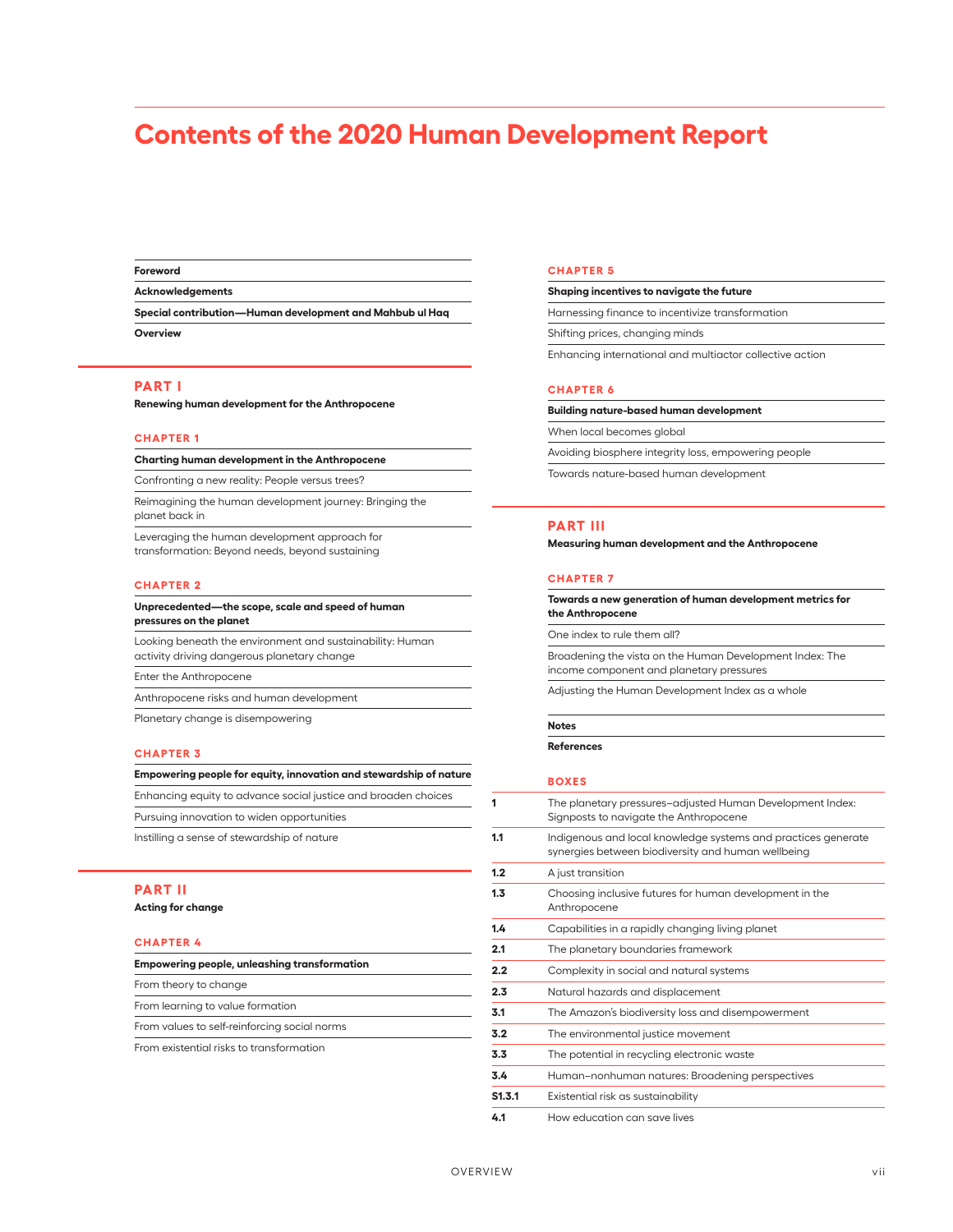# Contents of the 2020 Human Development Report

**Foreword**

**Acknowledgements**

**Special contribution—Human development and Mahbub ul Haq**

**Overview**

## PART I

**Renewing human development for the Anthropocene**

### CHAPTER 1

**Charting human development in the Anthropocene**

Confronting a new reality: People versus trees?

Reimagining the human development journey: Bringing the planet back in

Leveraging the human development approach for transformation: Beyond needs, beyond sustaining

### CHAPTER 2

**Unprecedented—the scope, scale and speed of human pressures on the planet**

Looking beneath the environment and sustainability: Human activity driving dangerous planetary change

Enter the Anthropocene

Anthropocene risks and human development

Planetary change is disempowering

### CHAPTER 3

**Empowering people for equity, innovation and stewardship of nature**

Enhancing equity to advance social justice and broaden choices

Pursuing innovation to widen opportunities

Instilling a sense of stewardship of nature

## PART II

**Acting for change**

### CHAPTER 4

**Empowering people, unleashing transformation**

From theory to change

From learning to value formation

From values to self-reinforcing social norms

From existential risks to transformation

### CHAPTER 5

**Shaping incentives to navigate the future**

Harnessing finance to incentivize transformation

Shifting prices, changing minds

Enhancing international and multiactor collective action

### CHAPTER 6

**Building nature-based human development**

When local becomes global

Avoiding biosphere integrity loss, empowering people

Towards nature-based human development

## PART III

**Measuring human development and the Anthropocene**

### CHAPTER 7

**Towards a new generation of human development metrics for the Anthropocene**

One index to rule them all?

Broadening the vista on the Human Development Index: The income component and planetary pressures

Adjusting the Human Development Index as a whole

**Notes**

**References**

### BOXES

| | |
|---|---|
| 1 | The planetary pressures–adjusted Human Development Index: Signposts to navigate the Anthropocene |
| 1.1 | Indigenous and local knowledge systems and practices generate synergies between biodiversity and human wellbeing |
| 1.2 | A just transition |
| 1.3 | Choosing inclusive futures for human development in the Anthropocene |
| 1.4 | Capabilities in a rapidly changing living planet |
| 2.1 | The planetary boundaries framework |
| 2.2 | Complexity in social and natural systems |
| 2.3 | Natural hazards and displacement |
| 3.1 | The Amazon's biodiversity loss and disempowerment |
| 3.2 | The environmental justice movement |
| 3.3 | The potential in recycling electronic waste |
| 3.4 | Human–nonhuman natures: Broadening perspectives |
| S1.3.1 | Existential risk as sustainability |
| 4.1 | How education can save lives |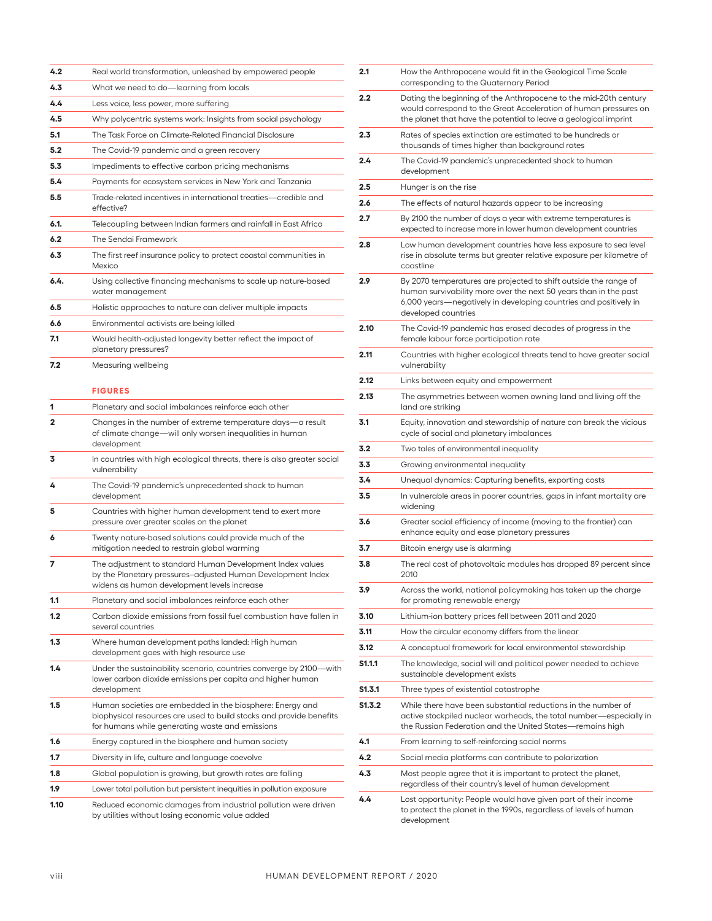| | |
|---|---|
| **4.2** | Real world transformation, unleashed by empowered people |
| **4.3** | What we need to do—learning from locals |
| **4.4** | Less voice, less power, more suffering |
| **4.5** | Why polycentric systems work: Insights from social psychology |
| **5.1** | The Task Force on Climate-Related Financial Disclosure |
| **5.2** | The Covid-19 pandemic and a green recovery |
| **5.3** | Impediments to effective carbon pricing mechanisms |
| **5.4** | Payments for ecosystem services in New York and Tanzania |
| **5.5** | Trade-related incentives in international treaties—credible and effective? |
| **6.1.** | Telecoupling between Indian farmers and rainfall in East Africa |
| **6.2** | The Sendai Framework |
| **6.3** | The first reef insurance policy to protect coastal communities in Mexico |
| **6.4.** | Using collective financing mechanisms to scale up nature-based water management |
| **6.5** | Holistic approaches to nature can deliver multiple impacts |
| **6.6** | Environmental activists are being killed |
| **7.1** | Would health-adjusted longevity better reflect the impact of planetary pressures? |
| **7.2** | Measuring wellbeing |

## FIGURES

| | |
|---|---|
| **1** | Planetary and social imbalances reinforce each other |
| **2** | Changes in the number of extreme temperature days—a result of climate change—will only worsen inequalities in human development |
| **3** | In countries with high ecological threats, there is also greater social vulnerability |
| **4** | The Covid-19 pandemic's unprecedented shock to human development |
| **5** | Countries with higher human development tend to exert more pressure over greater scales on the planet |
| **6** | Twenty nature-based solutions could provide much of the mitigation needed to restrain global warming |
| **7** | The adjustment to standard Human Development Index values by the Planetary pressures–adjusted Human Development Index widens as human development levels increase |
| **1.1** | Planetary and social imbalances reinforce each other |
| **1.2** | Carbon dioxide emissions from fossil fuel combustion have fallen in several countries |
| **1.3** | Where human development paths landed: High human development goes with high resource use |
| **1.4** | Under the sustainability scenario, countries converge by 2100—with lower carbon dioxide emissions per capita and higher human development |
| **1.5** | Human societies are embedded in the biosphere: Energy and biophysical resources are used to build stocks and provide benefits for humans while generating waste and emissions |
| **1.6** | Energy captured in the biosphere and human society |
| **1.7** | Diversity in life, culture and language coevolve |
| **1.8** | Global population is growing, but growth rates are falling |
| **1.9** | Lower total pollution but persistent inequities in pollution exposure |
| **1.10** | Reduced economic damages from industrial pollution were driven by utilities without losing economic value added |
| **2.1** | How the Anthropocene would fit in the Geological Time Scale corresponding to the Quaternary Period |
| **2.2** | Dating the beginning of the Anthropocene to the mid-20th century would correspond to the Great Acceleration of human pressures on the planet that have the potential to leave a geological imprint |
| **2.3** | Rates of species extinction are estimated to be hundreds or thousands of times higher than background rates |
| **2.4** | The Covid-19 pandemic's unprecedented shock to human development |
| **2.5** | Hunger is on the rise |
| **2.6** | The effects of natural hazards appear to be increasing |
| **2.7** | By 2100 the number of days a year with extreme temperatures is expected to increase more in lower human development countries |
| **2.8** | Low human development countries have less exposure to sea level rise in absolute terms but greater relative exposure per kilometre of coastline |
| **2.9** | By 2070 temperatures are projected to shift outside the range of human survivability more over the next 50 years than in the past 6,000 years—negatively in developing countries and positively in developed countries |
| **2.10** | The Covid-19 pandemic has erased decades of progress in the female labour force participation rate |
| **2.11** | Countries with higher ecological threats tend to have greater social vulnerability |
| **2.12** | Links between equity and empowerment |
| **2.13** | The asymmetries between women owning land and living off the land are striking |
| **3.1** | Equity, innovation and stewardship of nature can break the vicious cycle of social and planetary imbalances |
| **3.2** | Two tales of environmental inequality |
| **3.3** | Growing environmental inequality |
| **3.4** | Unequal dynamics: Capturing benefits, exporting costs |
| **3.5** | In vulnerable areas in poorer countries, gaps in infant mortality are widening |
| **3.6** | Greater social efficiency of income (moving to the frontier) can enhance equity and ease planetary pressures |
| **3.7** | Bitcoin energy use is alarming |
| **3.8** | The real cost of photovoltaic modules has dropped 89 percent since 2010 |
| **3.9** | Across the world, national policymaking has taken up the charge for promoting renewable energy |
| **3.10** | Lithium-ion battery prices fell between 2011 and 2020 |
| **3.11** | How the circular economy differs from the linear |
| **3.12** | A conceptual framework for local environmental stewardship |
| **S1.1.1** | The knowledge, social will and political power needed to achieve sustainable development exists |
| **S1.3.1** | Three types of existential catastrophe |
| **S1.3.2** | While there have been substantial reductions in the number of active stockpiled nuclear warheads, the total number—especially in the Russian Federation and the United States—remains high |
| **4.1** | From learning to self-reinforcing social norms |
| **4.2** | Social media platforms can contribute to polarization |
| **4.3** | Most people agree that it is important to protect the planet, regardless of their country's level of human development |
| **4.4** | Lost opportunity: People would have given part of their income to protect the planet in the 1990s, regardless of levels of human development |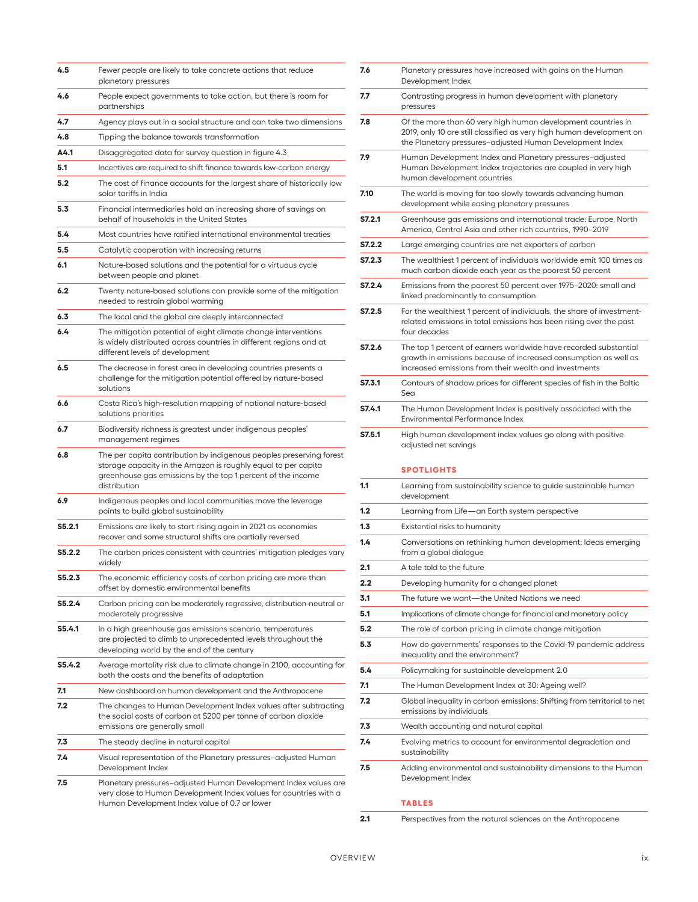| | |
|---|---|
| 4.5 | Fewer people are likely to take concrete actions that reduce planetary pressures |
| 4.6 | People expect governments to take action, but there is room for partnerships |
| 4.7 | Agency plays out in a social structure and can take two dimensions |
| 4.8 | Tipping the balance towards transformation |
| A4.1 | Disaggregated data for survey question in figure 4.3 |
| 5.1 | Incentives are required to shift finance towards low-carbon energy |
| 5.2 | The cost of finance accounts for the largest share of historically low solar tariffs in India |
| 5.3 | Financial intermediaries hold an increasing share of savings on behalf of households in the United States |
| 5.4 | Most countries have ratified international environmental treaties |
| 5.5 | Catalytic cooperation with increasing returns |
| 6.1 | Nature-based solutions and the potential for a virtuous cycle between people and planet |
| 6.2 | Twenty nature-based solutions can provide some of the mitigation needed to restrain global warming |
| 6.3 | The local and the global are deeply interconnected |
| 6.4 | The mitigation potential of eight climate change interventions is widely distributed across countries in different regions and at different levels of development |
| 6.5 | The decrease in forest area in developing countries presents a challenge for the mitigation potential offered by nature-based solutions |
| 6.6 | Costa Rica's high-resolution mapping of national nature-based solutions priorities |
| 6.7 | Biodiversity richness is greatest under indigenous peoples' management regimes |
| 6.8 | The per capita contribution by indigenous peoples preserving forest storage capacity in the Amazon is roughly equal to per capita greenhouse gas emissions by the top 1 percent of the income distribution |
| 6.9 | Indigenous peoples and local communities move the leverage points to build global sustainability |
| S5.2.1 | Emissions are likely to start rising again in 2021 as economies recover and some structural shifts are partially reversed |
| S5.2.2 | The carbon prices consistent with countries' mitigation pledges vary widely |
| S5.2.3 | The economic efficiency costs of carbon pricing are more than offset by domestic environmental benefits |
| S5.2.4 | Carbon pricing can be moderately regressive, distribution-neutral or moderately progressive |
| S5.4.1 | In a high greenhouse gas emissions scenario, temperatures are projected to climb to unprecedented levels throughout the developing world by the end of the century |
| S5.4.2 | Average mortality risk due to climate change in 2100, accounting for both the costs and the benefits of adaptation |
| 7.1 | New dashboard on human development and the Anthropocene |
| 7.2 | The changes to Human Development Index values after subtracting the social costs of carbon at $200 per tonne of carbon dioxide emissions are generally small |
| 7.3 | The steady decline in natural capital |
| 7.4 | Visual representation of the Planetary pressures–adjusted Human Development Index |
| 7.5 | Planetary pressures–adjusted Human Development Index values are very close to Human Development Index values for countries with a Human Development Index value of 0.7 or lower |
| 7.6 | Planetary pressures have increased with gains on the Human Development Index |
| 7.7 | Contrasting progress in human development with planetary pressures |
| 7.8 | Of the more than 60 very high human development countries in 2019, only 10 are still classified as very high human development on the Planetary pressures–adjusted Human Development Index |
| 7.9 | Human Development Index and Planetary pressures–adjusted Human Development Index trajectories are coupled in very high human development countries |
| 7.10 | The world is moving far too slowly towards advancing human development while easing planetary pressures |
| S7.2.1 | Greenhouse gas emissions and international trade: Europe, North America, Central Asia and other rich countries, 1990–2019 |
| S7.2.2 | Large emerging countries are net exporters of carbon |
| S7.2.3 | The wealthiest 1 percent of individuals worldwide emit 100 times as much carbon dioxide each year as the poorest 50 percent |
| S7.2.4 | Emissions from the poorest 50 percent over 1975–2020: small and linked predominantly to consumption |
| S7.2.5 | For the wealthiest 1 percent of individuals, the share of investment-related emissions in total emissions has been rising over the past four decades |
| S7.2.6 | The top 1 percent of earners worldwide have recorded substantial growth in emissions because of increased consumption as well as increased emissions from their wealth and investments |
| S7.3.1 | Contours of shadow prices for different species of fish in the Baltic Sea |
| S7.4.1 | The Human Development Index is positively associated with the Environmental Performance Index |
| S7.5.1 | High human development index values go along with positive adjusted net savings |

## SPOTLIGHTS

| | |
|---|---|
| 1.1 | Learning from sustainability science to guide sustainable human development |
| 1.2 | Learning from Life—an Earth system perspective |
| 1.3 | Existential risks to humanity |
| 1.4 | Conversations on rethinking human development: Ideas emerging from a global dialogue |
| 2.1 | A tale told to the future |
| 2.2 | Developing humanity for a changed planet |
| 3.1 | The future we want—the United Nations we need |
| 5.1 | Implications of climate change for financial and monetary policy |
| 5.2 | The role of carbon pricing in climate change mitigation |
| 5.3 | How do governments' responses to the Covid-19 pandemic address inequality and the environment? |
| 5.4 | Policymaking for sustainable development 2.0 |
| 7.1 | The Human Development Index at 30: Ageing well? |
| 7.2 | Global inequality in carbon emissions: Shifting from territorial to net emissions by individuals |
| 7.3 | Wealth accounting and natural capital |
| 7.4 | Evolving metrics to account for environmental degradation and sustainability |
| 7.5 | Adding environmental and sustainability dimensions to the Human Development Index |

## TABLES

| | |
|---|---|
| 2.1 | Perspectives from the natural sciences on the Anthropocene |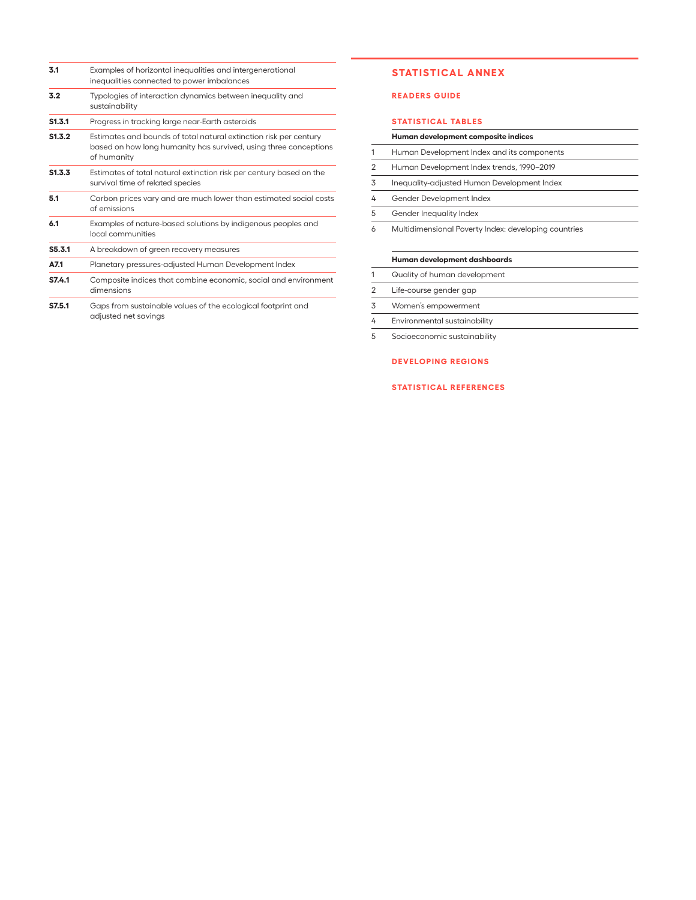| | |
|---|---|
| **3.1** | Examples of horizontal inequalities and intergenerational inequalities connected to power imbalances |
| **3.2** | Typologies of interaction dynamics between inequality and sustainability |
| **S1.3.1** | Progress in tracking large near-Earth asteroids |
| **S1.3.2** | Estimates and bounds of total natural extinction risk per century based on how long humanity has survived, using three conceptions of humanity |
| **S1.3.3** | Estimates of total natural extinction risk per century based on the survival time of related species |
| **5.1** | Carbon prices vary and are much lower than estimated social costs of emissions |
| **6.1** | Examples of nature-based solutions by indigenous peoples and local communities |
| **S5.3.1** | A breakdown of green recovery measures |
| **A7.1** | Planetary pressures-adjusted Human Development Index |
| **S7.4.1** | Composite indices that combine economic, social and environment dimensions |
| **S7.5.1** | Gaps from sustainable values of the ecological footprint and adjusted net savings |

## STATISTICAL ANNEX

### READERS GUIDE

### STATISTICAL TABLES

| | **Human development composite indices** |
|---|---|
| 1 | Human Development Index and its components |
| 2 | Human Development Index trends, 1990–2019 |
| 3 | Inequality-adjusted Human Development Index |
| 4 | Gender Development Index |
| 5 | Gender Inequality Index |
| 6 | Multidimensional Poverty Index: developing countries |

| | **Human development dashboards** |
|---|---|
| 1 | Quality of human development |
| 2 | Life-course gender gap |
| 3 | Women's empowerment |
| 4 | Environmental sustainability |
| 5 | Socioeconomic sustainability |

### DEVELOPING REGIONS

### STATISTICAL REFERENCES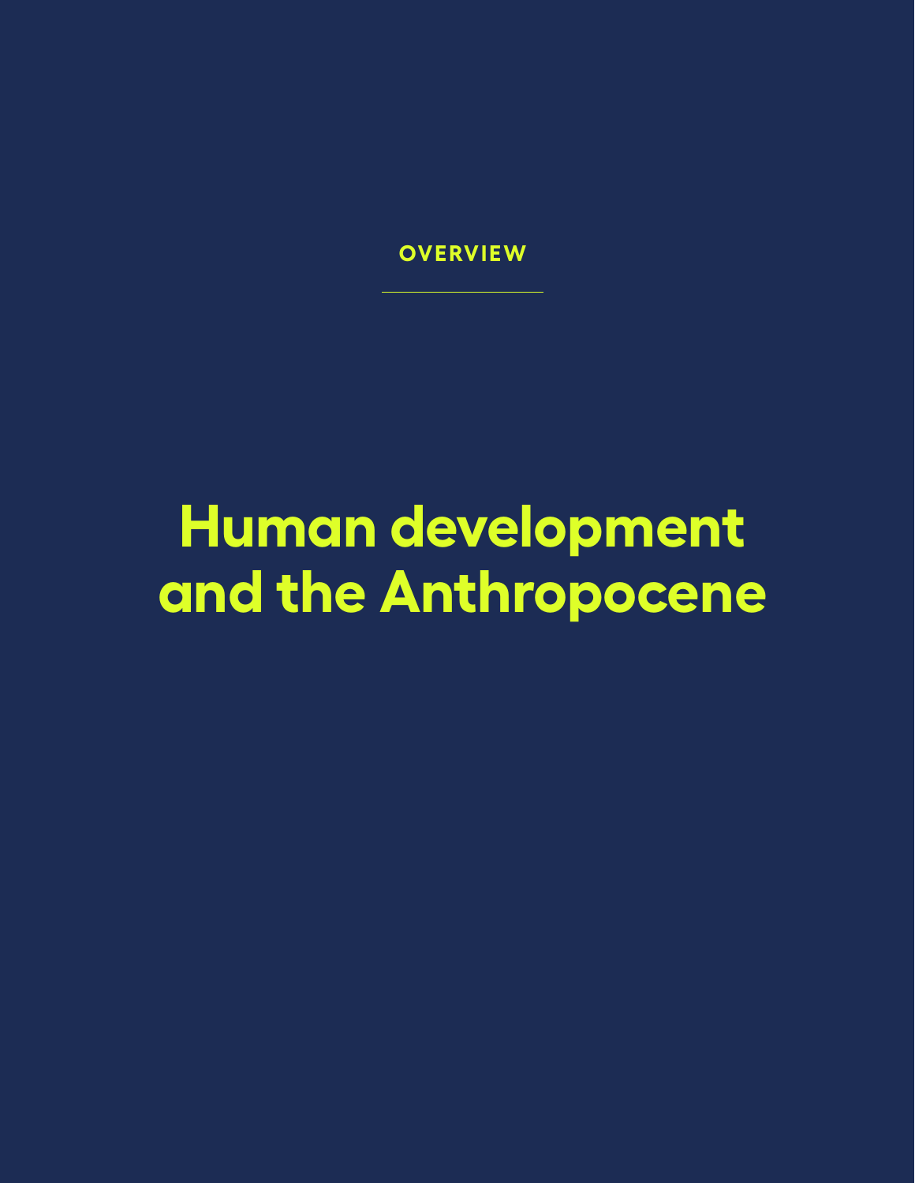OVERVIEW

# Human development and the Anthropocene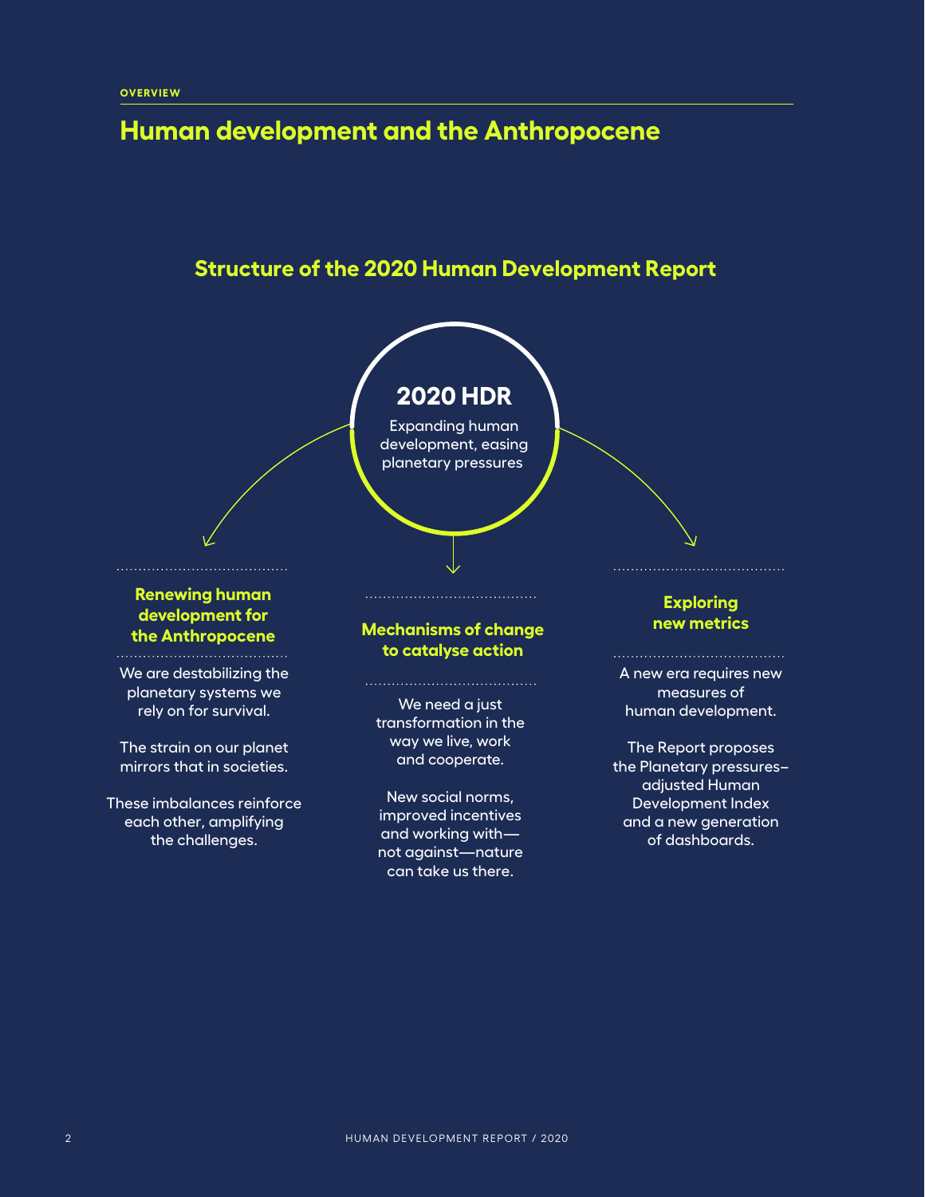OVERVIEW

# Human development and the Anthropocene

## Structure of the 2020 Human Development Report

**2020 HDR**

Expanding human development, easing planetary pressures

### Renewing human development for the Anthropocene

We are destabilizing the planetary systems we rely on for survival.

The strain on our planet mirrors that in societies.

These imbalances reinforce each other, amplifying the challenges.

### Mechanisms of change to catalyse action

We need a just transformation in the way we live, work and cooperate.

New social norms, improved incentives and working with—not against—nature can take us there.

### Exploring new metrics

A new era requires new measures of human development.

The Report proposes the Planetary pressures–adjusted Human Development Index and a new generation of dashboards.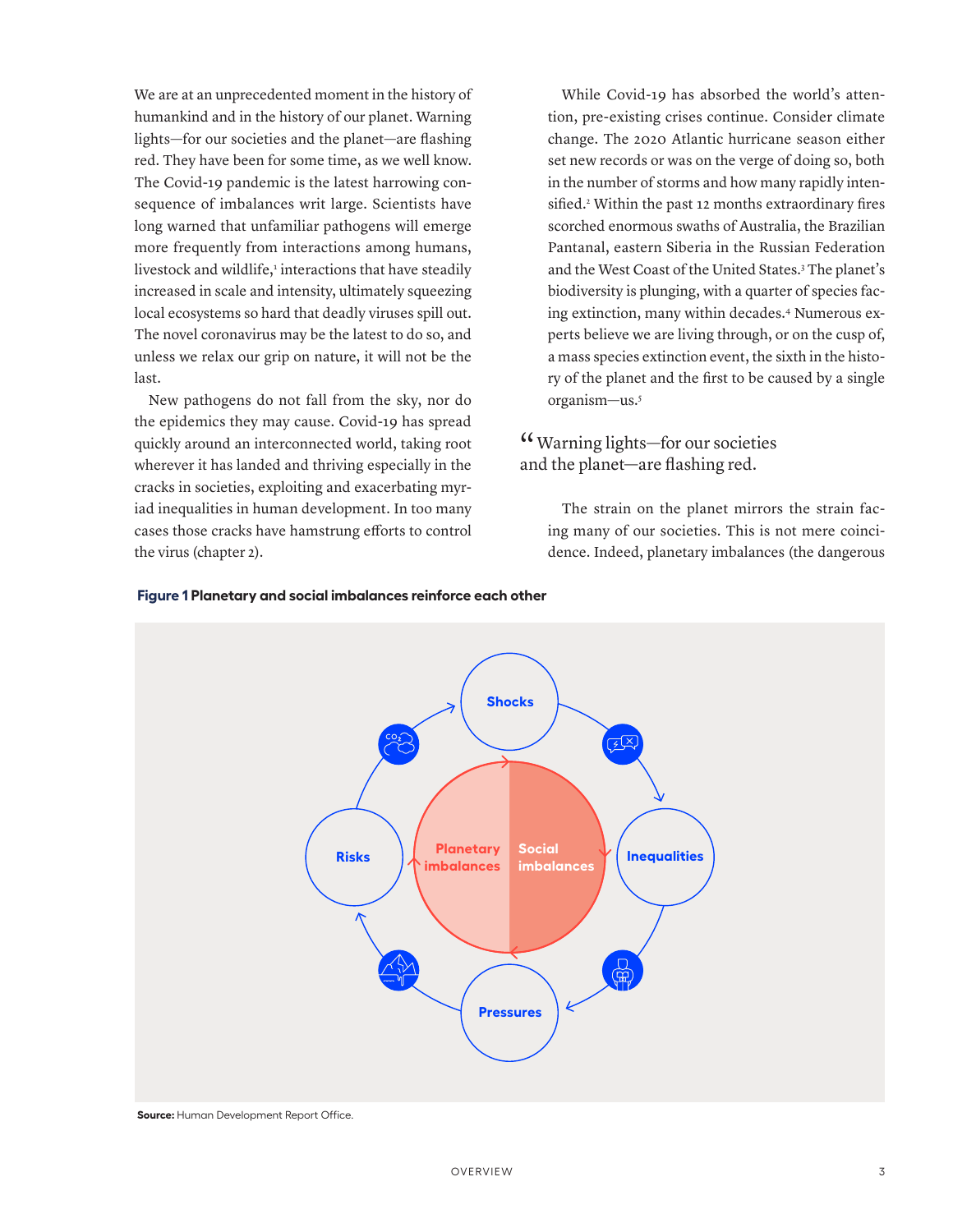We are at an unprecedented moment in the history of humankind and in the history of our planet. Warning lights—for our societies and the planet—are flashing red. They have been for some time, as we well know. The Covid-19 pandemic is the latest harrowing consequence of imbalances writ large. Scientists have long warned that unfamiliar pathogens will emerge more frequently from interactions among humans, livestock and wildlife,[1] interactions that have steadily increased in scale and intensity, ultimately squeezing local ecosystems so hard that deadly viruses spill out. The novel coronavirus may be the latest to do so, and unless we relax our grip on nature, it will not be the last.

New pathogens do not fall from the sky, nor do the epidemics they may cause. Covid-19 has spread quickly around an interconnected world, taking root wherever it has landed and thriving especially in the cracks in societies, exploiting and exacerbating myriad inequalities in human development. In too many cases those cracks have hamstrung efforts to control the virus (chapter 2).

While Covid-19 has absorbed the world's attention, pre-existing crises continue. Consider climate change. The 2020 Atlantic hurricane season either set new records or was on the verge of doing so, both in the number of storms and how many rapidly intensified.[2] Within the past 12 months extraordinary fires scorched enormous swaths of Australia, the Brazilian Pantanal, eastern Siberia in the Russian Federation and the West Coast of the United States.[3] The planet's biodiversity is plunging, with a quarter of species facing extinction, many within decades.[4] Numerous experts believe we are living through, or on the cusp of, a mass species extinction event, the sixth in the history of the planet and the first to be caused by a single organism—us.[5]

> "Warning lights—for our societies and the planet—are flashing red.

The strain on the planet mirrors the strain facing many of our societies. This is not mere coincidence. Indeed, planetary imbalances (the dangerous

**Figure 1 Planetary and social imbalances reinforce each other**

Shocks → Inequalities → Pressures → Risks → Shocks

Planetary imbalances ↔ Social imbalances

**Source:** Human Development Report Office.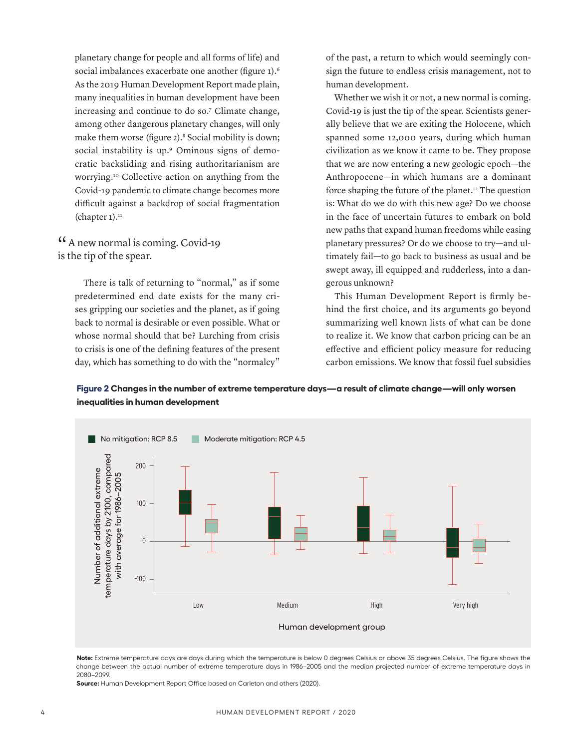planetary change for people and all forms of life) and social imbalances exacerbate one another (figure 1).[6] As the 2019 Human Development Report made plain, many inequalities in human development have been increasing and continue to do so.[7] Climate change, among other dangerous planetary changes, will only make them worse (figure 2).[8] Social mobility is down; social instability is up.[9] Ominous signs of democratic backsliding and rising authoritarianism are worrying.[10] Collective action on anything from the Covid-19 pandemic to climate change becomes more difficult against a backdrop of social fragmentation (chapter 1).[11]

> "A new normal is coming. Covid-19 is the tip of the spear.

There is talk of returning to "normal," as if some predetermined end date exists for the many crises gripping our societies and the planet, as if going back to normal is desirable or even possible. What or whose normal should that be? Lurching from crisis to crisis is one of the defining features of the present day, which has something to do with the "normalcy" of the past, a return to which would seemingly consign the future to endless crisis management, not to human development.

Whether we wish it or not, a new normal is coming. Covid-19 is just the tip of the spear. Scientists generally believe that we are exiting the Holocene, which spanned some 12,000 years, during which human civilization as we know it came to be. They propose that we are now entering a new geologic epoch—the Anthropocene—in which humans are a dominant force shaping the future of the planet.[12] The question is: What do we do with this new age? Do we choose in the face of uncertain futures to embark on bold new paths that expand human freedoms while easing planetary pressures? Or do we choose to try—and ultimately fail—to go back to business as usual and be swept away, ill equipped and rudderless, into a dangerous unknown?

This Human Development Report is firmly behind the first choice, and its arguments go beyond summarizing well known lists of what can be done to realize it. We know that carbon pricing can be an effective and efficient policy measure for reducing carbon emissions. We know that fossil fuel subsidies

**Figure 2 Changes in the number of extreme temperature days—a result of climate change—will only worsen inequalities in human development**

**Note:** Extreme temperature days are days during which the temperature is below 0 degrees Celsius or above 35 degrees Celsius. The figure shows the change between the actual number of extreme temperature days in 1986–2005 and the median projected number of extreme temperature days in 2080–2099.

**Source:** Human Development Report Office based on Carleton and others (2020).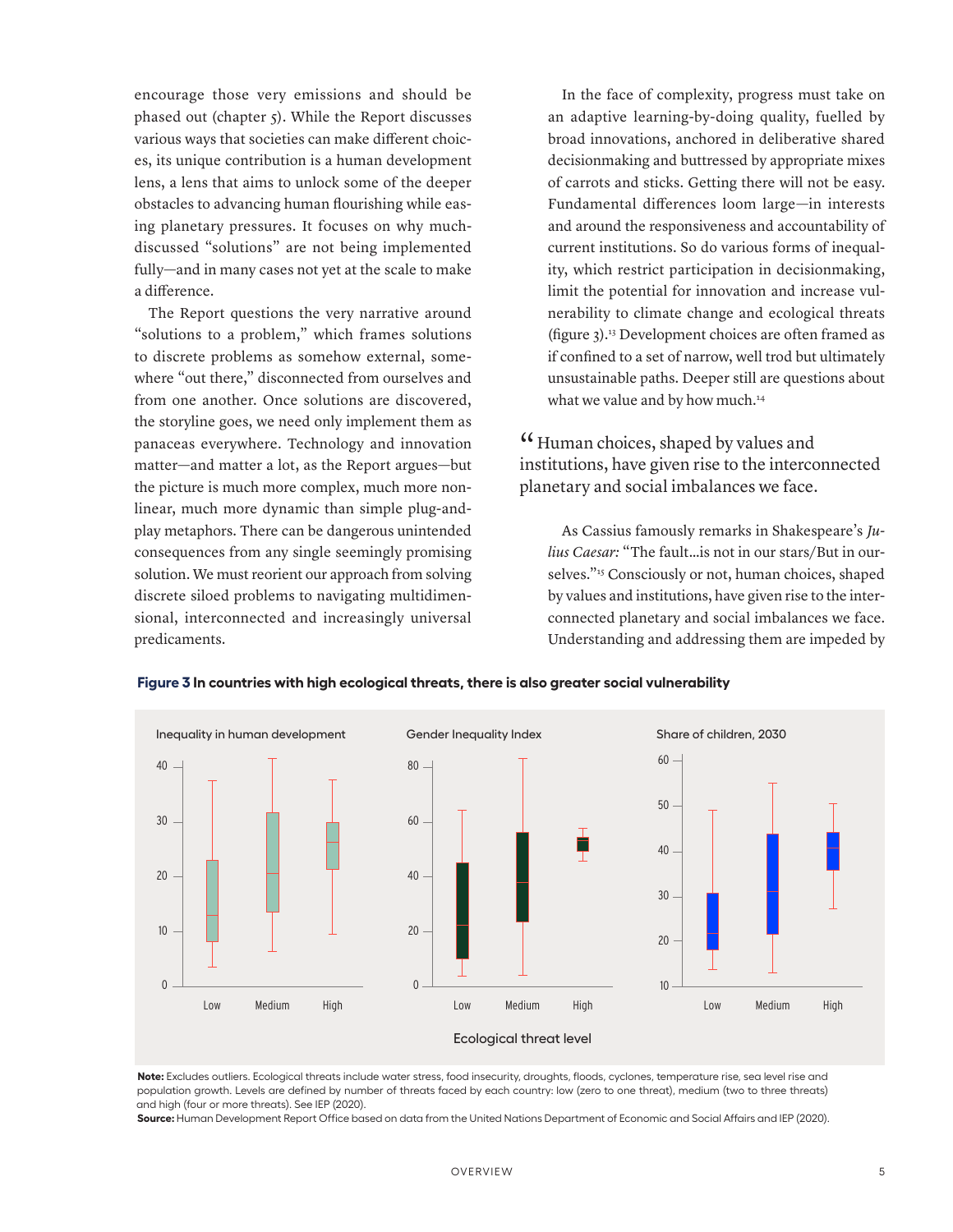encourage those very emissions and should be phased out (chapter 5). While the Report discusses various ways that societies can make different choices, its unique contribution is a human development lens, a lens that aims to unlock some of the deeper obstacles to advancing human flourishing while easing planetary pressures. It focuses on why much-discussed "solutions" are not being implemented fully—and in many cases not yet at the scale to make a difference.

The Report questions the very narrative around "solutions to a problem," which frames solutions to discrete problems as somehow external, somewhere "out there," disconnected from ourselves and from one another. Once solutions are discovered, the storyline goes, we need only implement them as panaceas everywhere. Technology and innovation matter—and matter a lot, as the Report argues—but the picture is much more complex, much more nonlinear, much more dynamic than simple plug-and-play metaphors. There can be dangerous unintended consequences from any single seemingly promising solution. We must reorient our approach from solving discrete siloed problems to navigating multidimensional, interconnected and increasingly universal predicaments.

In the face of complexity, progress must take on an adaptive learning-by-doing quality, fuelled by broad innovations, anchored in deliberative shared decisionmaking and buttressed by appropriate mixes of carrots and sticks. Getting there will not be easy. Fundamental differences loom large—in interests and around the responsiveness and accountability of current institutions. So do various forms of inequality, which restrict participation in decisionmaking, limit the potential for innovation and increase vulnerability to climate change and ecological threats (figure 3).[13] Development choices are often framed as if confined to a set of narrow, well trod but ultimately unsustainable paths. Deeper still are questions about what we value and by how much.[14]

> "Human choices, shaped by values and institutions, have given rise to the interconnected planetary and social imbalances we face.

As Cassius famously remarks in Shakespeare's *Julius Caesar:* "The fault…is not in our stars/But in ourselves."[15] Consciously or not, human choices, shaped by values and institutions, have given rise to the interconnected planetary and social imbalances we face. Understanding and addressing them are impeded by

**Figure 3 In countries with high ecological threats, there is also greater social vulnerability**

**Note:** Excludes outliers. Ecological threats include water stress, food insecurity, droughts, floods, cyclones, temperature rise, sea level rise and population growth. Levels are defined by number of threats faced by each country: low (zero to one threat), medium (two to three threats) and high (four or more threats). See IEP (2020).

**Source:** Human Development Report Office based on data from the United Nations Department of Economic and Social Affairs and IEP (2020).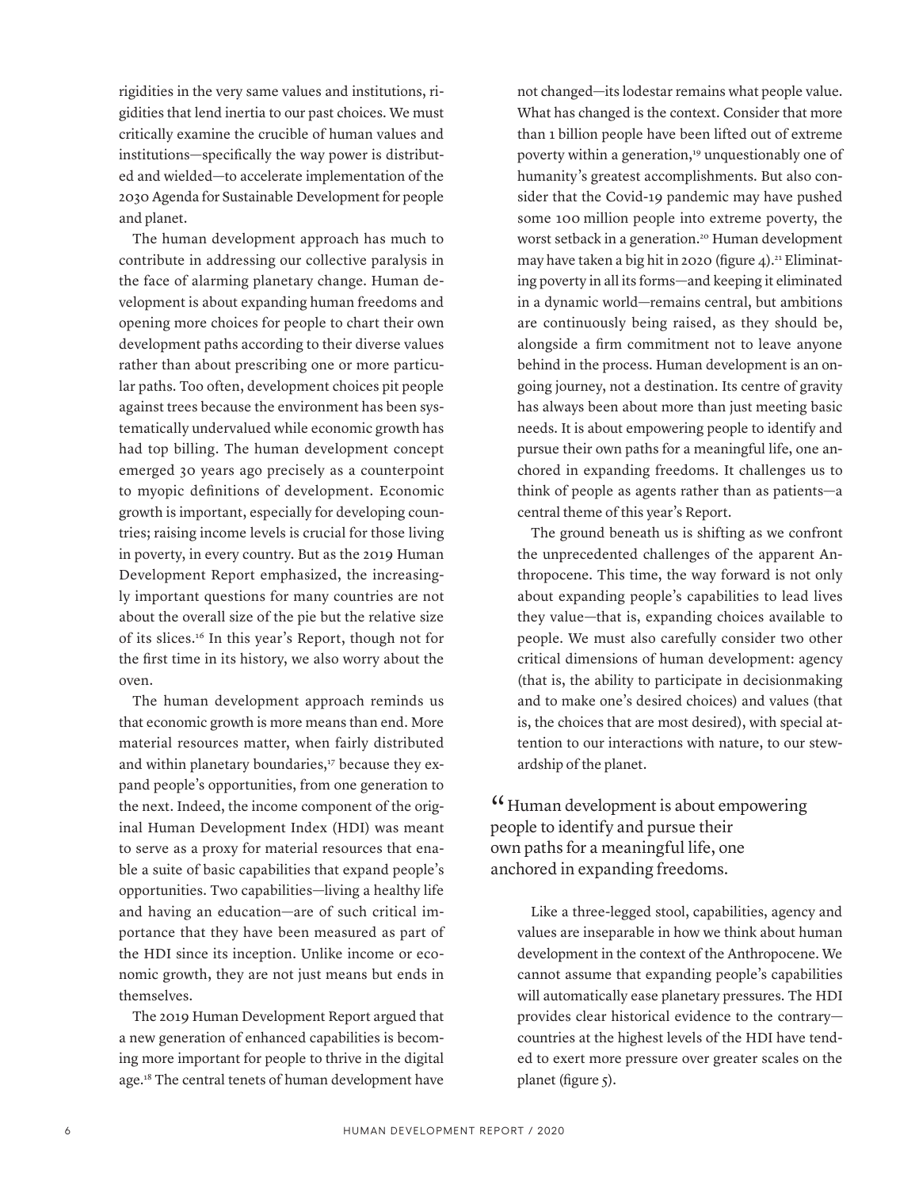rigidities in the very same values and institutions, rigidities that lend inertia to our past choices. We must critically examine the crucible of human values and institutions—specifically the way power is distributed and wielded—to accelerate implementation of the 2030 Agenda for Sustainable Development for people and planet.

The human development approach has much to contribute in addressing our collective paralysis in the face of alarming planetary change. Human development is about expanding human freedoms and opening more choices for people to chart their own development paths according to their diverse values rather than about prescribing one or more particular paths. Too often, development choices pit people against trees because the environment has been systematically undervalued while economic growth has had top billing. The human development concept emerged 30 years ago precisely as a counterpoint to myopic definitions of development. Economic growth is important, especially for developing countries; raising income levels is crucial for those living in poverty, in every country. But as the 2019 Human Development Report emphasized, the increasingly important questions for many countries are not about the overall size of the pie but the relative size of its slices.[16] In this year's Report, though not for the first time in its history, we also worry about the oven.

The human development approach reminds us that economic growth is more means than end. More material resources matter, when fairly distributed and within planetary boundaries,[17] because they expand people's opportunities, from one generation to the next. Indeed, the income component of the original Human Development Index (HDI) was meant to serve as a proxy for material resources that enable a suite of basic capabilities that expand people's opportunities. Two capabilities—living a healthy life and having an education—are of such critical importance that they have been measured as part of the HDI since its inception. Unlike income or economic growth, they are not just means but ends in themselves.

The 2019 Human Development Report argued that a new generation of enhanced capabilities is becoming more important for people to thrive in the digital age.[18] The central tenets of human development have not changed—its lodestar remains what people value. What has changed is the context. Consider that more than 1 billion people have been lifted out of extreme poverty within a generation,[19] unquestionably one of humanity's greatest accomplishments. But also consider that the Covid-19 pandemic may have pushed some 100 million people into extreme poverty, the worst setback in a generation.[20] Human development may have taken a big hit in 2020 (figure 4).[21] Eliminating poverty in all its forms—and keeping it eliminated in a dynamic world—remains central, but ambitions are continuously being raised, as they should be, alongside a firm commitment not to leave anyone behind in the process. Human development is an ongoing journey, not a destination. Its centre of gravity has always been about more than just meeting basic needs. It is about empowering people to identify and pursue their own paths for a meaningful life, one anchored in expanding freedoms. It challenges us to think of people as agents rather than as patients—a central theme of this year's Report.

The ground beneath us is shifting as we confront the unprecedented challenges of the apparent Anthropocene. This time, the way forward is not only about expanding people's capabilities to lead lives they value—that is, expanding choices available to people. We must also carefully consider two other critical dimensions of human development: agency (that is, the ability to participate in decisionmaking and to make one's desired choices) and values (that is, the choices that are most desired), with special attention to our interactions with nature, to our stewardship of the planet.

> "Human development is about empowering people to identify and pursue their own paths for a meaningful life, one anchored in expanding freedoms.

Like a three-legged stool, capabilities, agency and values are inseparable in how we think about human development in the context of the Anthropocene. We cannot assume that expanding people's capabilities will automatically ease planetary pressures. The HDI provides clear historical evidence to the contrary—countries at the highest levels of the HDI have tended to exert more pressure over greater scales on the planet (figure 5).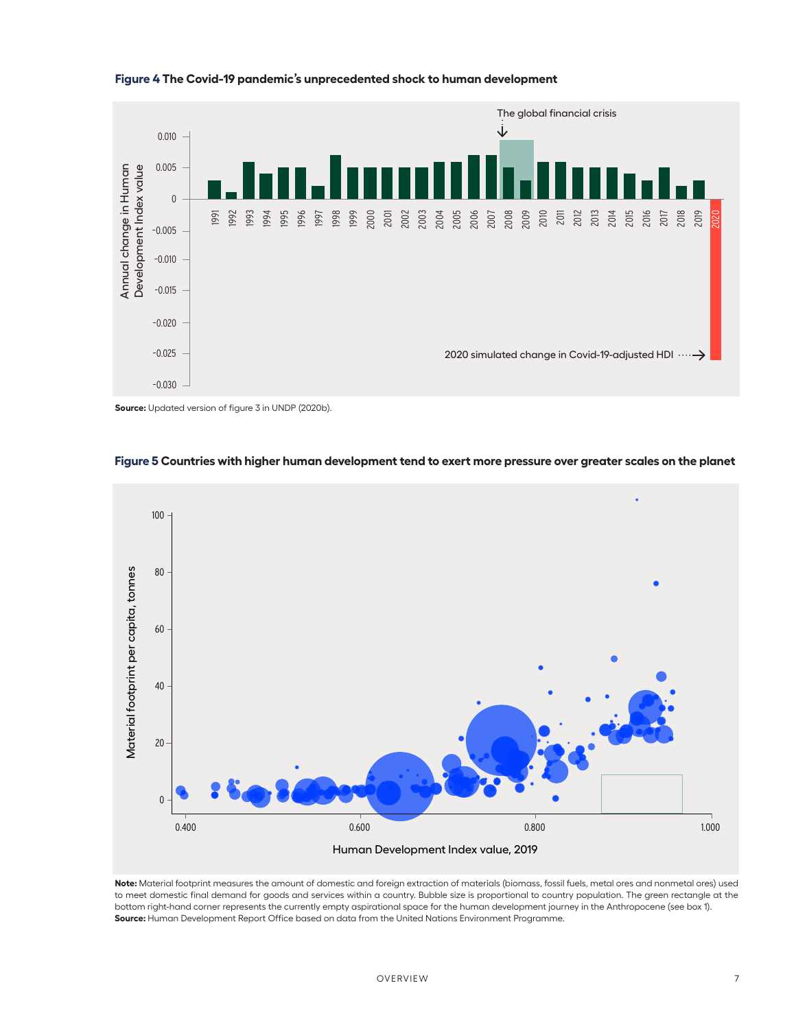**Figure 4 The Covid-19 pandemic's unprecedented shock to human development**

**Source:** Updated version of figure 3 in UNDP (2020b).

**Figure 5 Countries with higher human development tend to exert more pressure over greater scales on the planet**

**Note:** Material footprint measures the amount of domestic and foreign extraction of materials (biomass, fossil fuels, metal ores and nonmetal ores) used to meet domestic final demand for goods and services within a country. Bubble size is proportional to country population. The green rectangle at the bottom right-hand corner represents the currently empty aspirational space for the human development journey in the Anthropocene (see box 1).
**Source:** Human Development Report Office based on data from the United Nations Environment Programme.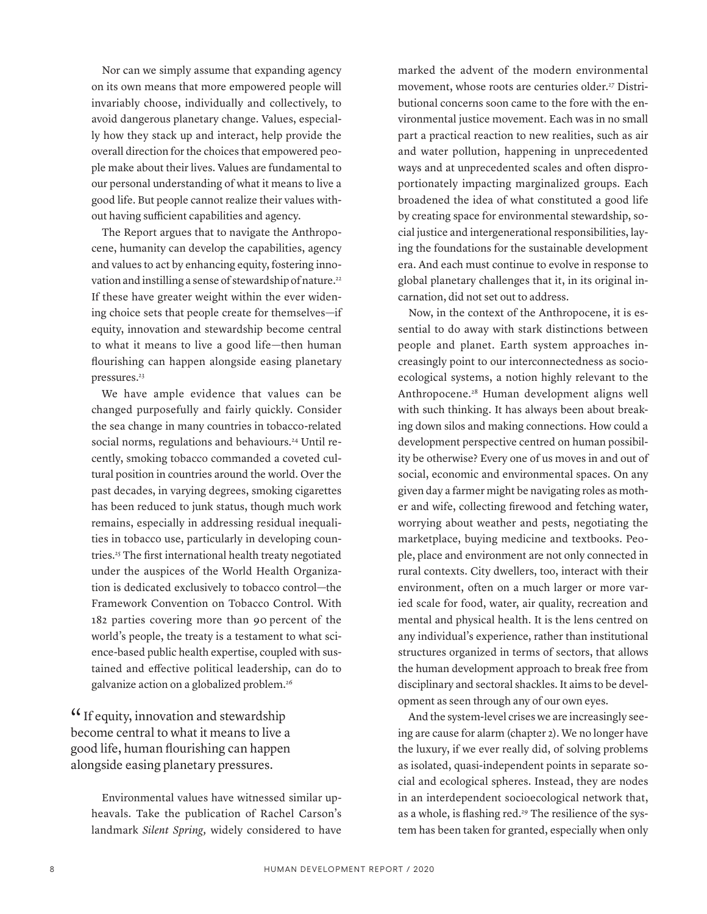Nor can we simply assume that expanding agency on its own means that more empowered people will invariably choose, individually and collectively, to avoid dangerous planetary change. Values, especially how they stack up and interact, help provide the overall direction for the choices that empowered people make about their lives. Values are fundamental to our personal understanding of what it means to live a good life. But people cannot realize their values without having sufficient capabilities and agency.

The Report argues that to navigate the Anthropocene, humanity can develop the capabilities, agency and values to act by enhancing equity, fostering innovation and instilling a sense of stewardship of nature.[22] If these have greater weight within the ever widening choice sets that people create for themselves—if equity, innovation and stewardship become central to what it means to live a good life—then human flourishing can happen alongside easing planetary pressures.[23]

We have ample evidence that values can be changed purposefully and fairly quickly. Consider the sea change in many countries in tobacco-related social norms, regulations and behaviours.[24] Until recently, smoking tobacco commanded a coveted cultural position in countries around the world. Over the past decades, in varying degrees, smoking cigarettes has been reduced to junk status, though much work remains, especially in addressing residual inequalities in tobacco use, particularly in developing countries.[25] The first international health treaty negotiated under the auspices of the World Health Organization is dedicated exclusively to tobacco control—the Framework Convention on Tobacco Control. With 182 parties covering more than 90 percent of the world's people, the treaty is a testament to what science-based public health expertise, coupled with sustained and effective political leadership, can do to galvanize action on a globalized problem.[26]

> "If equity, innovation and stewardship become central to what it means to live a good life, human flourishing can happen alongside easing planetary pressures.

Environmental values have witnessed similar upheavals. Take the publication of Rachel Carson's landmark *Silent Spring,* widely considered to have marked the advent of the modern environmental movement, whose roots are centuries older.[27] Distributional concerns soon came to the fore with the environmental justice movement. Each was in no small part a practical reaction to new realities, such as air and water pollution, happening in unprecedented ways and at unprecedented scales and often disproportionately impacting marginalized groups. Each broadened the idea of what constituted a good life by creating space for environmental stewardship, social justice and intergenerational responsibilities, laying the foundations for the sustainable development era. And each must continue to evolve in response to global planetary challenges that it, in its original incarnation, did not set out to address.

Now, in the context of the Anthropocene, it is essential to do away with stark distinctions between people and planet. Earth system approaches increasingly point to our interconnectedness as socioecological systems, a notion highly relevant to the Anthropocene.[28] Human development aligns well with such thinking. It has always been about breaking down silos and making connections. How could a development perspective centred on human possibility be otherwise? Every one of us moves in and out of social, economic and environmental spaces. On any given day a farmer might be navigating roles as mother and wife, collecting firewood and fetching water, worrying about weather and pests, negotiating the marketplace, buying medicine and textbooks. People, place and environment are not only connected in rural contexts. City dwellers, too, interact with their environment, often on a much larger or more varied scale for food, water, air quality, recreation and mental and physical health. It is the lens centred on any individual's experience, rather than institutional structures organized in terms of sectors, that allows the human development approach to break free from disciplinary and sectoral shackles. It aims to be development as seen through any of our own eyes.

And the system-level crises we are increasingly seeing are cause for alarm (chapter 2). We no longer have the luxury, if we ever really did, of solving problems as isolated, quasi-independent points in separate social and ecological spheres. Instead, they are nodes in an interdependent socioecological network that, as a whole, is flashing red.[29] The resilience of the system has been taken for granted, especially when only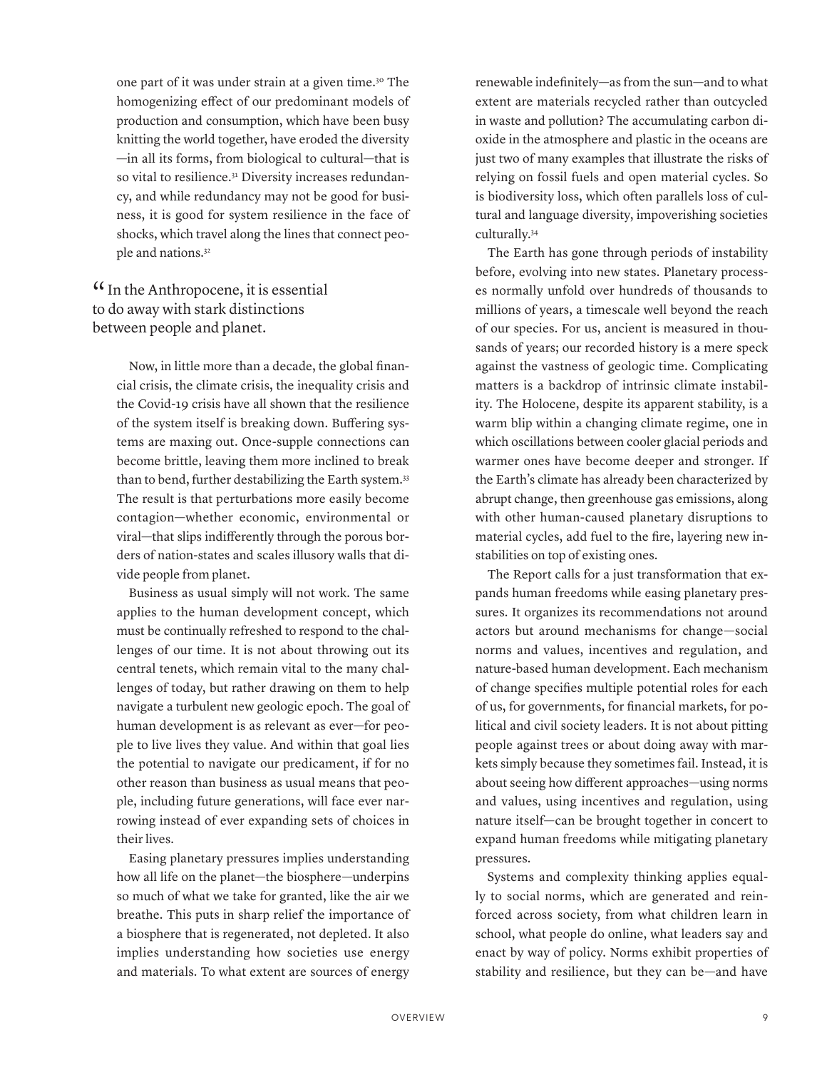one part of it was under strain at a given time.[30] The homogenizing effect of our predominant models of production and consumption, which have been busy knitting the world together, have eroded the diversity —in all its forms, from biological to cultural—that is so vital to resilience.[31] Diversity increases redundancy, and while redundancy may not be good for business, it is good for system resilience in the face of shocks, which travel along the lines that connect people and nations.[32]

> "In the Anthropocene, it is essential to do away with stark distinctions between people and planet.

Now, in little more than a decade, the global financial crisis, the climate crisis, the inequality crisis and the Covid-19 crisis have all shown that the resilience of the system itself is breaking down. Buffering systems are maxing out. Once-supple connections can become brittle, leaving them more inclined to break than to bend, further destabilizing the Earth system.[33] The result is that perturbations more easily become contagion—whether economic, environmental or viral—that slips indifferently through the porous borders of nation-states and scales illusory walls that divide people from planet.

Business as usual simply will not work. The same applies to the human development concept, which must be continually refreshed to respond to the challenges of our time. It is not about throwing out its central tenets, which remain vital to the many challenges of today, but rather drawing on them to help navigate a turbulent new geologic epoch. The goal of human development is as relevant as ever—for people to live lives they value. And within that goal lies the potential to navigate our predicament, if for no other reason than business as usual means that people, including future generations, will face ever narrowing instead of ever expanding sets of choices in their lives.

Easing planetary pressures implies understanding how all life on the planet—the biosphere—underpins so much of what we take for granted, like the air we breathe. This puts in sharp relief the importance of a biosphere that is regenerated, not depleted. It also implies understanding how societies use energy and materials. To what extent are sources of energy renewable indefinitely—as from the sun—and to what extent are materials recycled rather than outcycled in waste and pollution? The accumulating carbon dioxide in the atmosphere and plastic in the oceans are just two of many examples that illustrate the risks of relying on fossil fuels and open material cycles. So is biodiversity loss, which often parallels loss of cultural and language diversity, impoverishing societies culturally.[34]

The Earth has gone through periods of instability before, evolving into new states. Planetary processes normally unfold over hundreds of thousands to millions of years, a timescale well beyond the reach of our species. For us, ancient is measured in thousands of years; our recorded history is a mere speck against the vastness of geologic time. Complicating matters is a backdrop of intrinsic climate instability. The Holocene, despite its apparent stability, is a warm blip within a changing climate regime, one in which oscillations between cooler glacial periods and warmer ones have become deeper and stronger. If the Earth's climate has already been characterized by abrupt change, then greenhouse gas emissions, along with other human-caused planetary disruptions to material cycles, add fuel to the fire, layering new instabilities on top of existing ones.

The Report calls for a just transformation that expands human freedoms while easing planetary pressures. It organizes its recommendations not around actors but around mechanisms for change—social norms and values, incentives and regulation, and nature-based human development. Each mechanism of change specifies multiple potential roles for each of us, for governments, for financial markets, for political and civil society leaders. It is not about pitting people against trees or about doing away with markets simply because they sometimes fail. Instead, it is about seeing how different approaches—using norms and values, using incentives and regulation, using nature itself—can be brought together in concert to expand human freedoms while mitigating planetary pressures.

Systems and complexity thinking applies equally to social norms, which are generated and reinforced across society, from what children learn in school, what people do online, what leaders say and enact by way of policy. Norms exhibit properties of stability and resilience, but they can be—and have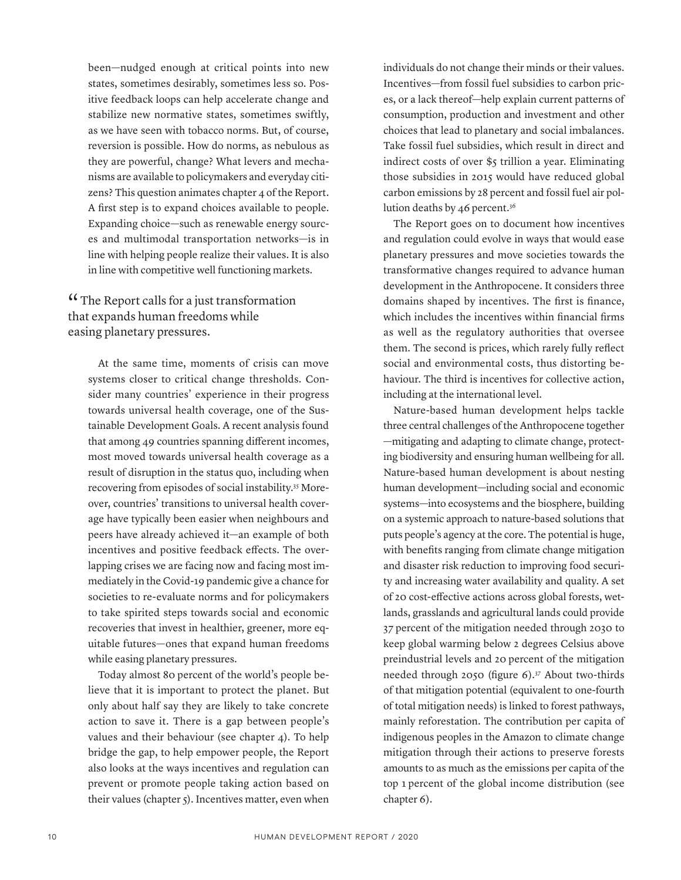been—nudged enough at critical points into new states, sometimes desirably, sometimes less so. Positive feedback loops can help accelerate change and stabilize new normative states, sometimes swiftly, as we have seen with tobacco norms. But, of course, reversion is possible. How do norms, as nebulous as they are powerful, change? What levers and mechanisms are available to policymakers and everyday citizens? This question animates chapter 4 of the Report. A first step is to expand choices available to people. Expanding choice—such as renewable energy sources and multimodal transportation networks—is in line with helping people realize their values. It is also in line with competitive well functioning markets.

> “The Report calls for a just transformation that expands human freedoms while easing planetary pressures.

At the same time, moments of crisis can move systems closer to critical change thresholds. Consider many countries' experience in their progress towards universal health coverage, one of the Sustainable Development Goals. A recent analysis found that among 49 countries spanning different incomes, most moved towards universal health coverage as a result of disruption in the status quo, including when recovering from episodes of social instability.[35] Moreover, countries' transitions to universal health coverage have typically been easier when neighbours and peers have already achieved it—an example of both incentives and positive feedback effects. The overlapping crises we are facing now and facing most immediately in the Covid-19 pandemic give a chance for societies to re-evaluate norms and for policymakers to take spirited steps towards social and economic recoveries that invest in healthier, greener, more equitable futures—ones that expand human freedoms while easing planetary pressures.

Today almost 80 percent of the world's people believe that it is important to protect the planet. But only about half say they are likely to take concrete action to save it. There is a gap between people's values and their behaviour (see chapter 4). To help bridge the gap, to help empower people, the Report also looks at the ways incentives and regulation can prevent or promote people taking action based on their values (chapter 5). Incentives matter, even when individuals do not change their minds or their values. Incentives—from fossil fuel subsidies to carbon prices, or a lack thereof—help explain current patterns of consumption, production and investment and other choices that lead to planetary and social imbalances. Take fossil fuel subsidies, which result in direct and indirect costs of over $5 trillion a year. Eliminating those subsidies in 2015 would have reduced global carbon emissions by 28 percent and fossil fuel air pollution deaths by 46 percent.[36]

The Report goes on to document how incentives and regulation could evolve in ways that would ease planetary pressures and move societies towards the transformative changes required to advance human development in the Anthropocene. It considers three domains shaped by incentives. The first is finance, which includes the incentives within financial firms as well as the regulatory authorities that oversee them. The second is prices, which rarely fully reflect social and environmental costs, thus distorting behaviour. The third is incentives for collective action, including at the international level.

Nature-based human development helps tackle three central challenges of the Anthropocene together—mitigating and adapting to climate change, protecting biodiversity and ensuring human wellbeing for all. Nature-based human development is about nesting human development—including social and economic systems—into ecosystems and the biosphere, building on a systemic approach to nature-based solutions that puts people's agency at the core. The potential is huge, with benefits ranging from climate change mitigation and disaster risk reduction to improving food security and increasing water availability and quality. A set of 20 cost-effective actions across global forests, wetlands, grasslands and agricultural lands could provide 37 percent of the mitigation needed through 2030 to keep global warming below 2 degrees Celsius above preindustrial levels and 20 percent of the mitigation needed through 2050 (figure 6).[37] About two-thirds of that mitigation potential (equivalent to one-fourth of total mitigation needs) is linked to forest pathways, mainly reforestation. The contribution per capita of indigenous peoples in the Amazon to climate change mitigation through their actions to preserve forests amounts to as much as the emissions per capita of the top 1 percent of the global income distribution (see chapter 6).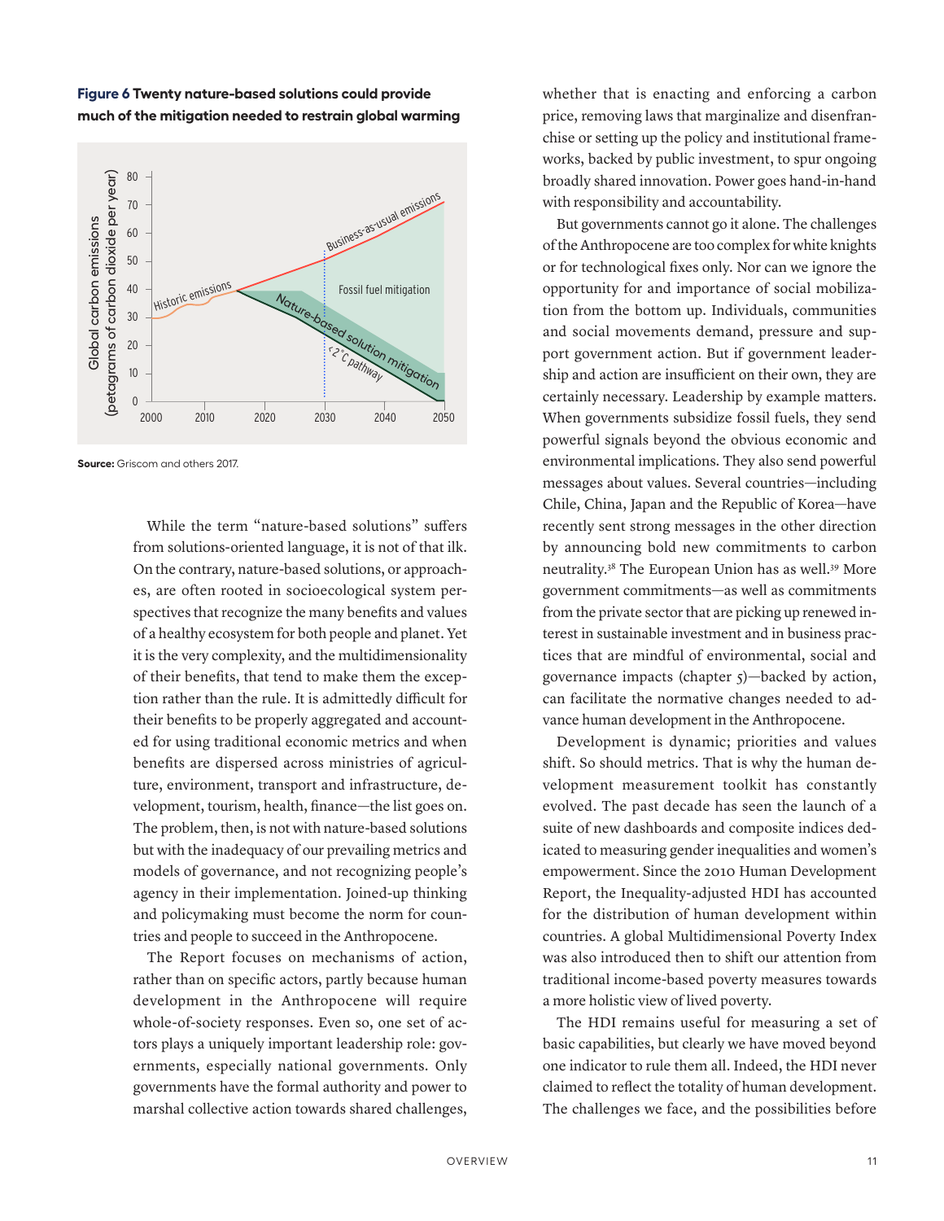**Figure 6 Twenty nature-based solutions could provide much of the mitigation needed to restrain global warming**

**Source:** Griscom and others 2017.

While the term "nature-based solutions" suffers from solutions-oriented language, it is not of that ilk. On the contrary, nature-based solutions, or approaches, are often rooted in socioecological system perspectives that recognize the many benefits and values of a healthy ecosystem for both people and planet. Yet it is the very complexity, and the multidimensionality of their benefits, that tend to make them the exception rather than the rule. It is admittedly difficult for their benefits to be properly aggregated and accounted for using traditional economic metrics and when benefits are dispersed across ministries of agriculture, environment, transport and infrastructure, development, tourism, health, finance—the list goes on. The problem, then, is not with nature-based solutions but with the inadequacy of our prevailing metrics and models of governance, and not recognizing people's agency in their implementation. Joined-up thinking and policymaking must become the norm for countries and people to succeed in the Anthropocene.

The Report focuses on mechanisms of action, rather than on specific actors, partly because human development in the Anthropocene will require whole-of-society responses. Even so, one set of actors plays a uniquely important leadership role: governments, especially national governments. Only governments have the formal authority and power to marshal collective action towards shared challenges, whether that is enacting and enforcing a carbon price, removing laws that marginalize and disenfranchise or setting up the policy and institutional frameworks, backed by public investment, to spur ongoing broadly shared innovation. Power goes hand-in-hand with responsibility and accountability.

But governments cannot go it alone. The challenges of the Anthropocene are too complex for white knights or for technological fixes only. Nor can we ignore the opportunity for and importance of social mobilization from the bottom up. Individuals, communities and social movements demand, pressure and support government action. But if government leadership and action are insufficient on their own, they are certainly necessary. Leadership by example matters. When governments subsidize fossil fuels, they send powerful signals beyond the obvious economic and environmental implications. They also send powerful messages about values. Several countries—including Chile, China, Japan and the Republic of Korea—have recently sent strong messages in the other direction by announcing bold new commitments to carbon neutrality.[38] The European Union has as well.[39] More government commitments—as well as commitments from the private sector that are picking up renewed interest in sustainable investment and in business practices that are mindful of environmental, social and governance impacts (chapter 5)—backed by action, can facilitate the normative changes needed to advance human development in the Anthropocene.

Development is dynamic; priorities and values shift. So should metrics. That is why the human development measurement toolkit has constantly evolved. The past decade has seen the launch of a suite of new dashboards and composite indices dedicated to measuring gender inequalities and women's empowerment. Since the 2010 Human Development Report, the Inequality-adjusted HDI has accounted for the distribution of human development within countries. A global Multidimensional Poverty Index was also introduced then to shift our attention from traditional income-based poverty measures towards a more holistic view of lived poverty.

The HDI remains useful for measuring a set of basic capabilities, but clearly we have moved beyond one indicator to rule them all. Indeed, the HDI never claimed to reflect the totality of human development. The challenges we face, and the possibilities before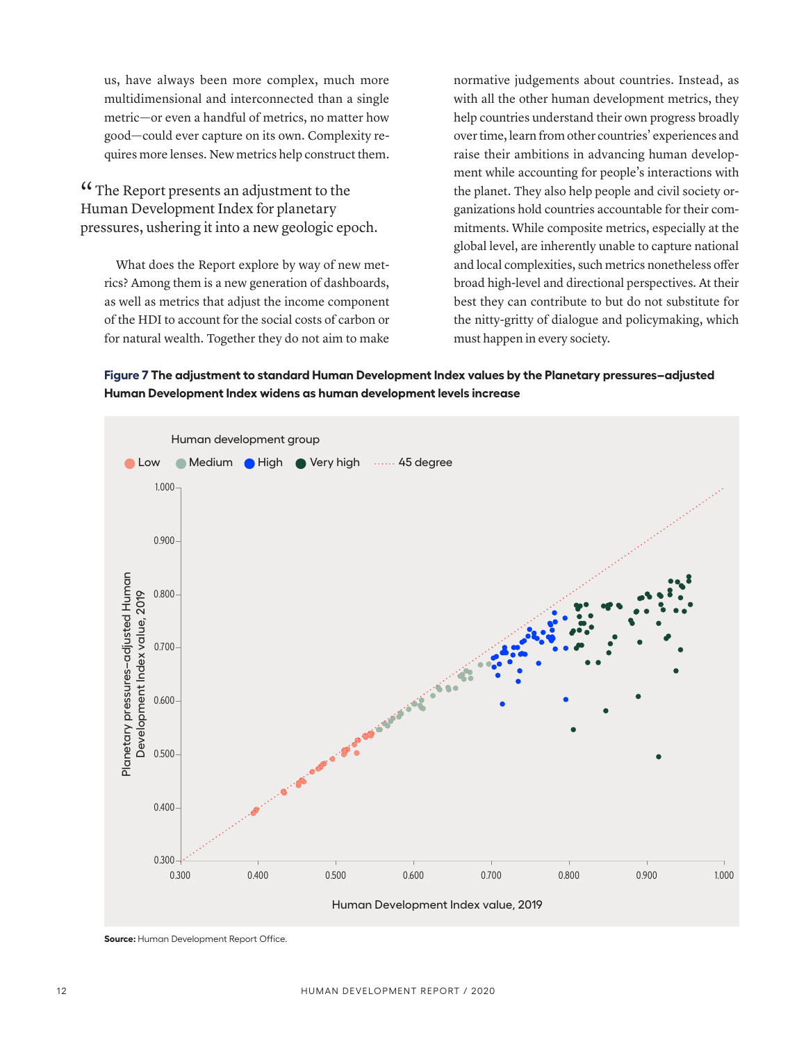us, have always been more complex, much more multidimensional and interconnected than a single metric—or even a handful of metrics, no matter how good—could ever capture on its own. Complexity requires more lenses. New metrics help construct them.

> "The Report presents an adjustment to the Human Development Index for planetary pressures, ushering it into a new geologic epoch.

What does the Report explore by way of new metrics? Among them is a new generation of dashboards, as well as metrics that adjust the income component of the HDI to account for the social costs of carbon or for natural wealth. Together they do not aim to make normative judgements about countries. Instead, as with all the other human development metrics, they help countries understand their own progress broadly over time, learn from other countries' experiences and raise their ambitions in advancing human development while accounting for people's interactions with the planet. They also help people and civil society organizations hold countries accountable for their commitments. While composite metrics, especially at the global level, are inherently unable to capture national and local complexities, such metrics nonetheless offer broad high-level and directional perspectives. At their best they can contribute to but do not substitute for the nitty-gritty of dialogue and policymaking, which must happen in every society.

**Figure 7 The adjustment to standard Human Development Index values by the Planetary pressures–adjusted Human Development Index widens as human development levels increase**

Human development group: Low, Medium, High, Very high, 45 degree

Y-axis: Planetary pressures–adjusted Human Development Index value, 2019 (0.300–1.000)

X-axis: Human Development Index value, 2019 (0.300–1.000)

**Source:** Human Development Report Office.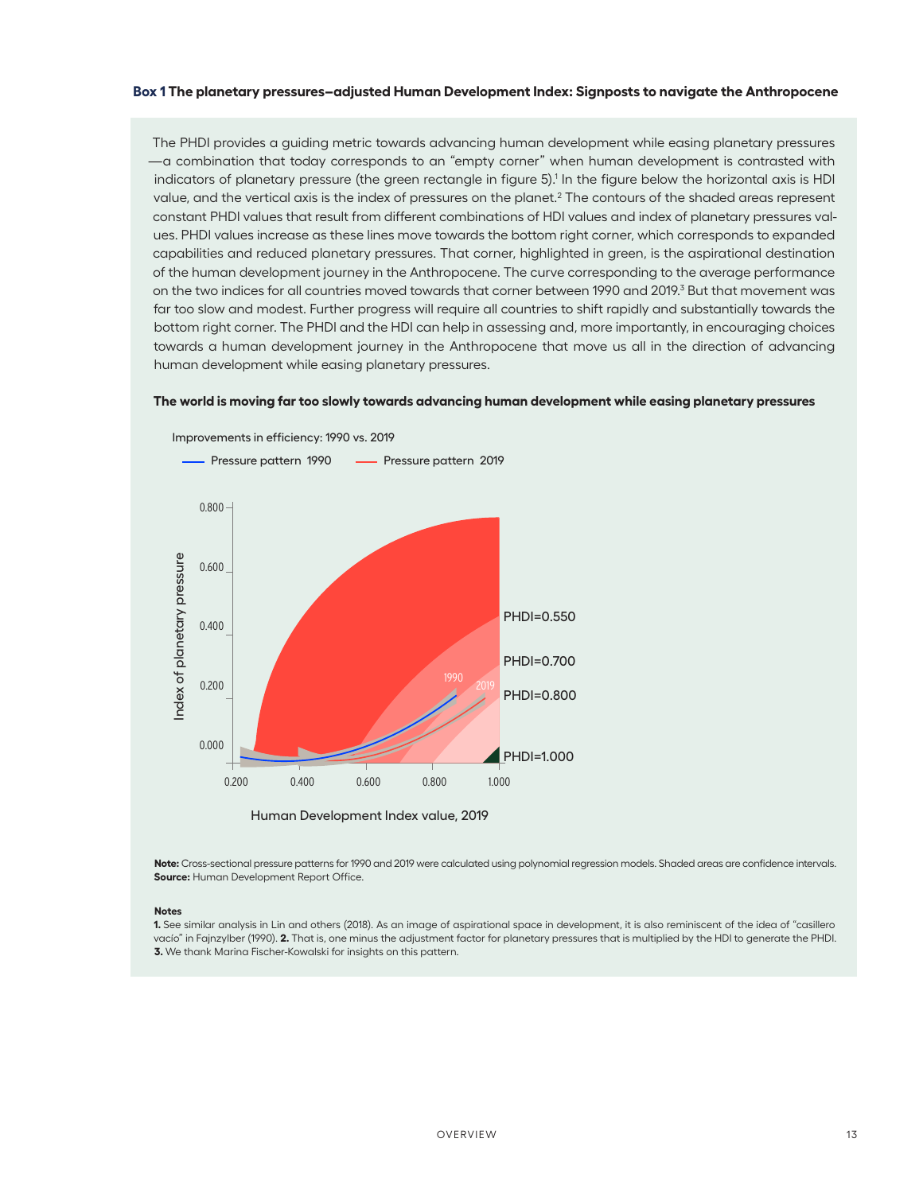**Box 1 The planetary pressures–adjusted Human Development Index: Signposts to navigate the Anthropocene**

The PHDI provides a guiding metric towards advancing human development while easing planetary pressures—a combination that today corresponds to an "empty corner" when human development is contrasted with indicators of planetary pressure (the green rectangle in figure 5).[1] In the figure below the horizontal axis is HDI value, and the vertical axis is the index of pressures on the planet.[2] The contours of the shaded areas represent constant PHDI values that result from different combinations of HDI values and index of planetary pressures values. PHDI values increase as these lines move towards the bottom right corner, which corresponds to expanded capabilities and reduced planetary pressures. That corner, highlighted in green, is the aspirational destination of the human development journey in the Anthropocene. The curve corresponding to the average performance on the two indices for all countries moved towards that corner between 1990 and 2019.[3] But that movement was far too slow and modest. Further progress will require all countries to shift rapidly and substantially towards the bottom right corner. The PHDI and the HDI can help in assessing and, more importantly, in encouraging choices towards a human development journey in the Anthropocene that move us all in the direction of advancing human development while easing planetary pressures.

**The world is moving far too slowly towards advancing human development while easing planetary pressures**

Improvements in efficiency: 1990 vs. 2019

Pressure pattern 1990 — Pressure pattern 2019

Index of planetary pressure: 0.000, 0.200, 0.400, 0.600, 0.800

Human Development Index value, 2019: 0.200, 0.400, 0.600, 0.800, 1.000

PHDI=0.550 · PHDI=0.700 · PHDI=0.800 · PHDI=1.000

**Note:** Cross-sectional pressure patterns for 1990 and 2019 were calculated using polynomial regression models. Shaded areas are confidence intervals.
**Source:** Human Development Report Office.

**Notes**

**1.** See similar analysis in Lin and others (2018). As an image of aspirational space in development, it is also reminiscent of the idea of "casillero vacío" in Fajnzylber (1990). **2.** That is, one minus the adjustment factor for planetary pressures that is multiplied by the HDI to generate the PHDI. **3.** We thank Marina Fischer-Kowalski for insights on this pattern.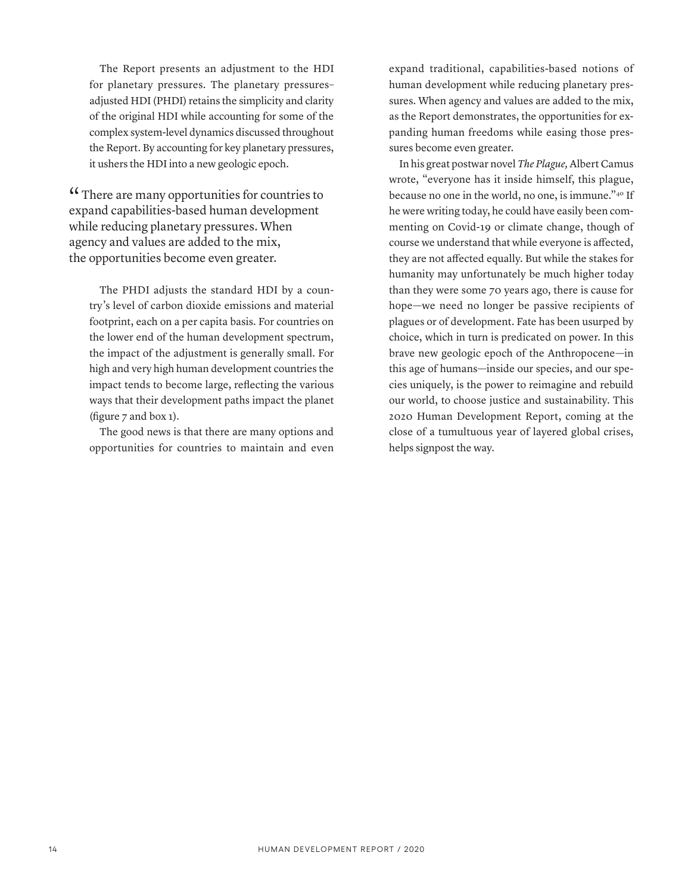The Report presents an adjustment to the HDI for planetary pressures. The planetary pressures–adjusted HDI (PHDI) retains the simplicity and clarity of the original HDI while accounting for some of the complex system-level dynamics discussed throughout the Report. By accounting for key planetary pressures, it ushers the HDI into a new geologic epoch.

> “ There are many opportunities for countries to expand capabilities-based human development while reducing planetary pressures. When agency and values are added to the mix, the opportunities become even greater.

The PHDI adjusts the standard HDI by a country’s level of carbon dioxide emissions and material footprint, each on a per capita basis. For countries on the lower end of the human development spectrum, the impact of the adjustment is generally small. For high and very high human development countries the impact tends to become large, reflecting the various ways that their development paths impact the planet (figure 7 and box 1).

The good news is that there are many options and opportunities for countries to maintain and even expand traditional, capabilities-based notions of human development while reducing planetary pressures. When agency and values are added to the mix, as the Report demonstrates, the opportunities for expanding human freedoms while easing those pressures become even greater.

In his great postwar novel *The Plague,* Albert Camus wrote, “everyone has it inside himself, this plague, because no one in the world, no one, is immune.”[40] If he were writing today, he could have easily been commenting on Covid-19 or climate change, though of course we understand that while everyone is affected, they are not affected equally. But while the stakes for humanity may unfortunately be much higher today than they were some 70 years ago, there is cause for hope—we need no longer be passive recipients of plagues or of development. Fate has been usurped by choice, which in turn is predicated on power. In this brave new geologic epoch of the Anthropocene—in this age of humans—inside our species, and our species uniquely, is the power to reimagine and rebuild our world, to choose justice and sustainability. This 2020 Human Development Report, coming at the close of a tumultuous year of layered global crises, helps signpost the way.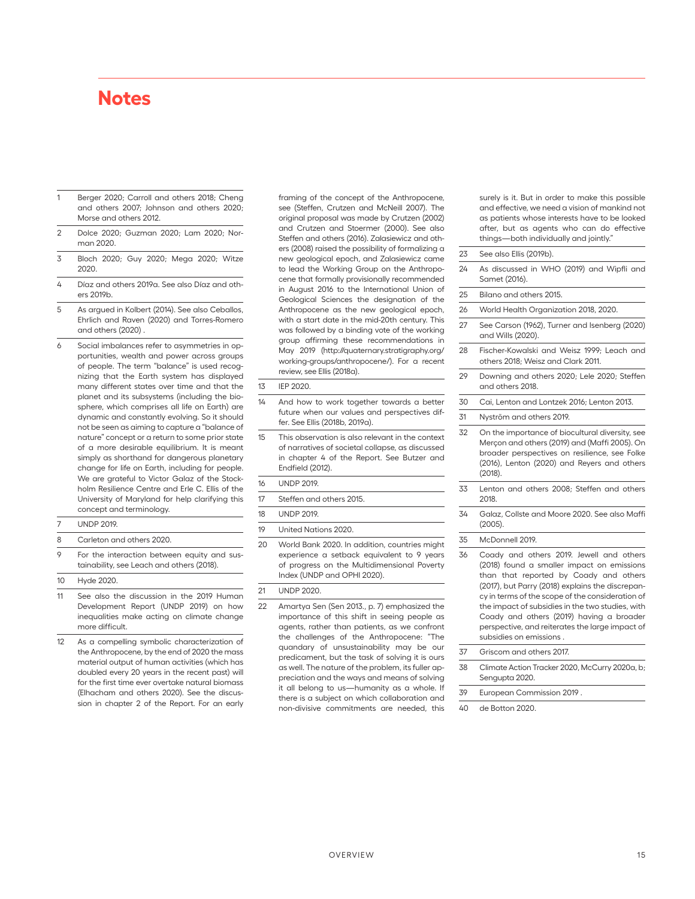# Notes

1. Berger 2020; Carroll and others 2018; Cheng and others 2007; Johnson and others 2020; Morse and others 2012.
2. Dolce 2020; Guzman 2020; Lam 2020; Norman 2020.
3. Bloch 2020; Guy 2020; Mega 2020; Witze 2020.
4. Díaz and others 2019a. See also Díaz and others 2019b.
5. As argued in Kolbert (2014). See also Ceballos, Ehrlich and Raven (2020) and Torres-Romero and others (2020) .
6. Social imbalances refer to asymmetries in opportunities, wealth and power across groups of people. The term "balance" is used recognizing that the Earth system has displayed many different states over time and that the planet and its subsystems (including the biosphere, which comprises all life on Earth) are dynamic and constantly evolving. So it should not be seen as aiming to capture a "balance of nature" concept or a return to some prior state of a more desirable equilibrium. It is meant simply as shorthand for dangerous planetary change for life on Earth, including for people. We are grateful to Victor Galaz of the Stockholm Resilience Centre and Erle C. Ellis of the University of Maryland for help clarifying this concept and terminology.
7. UNDP 2019.
8. Carleton and others 2020.
9. For the interaction between equity and sustainability, see Leach and others (2018).
10. Hyde 2020.
11. See also the discussion in the 2019 Human Development Report (UNDP 2019) on how inequalities make acting on climate change more difficult.
12. As a compelling symbolic characterization of the Anthropocene, by the end of 2020 the mass material output of human activities (which has doubled every 20 years in the recent past) will for the first time ever overtake natural biomass (Elhacham and others 2020). See the discussion in chapter 2 of the Report. For an early framing of the concept of the Anthropocene, see (Steffen, Crutzen and McNeill 2007). The original proposal was made by Crutzen (2002) and Crutzen and Stoermer (2000). See also Steffen and others (2016). Zalasiewicz and others (2008) raised the possibility of formalizing a new geological epoch, and Zalasiewicz came to lead the Working Group on the Anthropocene that formally provisionally recommended in August 2016 to the International Union of Geological Sciences the designation of the Anthropocene as the new geological epoch, with a start date in the mid-20th century. This was followed by a binding vote of the working group affirming these recommendations in May 2019 (http://quaternary.stratigraphy.org/working-groups/anthropocene/). For a recent review, see Ellis (2018a).
13. IEP 2020.
14. And how to work together towards a better future when our values and perspectives differ. See Ellis (2018b, 2019a).
15. This observation is also relevant in the context of narratives of societal collapse, as discussed in chapter 4 of the Report. See Butzer and Endfield (2012).
16. UNDP 2019.
17. Steffen and others 2015.
18. UNDP 2019.
19. United Nations 2020.
20. World Bank 2020. In addition, countries might experience a setback equivalent to 9 years of progress on the Multidimensional Poverty Index (UNDP and OPHI 2020).
21. UNDP 2020.
22. Amartya Sen (Sen 2013., p. 7) emphasized the importance of this shift in seeing people as agents, rather than patients, as we confront the challenges of the Anthropocene: "The quandary of unsustainability may be our predicament, but the task of solving it is ours as well. The nature of the problem, its fuller appreciation and the ways and means of solving it all belong to us—humanity as a whole. If there is a subject on which collaboration and non-divisive commitments are needed, this surely is it. But in order to make this possible and effective, we need a vision of mankind not as patients whose interests have to be looked after, but as agents who can do effective things—both individually and jointly."
23. See also Ellis (2019b).
24. As discussed in WHO (2019) and Wipfli and Samet (2016).
25. Bilano and others 2015.
26. World Health Organization 2018, 2020.
27. See Carson (1962), Turner and Isenberg (2020) and Wills (2020).
28. Fischer-Kowalski and Weisz 1999; Leach and others 2018; Weisz and Clark 2011.
29. Downing and others 2020; Lele 2020; Steffen and others 2018.
30. Cai, Lenton and Lontzek 2016; Lenton 2013.
31. Nyström and others 2019.
32. On the importance of biocultural diversity, see Merçon and others (2019) and (Maffi 2005). On broader perspectives on resilience, see Folke (2016), Lenton (2020) and Reyers and others (2018).
33. Lenton and others 2008; Steffen and others 2018.
34. Galaz, Collste and Moore 2020. See also Maffi (2005).
35. McDonnell 2019.
36. Coady and others 2019. Jewell and others (2018) found a smaller impact on emissions than that reported by Coady and others (2017), but Parry (2018) explains the discrepancy in terms of the scope of the consideration of the impact of subsidies in the two studies, with Coady and others (2019) having a broader perspective, and reiterates the large impact of subsidies on emissions .
37. Griscom and others 2017.
38. Climate Action Tracker 2020, McCurry 2020a, b; Sengupta 2020.
39. European Commission 2019 .
40. de Botton 2020.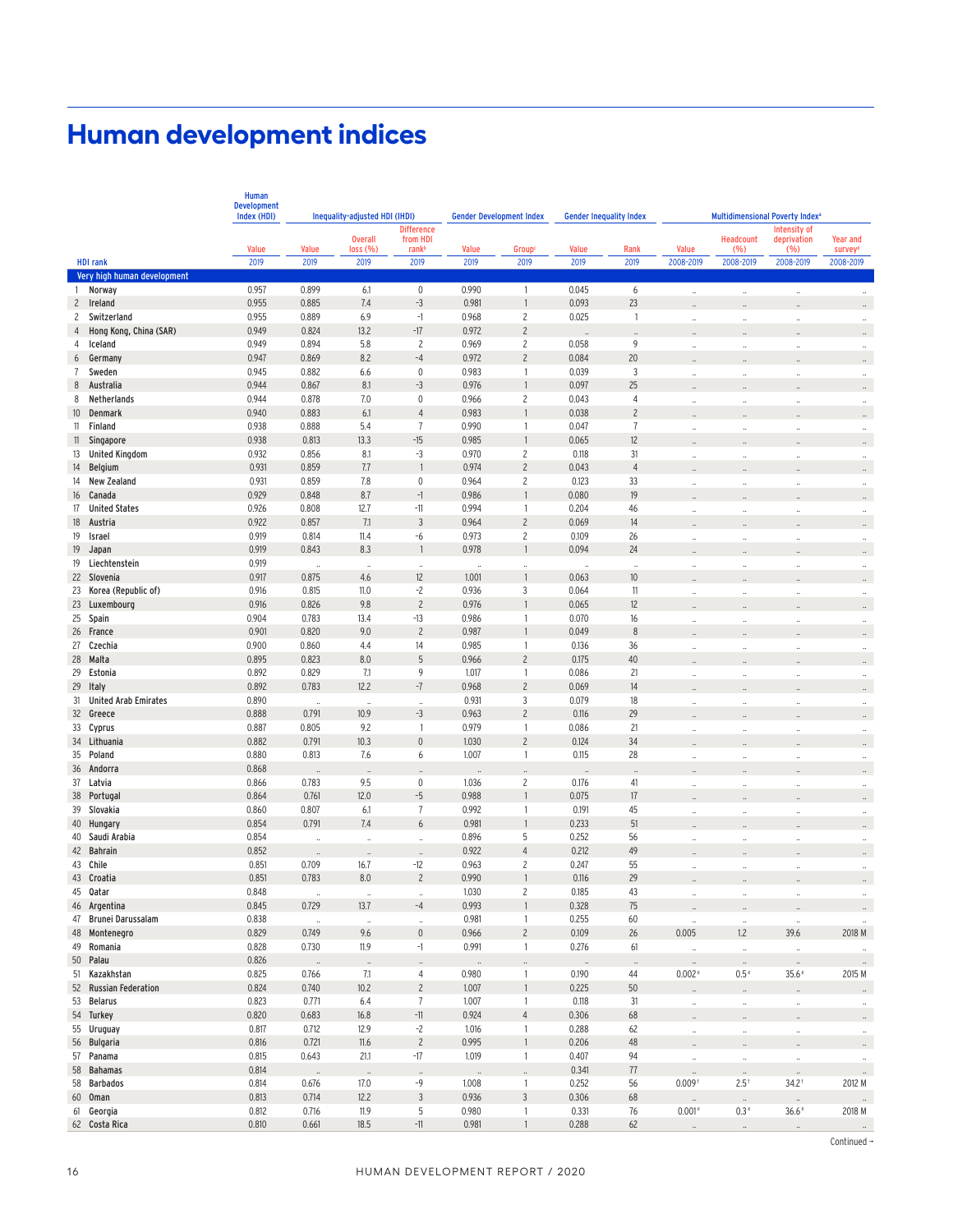# Human development indices

| HDI rank | | Human Development Index (HDI) | Inequality-adjusted HDI (IHDI) | | | Gender Development Index | | Gender Inequality Index | | Multidimensional Poverty Index[a] | | | |
|---|---|---|---|---|---|---|---|---|---|---|---|---|---|
| | | Value | Value | Overall loss (%) | Difference from HDI rank[b] | Value | Group[c] | Value | Rank | Value | Headcount (%) | Intensity of deprivation (%) | Year and survey[d] |
| | | 2019 | 2019 | 2019 | 2019 | 2019 | 2019 | 2019 | 2019 | 2008-2019 | 2008-2019 | 2008-2019 | 2008-2019 |
| **Very high human development** | | | | | | | | | | | | | |
| 1 | Norway | 0.957 | 0.899 | 6.1 | 0 | 0.990 | 1 | 0.045 | 6 | .. | .. | .. | .. |
| 2 | Ireland | 0.955 | 0.885 | 7.4 | -3 | 0.981 | 1 | 0.093 | 23 | .. | .. | .. | .. |
| 2 | Switzerland | 0.955 | 0.889 | 6.9 | -1 | 0.968 | 2 | 0.025 | 1 | .. | .. | .. | .. |
| 4 | Hong Kong, China (SAR) | 0.949 | 0.824 | 13.2 | -17 | 0.972 | 2 | .. | .. | .. | .. | .. | .. |
| 4 | Iceland | 0.949 | 0.894 | 5.8 | 2 | 0.969 | 2 | 0.058 | 9 | .. | .. | .. | .. |
| 6 | Germany | 0.947 | 0.869 | 8.2 | -4 | 0.972 | 2 | 0.084 | 20 | .. | .. | .. | .. |
| 7 | Sweden | 0.945 | 0.882 | 6.6 | 0 | 0.983 | 1 | 0.039 | 3 | .. | .. | .. | .. |
| 8 | Australia | 0.944 | 0.867 | 8.1 | -3 | 0.976 | 1 | 0.097 | 25 | .. | .. | .. | .. |
| 8 | Netherlands | 0.944 | 0.878 | 7.0 | 0 | 0.966 | 2 | 0.043 | 4 | .. | .. | .. | .. |
| 10 | Denmark | 0.940 | 0.883 | 6.1 | 4 | 0.983 | 1 | 0.038 | 2 | .. | .. | .. | .. |
| 11 | Finland | 0.938 | 0.888 | 5.4 | 7 | 0.990 | 1 | 0.047 | 7 | .. | .. | .. | .. |
| 11 | Singapore | 0.938 | 0.813 | 13.3 | -15 | 0.985 | 1 | 0.065 | 12 | .. | .. | .. | .. |
| 13 | United Kingdom | 0.932 | 0.856 | 8.1 | -3 | 0.970 | 2 | 0.118 | 31 | .. | .. | .. | .. |
| 14 | Belgium | 0.931 | 0.859 | 7.7 | 1 | 0.974 | 2 | 0.043 | 4 | .. | .. | .. | .. |
| 14 | New Zealand | 0.931 | 0.859 | 7.8 | 0 | 0.964 | 2 | 0.123 | 33 | .. | .. | .. | .. |
| 16 | Canada | 0.929 | 0.848 | 8.7 | -1 | 0.986 | 1 | 0.080 | 19 | .. | .. | .. | .. |
| 17 | United States | 0.926 | 0.808 | 12.7 | -11 | 0.994 | 1 | 0.204 | 46 | .. | .. | .. | .. |
| 18 | Austria | 0.922 | 0.857 | 7.1 | 3 | 0.964 | 2 | 0.069 | 14 | .. | .. | .. | .. |
| 19 | Israel | 0.919 | 0.814 | 11.4 | -6 | 0.973 | 2 | 0.109 | 26 | .. | .. | .. | .. |
| 19 | Japan | 0.919 | 0.843 | 8.3 | 1 | 0.978 | 1 | 0.094 | 24 | .. | .. | .. | .. |
| 19 | Liechtenstein | 0.919 | .. | .. | .. | .. | .. | .. | .. | .. | .. | .. | .. |
| 22 | Slovenia | 0.917 | 0.875 | 4.6 | 12 | 1.001 | 1 | 0.063 | 10 | .. | .. | .. | .. |
| 23 | Korea (Republic of) | 0.916 | 0.815 | 11.0 | -2 | 0.936 | 3 | 0.064 | 11 | .. | .. | .. | .. |
| 23 | Luxembourg | 0.916 | 0.826 | 9.8 | 2 | 0.976 | 1 | 0.065 | 12 | .. | .. | .. | .. |
| 25 | Spain | 0.904 | 0.783 | 13.4 | -13 | 0.986 | 1 | 0.070 | 16 | .. | .. | .. | .. |
| 26 | France | 0.901 | 0.820 | 9.0 | 2 | 0.987 | 1 | 0.049 | 8 | .. | .. | .. | .. |
| 27 | Czechia | 0.900 | 0.860 | 4.4 | 14 | 0.985 | 1 | 0.136 | 36 | .. | .. | .. | .. |
| 28 | Malta | 0.895 | 0.823 | 8.0 | 5 | 0.966 | 2 | 0.175 | 40 | .. | .. | .. | .. |
| 29 | Estonia | 0.892 | 0.829 | 7.1 | 9 | 1.017 | 1 | 0.086 | 21 | .. | .. | .. | .. |
| 29 | Italy | 0.892 | 0.783 | 12.2 | -7 | 0.968 | 2 | 0.069 | 14 | .. | .. | .. | .. |
| 31 | United Arab Emirates | 0.890 | .. | .. | .. | 0.931 | 3 | 0.079 | 18 | .. | .. | .. | .. |
| 32 | Greece | 0.888 | 0.791 | 10.9 | -3 | 0.963 | 2 | 0.116 | 29 | .. | .. | .. | .. |
| 33 | Cyprus | 0.887 | 0.805 | 9.2 | 1 | 0.979 | 1 | 0.086 | 21 | .. | .. | .. | .. |
| 34 | Lithuania | 0.882 | 0.791 | 10.3 | 0 | 1.030 | 2 | 0.124 | 34 | .. | .. | .. | .. |
| 35 | Poland | 0.880 | 0.813 | 7.6 | 6 | 1.007 | 1 | 0.115 | 28 | .. | .. | .. | .. |
| 36 | Andorra | 0.868 | .. | .. | .. | .. | .. | .. | .. | .. | .. | .. | .. |
| 37 | Latvia | 0.866 | 0.783 | 9.5 | 0 | 1.036 | 2 | 0.176 | 41 | .. | .. | .. | .. |
| 38 | Portugal | 0.864 | 0.761 | 12.0 | -5 | 0.988 | 1 | 0.075 | 17 | .. | .. | .. | .. |
| 39 | Slovakia | 0.860 | 0.807 | 6.1 | 7 | 0.992 | 1 | 0.191 | 45 | .. | .. | .. | .. |
| 40 | Hungary | 0.854 | 0.791 | 7.4 | 6 | 0.981 | 1 | 0.233 | 51 | .. | .. | .. | .. |
| 40 | Saudi Arabia | 0.854 | .. | .. | .. | 0.896 | 5 | 0.252 | 56 | .. | .. | .. | .. |
| 42 | Bahrain | 0.852 | .. | .. | .. | 0.922 | 4 | 0.212 | 49 | .. | .. | .. | .. |
| 43 | Chile | 0.851 | 0.709 | 16.7 | -12 | 0.963 | 2 | 0.247 | 55 | .. | .. | .. | .. |
| 43 | Croatia | 0.851 | 0.783 | 8.0 | 2 | 0.990 | 1 | 0.116 | 29 | .. | .. | .. | .. |
| 45 | Qatar | 0.848 | .. | .. | .. | 1.030 | 2 | 0.185 | 43 | .. | .. | .. | .. |
| 46 | Argentina | 0.845 | 0.729 | 13.7 | -4 | 0.993 | 1 | 0.328 | 75 | .. | .. | .. | .. |
| 47 | Brunei Darussalam | 0.838 | .. | .. | .. | 0.981 | 1 | 0.255 | 60 | .. | .. | .. | .. |
| 48 | Montenegro | 0.829 | 0.749 | 9.6 | 0 | 0.966 | 2 | 0.109 | 26 | 0.005 | 1.2 | 39.6 | 2018 M |
| 49 | Romania | 0.828 | 0.730 | 11.9 | -1 | 0.991 | 1 | 0.276 | 61 | .. | .. | .. | .. |
| 50 | Palau | 0.826 | .. | .. | .. | .. | .. | .. | .. | .. | .. | .. | .. |
| 51 | Kazakhstan | 0.825 | 0.766 | 7.1 | 4 | 0.980 | 1 | 0.190 | 44 | 0.002[e] | 0.5[e] | 35.6[e] | 2015 M |
| 52 | Russian Federation | 0.824 | 0.740 | 10.2 | 2 | 1.007 | 1 | 0.225 | 50 | .. | .. | .. | .. |
| 53 | Belarus | 0.823 | 0.771 | 6.4 | 7 | 1.007 | 1 | 0.118 | 31 | .. | .. | .. | .. |
| 54 | Turkey | 0.820 | 0.683 | 16.8 | -11 | 0.924 | 4 | 0.306 | 68 | .. | .. | .. | .. |
| 55 | Uruguay | 0.817 | 0.712 | 12.9 | -2 | 1.016 | 1 | 0.288 | 62 | .. | .. | .. | .. |
| 56 | Bulgaria | 0.816 | 0.721 | 11.6 | 2 | 0.995 | 1 | 0.206 | 48 | .. | .. | .. | .. |
| 57 | Panama | 0.815 | 0.643 | 21.1 | -17 | 1.019 | 1 | 0.407 | 94 | .. | .. | .. | .. |
| 58 | Bahamas | 0.814 | .. | .. | .. | .. | .. | 0.341 | 77 | .. | .. | .. | .. |
| 58 | Barbados | 0.814 | 0.676 | 17.0 | -9 | 1.008 | 1 | 0.252 | 56 | 0.009[f] | 2.5[f] | 34.2[f] | 2012 M |
| 60 | Oman | 0.813 | 0.714 | 12.2 | 3 | 0.936 | 3 | 0.306 | 68 | .. | .. | .. | .. |
| 61 | Georgia | 0.812 | 0.716 | 11.9 | 5 | 0.980 | 1 | 0.331 | 76 | 0.001[e] | 0.3[e] | 36.6[e] | 2018 M |
| 62 | Costa Rica | 0.810 | 0.661 | 18.5 | -11 | 0.981 | 1 | 0.288 | 62 | .. | .. | .. | .. |

Continued →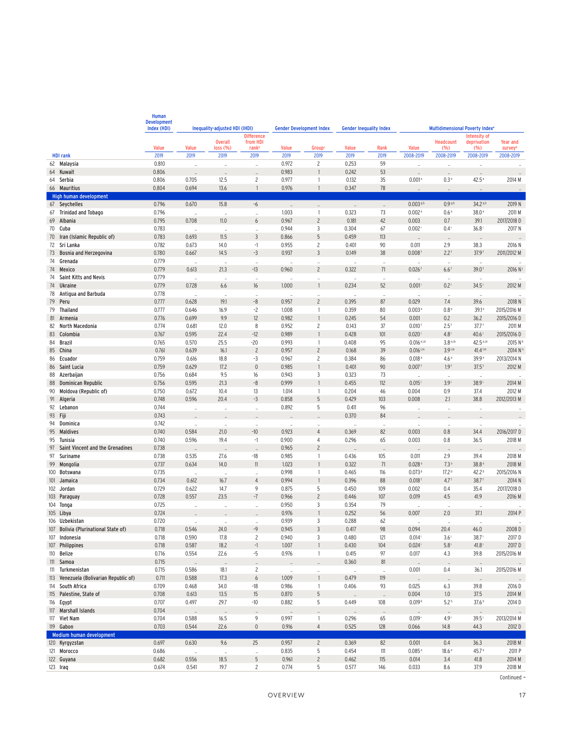| HDI rank | | Human Development Index (HDI) | Inequality-adjusted HDI (IHDI) | | | Gender Development Index | | Gender Inequality Index | | Multidimensional Poverty Index[a] | | | |
|---|---|---|---|---|---|---|---|---|---|---|---|---|---|
| | | Value | Value | Overall loss (%) | Difference from HDI rank[b] | Value | Group[c] | Value | Rank | Value | Headcount (%) | Intensity of deprivation (%) | Year and survey[d] |
| | | 2019 | 2019 | 2019 | 2019 | 2019 | 2019 | 2019 | 2019 | 2008-2019 | 2008-2019 | 2008-2019 | 2008-2019 |
| 62 | Malaysia | 0.810 | .. | .. | .. | 0.972 | 2 | 0.253 | 59 | .. | .. | .. | .. |
| 64 | Kuwait | 0.806 | .. | .. | .. | 0.983 | 1 | 0.242 | 53 | .. | .. | .. | .. |
| 64 | Serbia | 0.806 | 0.705 | 12.5 | 2 | 0.977 | 1 | 0.132 | 35 | 0.001[e] | 0.3[e] | 42.5[e] | 2014 M |
| 66 | Mauritius | 0.804 | 0.694 | 13.6 | 1 | 0.976 | 1 | 0.347 | 78 | .. | .. | .. | .. |
| **High human development** | | | | | | | | | | | | | |
| 67 | Seychelles | 0.796 | 0.670 | 15.8 | -6 | .. | .. | .. | .. | 0.003[g,h] | 0.9[g,h] | 34.2[g,h] | 2019 N |
| 67 | Trinidad and Tobago | 0.796 | .. | .. | .. | 1.003 | 1 | 0.323 | 73 | 0.002[e] | 0.6[e] | 38.0[e] | 2011 M |
| 69 | Albania | 0.795 | 0.708 | 11.0 | 6 | 0.967 | 2 | 0.181 | 42 | 0.003 | 0.7 | 39.1 | 2017/2018 D |
| 70 | Cuba | 0.783 | .. | .. | .. | 0.944 | 3 | 0.304 | 67 | 0.002[i] | 0.4[i] | 36.8[i] | 2017 N |
| 70 | Iran (Islamic Republic of) | 0.783 | 0.693 | 11.5 | 3 | 0.866 | 5 | 0.459 | 113 | .. | .. | .. | .. |
| 72 | Sri Lanka | 0.782 | 0.673 | 14.0 | -1 | 0.955 | 2 | 0.401 | 90 | 0.011 | 2.9 | 38.3 | 2016 N |
| 73 | Bosnia and Herzegovina | 0.780 | 0.667 | 14.5 | -3 | 0.937 | 3 | 0.149 | 38 | 0.008[f] | 2.2[f] | 37.9[f] | 2011/2012 M |
| 74 | Grenada | 0.779 | .. | .. | .. | .. | .. | .. | .. | .. | .. | .. | .. |
| 74 | Mexico | 0.779 | 0.613 | 21.3 | -13 | 0.960 | 2 | 0.322 | 71 | 0.026[f] | 6.6[f] | 39.0[f] | 2016 N[j] |
| 74 | Saint Kitts and Nevis | 0.779 | .. | .. | .. | .. | .. | .. | .. | .. | .. | .. | .. |
| 74 | Ukraine | 0.779 | 0.728 | 6.6 | 16 | 1.000 | 1 | 0.234 | 52 | 0.001[i] | 0.2[i] | 34.5[i] | 2012 M |
| 78 | Antigua and Barbuda | 0.778 | .. | .. | .. | .. | .. | .. | .. | .. | .. | .. | .. |
| 79 | Peru | 0.777 | 0.628 | 19.1 | -8 | 0.957 | 2 | 0.395 | 87 | 0.029 | 7.4 | 39.6 | 2018 N |
| 79 | Thailand | 0.777 | 0.646 | 16.9 | -2 | 1.008 | 1 | 0.359 | 80 | 0.003[e] | 0.8[e] | 39.1[e] | 2015/2016 M |
| 81 | Armenia | 0.776 | 0.699 | 9.9 | 12 | 0.982 | 1 | 0.245 | 54 | 0.001 | 0.2 | 36.2 | 2015/2016 D |
| 82 | North Macedonia | 0.774 | 0.681 | 12.0 | 8 | 0.952 | 2 | 0.143 | 37 | 0.010[f] | 2.5[f] | 37.7[f] | 2011 M |
| 83 | Colombia | 0.767 | 0.595 | 22.4 | -12 | 0.989 | 1 | 0.428 | 101 | 0.020[i] | 4.8[i] | 40.6[i] | 2015/2016 D |
| 84 | Brazil | 0.765 | 0.570 | 25.5 | -20 | 0.993 | 1 | 0.408 | 95 | 0.016[e,i,k] | 3.8[e,i,k] | 42.5[e,i,k] | 2015 N[k] |
| 85 | China | 0.761 | 0.639 | 16.1 | 2 | 0.957 | 2 | 0.168 | 39 | 0.016[l,m] | 3.9[l,m] | 41.4[l,m] | 2014 N[n] |
| 86 | Ecuador | 0.759 | 0.616 | 18.8 | -3 | 0.967 | 2 | 0.384 | 86 | 0.018[e] | 4.6[e] | 39.9[e] | 2013/2014 N |
| 86 | Saint Lucia | 0.759 | 0.629 | 17.2 | 0 | 0.985 | 1 | 0.401 | 90 | 0.007[f] | 1.9[f] | 37.5[f] | 2012 M |
| 88 | Azerbaijan | 0.756 | 0.684 | 9.5 | 16 | 0.943 | 3 | 0.323 | 73 | .. | .. | .. | .. |
| 88 | Dominican Republic | 0.756 | 0.595 | 21.3 | -8 | 0.999 | 1 | 0.455 | 112 | 0.015[i] | 3.9[i] | 38.9[i] | 2014 M |
| 90 | Moldova (Republic of) | 0.750 | 0.672 | 10.4 | 13 | 1.014 | 1 | 0.204 | 46 | 0.004 | 0.9 | 37.4 | 2012 M |
| 91 | Algeria | 0.748 | 0.596 | 20.4 | -3 | 0.858 | 5 | 0.429 | 103 | 0.008 | 2.1 | 38.8 | 2012/2013 M |
| 92 | Lebanon | 0.744 | .. | .. | .. | 0.892 | 5 | 0.411 | 96 | .. | .. | .. | .. |
| 93 | Fiji | 0.743 | .. | .. | .. | .. | .. | 0.370 | 84 | .. | .. | .. | .. |
| 94 | Dominica | 0.742 | .. | .. | .. | .. | .. | .. | .. | .. | .. | .. | .. |
| 95 | Maldives | 0.740 | 0.584 | 21.0 | -10 | 0.923 | 4 | 0.369 | 82 | 0.003 | 0.8 | 34.4 | 2016/2017 D |
| 95 | Tunisia | 0.740 | 0.596 | 19.4 | -1 | 0.900 | 4 | 0.296 | 65 | 0.003 | 0.8 | 36.5 | 2018 M |
| 97 | Saint Vincent and the Grenadines | 0.738 | .. | .. | .. | 0.965 | 2 | .. | .. | .. | .. | .. | .. |
| 97 | Suriname | 0.738 | 0.535 | 27.6 | -18 | 0.985 | 1 | 0.436 | 105 | 0.011 | 2.9 | 39.4 | 2018 M |
| 99 | Mongolia | 0.737 | 0.634 | 14.0 | 11 | 1.023 | 1 | 0.322 | 71 | 0.028[o] | 7.3[o] | 38.8[o] | 2018 M |
| 100 | Botswana | 0.735 | .. | .. | .. | 0.998 | 1 | 0.465 | 116 | 0.073[p] | 17.2[p] | 42.2[p] | 2015/2016 N |
| 101 | Jamaica | 0.734 | 0.612 | 16.7 | 4 | 0.994 | 1 | 0.396 | 88 | 0.018[f] | 4.7[f] | 38.7[f] | 2014 N |
| 102 | Jordan | 0.729 | 0.622 | 14.7 | 9 | 0.875 | 5 | 0.450 | 109 | 0.002 | 0.4 | 35.4 | 2017/2018 D |
| 103 | Paraguay | 0.728 | 0.557 | 23.5 | -7 | 0.966 | 2 | 0.446 | 107 | 0.019 | 4.5 | 41.9 | 2016 M |
| 104 | Tonga | 0.725 | .. | .. | .. | 0.950 | 3 | 0.354 | 79 | .. | .. | .. | .. |
| 105 | Libya | 0.724 | .. | .. | .. | 0.976 | 1 | 0.252 | 56 | 0.007 | 2.0 | 37.1 | 2014 P |
| 106 | Uzbekistan | 0.720 | .. | .. | .. | 0.939 | 3 | 0.288 | 62 | .. | .. | .. | .. |
| 107 | Bolivia (Plurinational State of) | 0.718 | 0.546 | 24.0 | -9 | 0.945 | 3 | 0.417 | 98 | 0.094 | 20.4 | 46.0 | 2008 D |
| 107 | Indonesia | 0.718 | 0.590 | 17.8 | 2 | 0.940 | 3 | 0.480 | 121 | 0.014[i] | 3.6[i] | 38.7[i] | 2017 D |
| 107 | Philippines | 0.718 | 0.587 | 18.2 | -1 | 1.007 | 1 | 0.430 | 104 | 0.024[i] | 5.8[i] | 41.8[i] | 2017 D |
| 110 | Belize | 0.716 | 0.554 | 22.6 | -5 | 0.976 | 1 | 0.415 | 97 | 0.017 | 4.3 | 39.8 | 2015/2016 M |
| 111 | Samoa | 0.715 | .. | .. | .. | .. | .. | 0.360 | 81 | .. | .. | .. | .. |
| 111 | Turkmenistan | 0.715 | 0.586 | 18.1 | 2 | .. | .. | .. | .. | 0.001 | 0.4 | 36.1 | 2015/2016 M |
| 113 | Venezuela (Bolivarian Republic of) | 0.711 | 0.588 | 17.3 | 6 | 1.009 | 1 | 0.479 | 119 | .. | .. | .. | .. |
| 114 | South Africa | 0.709 | 0.468 | 34.0 | -18 | 0.986 | 1 | 0.406 | 93 | 0.025 | 6.3 | 39.8 | 2016 D |
| 115 | Palestine, State of | 0.708 | 0.613 | 13.5 | 15 | 0.870 | 5 | .. | .. | 0.004 | 1.0 | 37.5 | 2014 M |
| 116 | Egypt | 0.707 | 0.497 | 29.7 | -10 | 0.882 | 5 | 0.449 | 108 | 0.019[h] | 5.2[h] | 37.6[h] | 2014 D |
| 117 | Marshall Islands | 0.704 | .. | .. | .. | .. | .. | .. | .. | .. | .. | .. | .. |
| 117 | Viet Nam | 0.704 | 0.588 | 16.5 | 9 | 0.997 | 1 | 0.296 | 65 | 0.019[i] | 4.9[i] | 39.5[i] | 2013/2014 M |
| 119 | Gabon | 0.703 | 0.544 | 22.6 | 0 | 0.916 | 4 | 0.525 | 128 | 0.066 | 14.8 | 44.3 | 2012 D |
| **Medium human development** | | | | | | | | | | | | | |
| 120 | Kyrgyzstan | 0.697 | 0.630 | 9.6 | 25 | 0.957 | 2 | 0.369 | 82 | 0.001 | 0.4 | 36.3 | 2018 M |
| 121 | Morocco | 0.686 | .. | .. | .. | 0.835 | 5 | 0.454 | 111 | 0.085[e] | 18.6[e] | 45.7[e] | 2011 P |
| 122 | Guyana | 0.682 | 0.556 | 18.5 | 5 | 0.961 | 2 | 0.462 | 115 | 0.014 | 3.4 | 41.8 | 2014 M |
| 123 | Iraq | 0.674 | 0.541 | 19.7 | 2 | 0.774 | 5 | 0.577 | 146 | 0.033 | 8.6 | 37.9 | 2018 M |

Continued →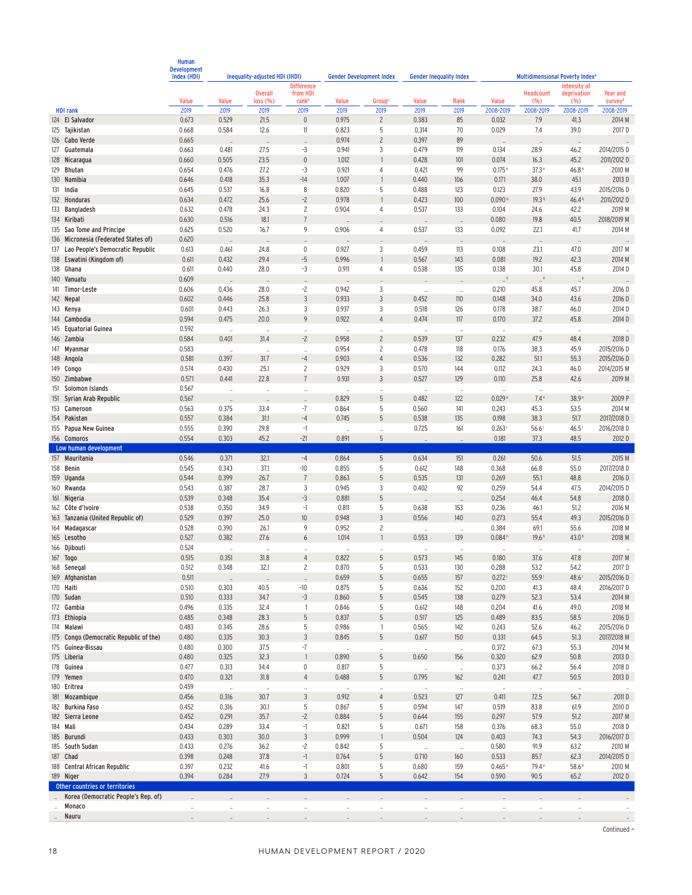| HDI rank | | Human Development Index (HDI) | Inequality-adjusted HDI (IHDI) | | | Gender Development Index | | Gender Inequality Index | | Multidimensional Poverty Index[a] | | | |
|---|---|---|---|---|---|---|---|---|---|---|---|---|---|
| | | Value | Value | Overall loss (%) | Difference from HDI rank[b] | Value | Group[c] | Value | Rank | Value | Headcount (%) | Intensity of deprivation (%) | Year and survey[d] |
| | | 2019 | 2019 | 2019 | 2019 | 2019 | 2019 | 2019 | 2019 | 2008-2019 | 2008-2019 | 2008-2019 | 2008-2019 |
| 124 | El Salvador | 0.673 | 0.529 | 21.5 | 0 | 0.975 | 2 | 0.383 | 85 | 0.032 | 7.9 | 41.3 | 2014 M |
| 125 | Tajikistan | 0.668 | 0.584 | 12.6 | 11 | 0.823 | 5 | 0.314 | 70 | 0.029 | 7.4 | 39.0 | 2017 D |
| 126 | Cabo Verde | 0.665 | .. | .. | .. | 0.974 | 2 | 0.397 | 89 | .. | .. | .. | .. |
| 127 | Guatemala | 0.663 | 0.481 | 27.5 | -3 | 0.941 | 3 | 0.479 | 119 | 0.134 | 28.9 | 46.2 | 2014/2015 D |
| 128 | Nicaragua | 0.660 | 0.505 | 23.5 | 0 | 1.012 | 1 | 0.428 | 101 | 0.074 | 16.3 | 45.2 | 2011/2012 D |
| 129 | Bhutan | 0.654 | 0.476 | 27.2 | -3 | 0.921 | 4 | 0.421 | 99 | 0.175[e] | 37.3[e] | 46.8[e] | 2010 M |
| 130 | Namibia | 0.646 | 0.418 | 35.3 | -14 | 1.007 | 1 | 0.440 | 106 | 0.171 | 38.0 | 45.1 | 2013 D |
| 131 | India | 0.645 | 0.537 | 16.8 | 8 | 0.820 | 5 | 0.488 | 123 | 0.123 | 27.9 | 43.9 | 2015/2016 D |
| 132 | Honduras | 0.634 | 0.472 | 25.6 | -2 | 0.978 | 1 | 0.423 | 100 | 0.090[g] | 19.3[g] | 46.4[g] | 2011/2012 D |
| 133 | Bangladesh | 0.632 | 0.478 | 24.3 | 2 | 0.904 | 4 | 0.537 | 133 | 0.104 | 24.6 | 42.2 | 2019 M |
| 134 | Kiribati | 0.630 | 0.516 | 18.1 | 7 | .. | .. | .. | .. | 0.080 | 19.8 | 40.5 | 2018/2019 M |
| 135 | Sao Tome and Principe | 0.625 | 0.520 | 16.7 | 9 | 0.906 | 4 | 0.537 | 133 | 0.092 | 22.1 | 41.7 | 2014 M |
| 136 | Micronesia (Federated States of) | 0.620 | .. | .. | .. | .. | .. | .. | .. | .. | .. | .. | .. |
| 137 | Lao People's Democratic Republic | 0.613 | 0.461 | 24.8 | 0 | 0.927 | 3 | 0.459 | 113 | 0.108 | 23.1 | 47.0 | 2017 M |
| 138 | Eswatini (Kingdom of) | 0.611 | 0.432 | 29.4 | -5 | 0.996 | 1 | 0.567 | 143 | 0.081 | 19.2 | 42.3 | 2014 M |
| 138 | Ghana | 0.611 | 0.440 | 28.0 | -3 | 0.911 | 4 | 0.538 | 135 | 0.138 | 30.1 | 45.8 | 2014 D |
| 140 | Vanuatu | 0.609 | .. | .. | .. | .. | .. | .. | .. | ..[e] | ..[e] | ..[e] | .. |
| 141 | Timor-Leste | 0.606 | 0.436 | 28.0 | -2 | 0.942 | 3 | .. | .. | 0.210 | 45.8 | 45.7 | 2016 D |
| 142 | Nepal | 0.602 | 0.446 | 25.8 | 3 | 0.933 | 3 | 0.452 | 110 | 0.148 | 34.0 | 43.6 | 2016 D |
| 143 | Kenya | 0.601 | 0.443 | 26.3 | 3 | 0.937 | 3 | 0.518 | 126 | 0.178 | 38.7 | 46.0 | 2014 D |
| 144 | Cambodia | 0.594 | 0.475 | 20.0 | 9 | 0.922 | 4 | 0.474 | 117 | 0.170 | 37.2 | 45.8 | 2014 D |
| 145 | Equatorial Guinea | 0.592 | .. | .. | .. | .. | .. | .. | .. | .. | .. | .. | .. |
| 146 | Zambia | 0.584 | 0.401 | 31.4 | -2 | 0.958 | 2 | 0.539 | 137 | 0.232 | 47.9 | 48.4 | 2018 D |
| 147 | Myanmar | 0.583 | .. | .. | .. | 0.954 | 2 | 0.478 | 118 | 0.176 | 38.3 | 45.9 | 2015/2016 D |
| 148 | Angola | 0.581 | 0.397 | 31.7 | -4 | 0.903 | 4 | 0.536 | 132 | 0.282 | 51.1 | 55.3 | 2015/2016 D |
| 149 | Congo | 0.574 | 0.430 | 25.1 | 2 | 0.929 | 3 | 0.570 | 144 | 0.112 | 24.3 | 46.0 | 2014/2015 M |
| 150 | Zimbabwe | 0.571 | 0.441 | 22.8 | 7 | 0.931 | 3 | 0.527 | 129 | 0.110 | 25.8 | 42.6 | 2019 M |
| 151 | Solomon Islands | 0.567 | .. | .. | .. | .. | .. | .. | .. | .. | .. | .. | .. |
| 151 | Syrian Arab Republic | 0.567 | .. | .. | .. | 0.829 | 5 | 0.482 | 122 | 0.029[e] | 7.4[e] | 38.9[e] | 2009 P |
| 153 | Cameroon | 0.563 | 0.375 | 33.4 | -7 | 0.864 | 5 | 0.560 | 141 | 0.243 | 45.3 | 53.5 | 2014 M |
| 154 | Pakistan | 0.557 | 0.384 | 31.1 | -4 | 0.745 | 5 | 0.538 | 135 | 0.198 | 38.3 | 51.7 | 2017/2018 D |
| 155 | Papua New Guinea | 0.555 | 0.390 | 29.8 | -1 | .. | .. | 0.725 | 161 | 0.263[i] | 56.6[i] | 46.5[i] | 2016/2018 D |
| 156 | Comoros | 0.554 | 0.303 | 45.2 | -21 | 0.891 | 5 | .. | .. | 0.181 | 37.3 | 48.5 | 2012 D |
| **Low human development** | | | | | | | | | | | | | |
| 157 | Mauritania | 0.546 | 0.371 | 32.1 | -4 | 0.864 | 5 | 0.634 | 151 | 0.261 | 50.6 | 51.5 | 2015 M |
| 158 | Benin | 0.545 | 0.343 | 37.1 | -10 | 0.855 | 5 | 0.612 | 148 | 0.368 | 66.8 | 55.0 | 2017/2018 D |
| 159 | Uganda | 0.544 | 0.399 | 26.7 | 7 | 0.863 | 5 | 0.535 | 131 | 0.269 | 55.1 | 48.8 | 2016 D |
| 160 | Rwanda | 0.543 | 0.387 | 28.7 | 3 | 0.945 | 3 | 0.402 | 92 | 0.259 | 54.4 | 47.5 | 2014/2015 D |
| 161 | Nigeria | 0.539 | 0.348 | 35.4 | -3 | 0.881 | 5 | .. | .. | 0.254 | 46.4 | 54.8 | 2018 D |
| 162 | Côte d'Ivoire | 0.538 | 0.350 | 34.9 | -1 | 0.811 | 5 | 0.638 | 153 | 0.236 | 46.1 | 51.2 | 2016 M |
| 163 | Tanzania (United Republic of) | 0.529 | 0.397 | 25.0 | 10 | 0.948 | 3 | 0.556 | 140 | 0.273 | 55.4 | 49.3 | 2015/2016 D |
| 164 | Madagascar | 0.528 | 0.390 | 26.1 | 9 | 0.952 | 2 | .. | .. | 0.384 | 69.1 | 55.6 | 2018 M |
| 165 | Lesotho | 0.527 | 0.382 | 27.6 | 6 | 1.014 | 1 | 0.553 | 139 | 0.084[h] | 19.6[h] | 43.0[h] | 2018 M |
| 166 | Djibouti | 0.524 | .. | .. | .. | .. | .. | .. | .. | .. | .. | .. | .. |
| 167 | Togo | 0.515 | 0.351 | 31.8 | 4 | 0.822 | 5 | 0.573 | 145 | 0.180 | 37.6 | 47.8 | 2017 M |
| 168 | Senegal | 0.512 | 0.348 | 32.1 | 2 | 0.870 | 5 | 0.533 | 130 | 0.288 | 53.2 | 54.2 | 2017 D |
| 169 | Afghanistan | 0.511 | .. | .. | .. | 0.659 | 5 | 0.655 | 157 | 0.272[i] | 55.9[i] | 48.6[i] | 2015/2016 D |
| 170 | Haiti | 0.510 | 0.303 | 40.5 | -10 | 0.875 | 5 | 0.636 | 152 | 0.200 | 41.3 | 48.4 | 2016/2017 D |
| 170 | Sudan | 0.510 | 0.333 | 34.7 | -3 | 0.860 | 5 | 0.545 | 138 | 0.279 | 52.3 | 53.4 | 2014 M |
| 172 | Gambia | 0.496 | 0.335 | 32.4 | 1 | 0.846 | 5 | 0.612 | 148 | 0.204 | 41.6 | 49.0 | 2018 M |
| 173 | Ethiopia | 0.485 | 0.348 | 28.3 | 5 | 0.837 | 5 | 0.517 | 125 | 0.489 | 83.5 | 58.5 | 2016 D |
| 174 | Malawi | 0.483 | 0.345 | 28.6 | 5 | 0.986 | 1 | 0.565 | 142 | 0.243 | 52.6 | 46.2 | 2015/2016 D |
| 175 | Congo (Democratic Republic of the) | 0.480 | 0.335 | 30.3 | 3 | 0.845 | 5 | 0.617 | 150 | 0.331 | 64.5 | 51.3 | 2017/2018 M |
| 175 | Guinea-Bissau | 0.480 | 0.300 | 37.5 | -7 | .. | .. | .. | .. | 0.372 | 67.3 | 55.3 | 2014 M |
| 175 | Liberia | 0.480 | 0.325 | 32.3 | 1 | 0.890 | 5 | 0.650 | 156 | 0.320 | 62.9 | 50.8 | 2013 D |
| 178 | Guinea | 0.477 | 0.313 | 34.4 | 0 | 0.817 | 5 | .. | .. | 0.373 | 66.2 | 56.4 | 2018 D |
| 179 | Yemen | 0.470 | 0.321 | 31.8 | 4 | 0.488 | 5 | 0.795 | 162 | 0.241 | 47.7 | 50.5 | 2013 D |
| 180 | Eritrea | 0.459 | .. | .. | .. | .. | .. | .. | .. | .. | .. | .. | .. |
| 181 | Mozambique | 0.456 | 0.316 | 30.7 | 3 | 0.912 | 4 | 0.523 | 127 | 0.411 | 72.5 | 56.7 | 2011 D |
| 182 | Burkina Faso | 0.452 | 0.316 | 30.1 | 5 | 0.867 | 5 | 0.594 | 147 | 0.519 | 83.8 | 61.9 | 2010 D |
| 182 | Sierra Leone | 0.452 | 0.291 | 35.7 | -2 | 0.884 | 5 | 0.644 | 155 | 0.297 | 57.9 | 51.2 | 2017 M |
| 184 | Mali | 0.434 | 0.289 | 33.4 | -1 | 0.821 | 5 | 0.671 | 158 | 0.376 | 68.3 | 55.0 | 2018 D |
| 185 | Burundi | 0.433 | 0.303 | 30.0 | 3 | 0.999 | 1 | 0.504 | 124 | 0.403 | 74.3 | 54.3 | 2016/2017 D |
| 185 | South Sudan | 0.433 | 0.276 | 36.2 | -2 | 0.842 | 5 | .. | .. | 0.580 | 91.9 | 63.2 | 2010 M |
| 187 | Chad | 0.398 | 0.248 | 37.8 | -1 | 0.764 | 5 | 0.710 | 160 | 0.533 | 85.7 | 62.3 | 2014/2015 D |
| 188 | Central African Republic | 0.397 | 0.232 | 41.6 | -1 | 0.801 | 5 | 0.680 | 159 | 0.465[e] | 79.4[e] | 58.6[e] | 2010 M |
| 189 | Niger | 0.394 | 0.284 | 27.9 | 3 | 0.724 | 5 | 0.642 | 154 | 0.590 | 90.5 | 65.2 | 2012 D |
| **Other countries or territories** | | | | | | | | | | | | | |
| .. | Korea (Democratic People's Rep. of) | .. | .. | .. | .. | .. | .. | .. | .. | .. | .. | .. | .. |
| .. | Monaco | .. | .. | .. | .. | .. | .. | .. | .. | .. | .. | .. | .. |
| .. | Nauru | .. | .. | .. | .. | .. | .. | .. | .. | .. | .. | .. | .. |

Continued →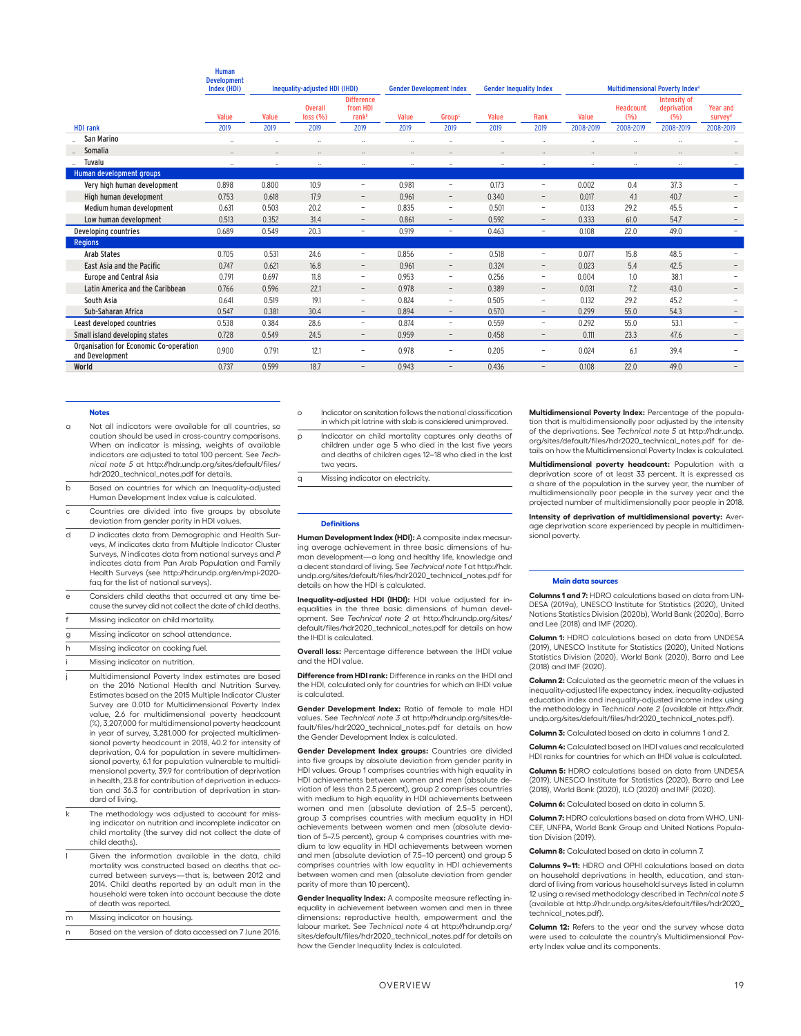| HDI rank | Human Development Index (HDI) | Inequality-adjusted HDI (IHDI) | | | Gender Development Index | | Gender Inequality Index | | Multidimensional Poverty Index[a] | | | |
|---|---|---|---|---|---|---|---|---|---|---|---|---|
| | Value | Value | Overall loss (%) | Difference from HDI rank[b] | Value | Group[c] | Value | Rank | Value | Headcount (%) | Intensity of deprivation (%) | Year and survey[d] |
| | 2019 | 2019 | 2019 | 2019 | 2019 | 2019 | 2019 | 2019 | 2008-2019 | 2008-2019 | 2008-2019 | 2008-2019 |
| .. San Marino | .. | .. | .. | .. | .. | .. | .. | .. | .. | .. | .. | .. |
| .. Somalia | .. | .. | .. | .. | .. | .. | .. | .. | .. | .. | .. | .. |
| .. Tuvalu | .. | .. | .. | .. | .. | .. | .. | .. | .. | .. | .. | .. |
| **Human development groups** | | | | | | | | | | | | |
| Very high human development | 0.898 | 0.800 | 10.9 | — | 0.981 | — | 0.173 | — | 0.002 | 0.4 | 37.3 | — |
| High human development | 0.753 | 0.618 | 17.9 | — | 0.961 | — | 0.340 | — | 0.017 | 4.1 | 40.7 | — |
| Medium human development | 0.631 | 0.503 | 20.2 | — | 0.835 | — | 0.501 | — | 0.133 | 29.2 | 45.5 | — |
| Low human development | 0.513 | 0.352 | 31.4 | — | 0.861 | — | 0.592 | — | 0.333 | 61.0 | 54.7 | — |
| Developing countries | 0.689 | 0.549 | 20.3 | — | 0.919 | — | 0.463 | — | 0.108 | 22.0 | 49.0 | — |
| **Regions** | | | | | | | | | | | | |
| Arab States | 0.705 | 0.531 | 24.6 | — | 0.856 | — | 0.518 | — | 0.077 | 15.8 | 48.5 | — |
| East Asia and the Pacific | 0.747 | 0.621 | 16.8 | — | 0.961 | — | 0.324 | — | 0.023 | 5.4 | 42.5 | — |
| Europe and Central Asia | 0.791 | 0.697 | 11.8 | — | 0.953 | — | 0.256 | — | 0.004 | 1.0 | 38.1 | — |
| Latin America and the Caribbean | 0.766 | 0.596 | 22.1 | — | 0.978 | — | 0.389 | — | 0.031 | 7.2 | 43.0 | — |
| South Asia | 0.641 | 0.519 | 19.1 | — | 0.824 | — | 0.505 | — | 0.132 | 29.2 | 45.2 | — |
| Sub-Saharan Africa | 0.547 | 0.381 | 30.4 | — | 0.894 | — | 0.570 | — | 0.299 | 55.0 | 54.3 | — |
| Least developed countries | 0.538 | 0.384 | 28.6 | — | 0.874 | — | 0.559 | — | 0.292 | 55.0 | 53.1 | — |
| Small island developing states | 0.728 | 0.549 | 24.5 | — | 0.959 | — | 0.458 | — | 0.111 | 23.3 | 47.6 | — |
| Organisation for Economic Co-operation and Development | 0.900 | 0.791 | 12.1 | — | 0.978 | — | 0.205 | — | 0.024 | 6.1 | 39.4 | — |
| World | 0.737 | 0.599 | 18.7 | — | 0.943 | — | 0.436 | — | 0.108 | 22.0 | 49.0 | — |

### Notes

a Not all indicators were available for all countries, so caution should be used in cross-country comparisons. When an indicator is missing, weights of available indicators are adjusted to total 100 percent. See *Technical note 5* at http://hdr.undp.org/sites/default/files/hdr2020_technical_notes.pdf for details.

b Based on countries for which an Inequality-adjusted Human Development Index value is calculated.

c Countries are divided into five groups by absolute deviation from gender parity in HDI values.

d *D* indicates data from Demographic and Health Surveys, *M* indicates data from Multiple Indicator Cluster Surveys, *N* indicates data from national surveys and *P* indicates data from Pan Arab Population and Family Health Surveys (see http://hdr.undp.org/en/mpi-2020-faq for the list of national surveys).

e Considers child deaths that occurred at any time because the survey did not collect the date of child deaths.

f Missing indicator on child mortality.

g Missing indicator on school attendance.

h Missing indicator on cooking fuel.

i Missing indicator on nutrition.

j Multidimensional Poverty Index estimates are based on the 2016 National Health and Nutrition Survey. Estimates based on the 2015 Multiple Indicator Cluster Survey are 0.010 for Multidimensional Poverty Index value, 2.6 for multidimensional poverty headcount (%), 3,207,000 for multidimensional poverty headcount in year of survey, 3,281,000 for projected multidimensional poverty headcount in 2018, 40.2 for intensity of deprivation, 0.4 for population in severe multidimensional poverty, 6.1 for population vulnerable to multidimensional poverty, 39.9 for contribution of deprivation in health, 23.8 for contribution of deprivation in education and 36.3 for contribution of deprivation in standard of living.

k The methodology was adjusted to account for missing indicator on nutrition and incomplete indicator on child mortality (the survey did not collect the date of child deaths).

l Given the information available in the data, child mortality was constructed based on deaths that occurred between surveys—that is, between 2012 and 2014. Child deaths reported by an adult man in the household were taken into account because the date of death was reported.

m Missing indicator on housing.

n Based on the version of data accessed on 7 June 2016.

o Indicator on sanitation follows the national classification in which pit latrine with slab is considered unimproved.

p Indicator on child mortality captures only deaths of children under age 5 who died in the last five years and deaths of children ages 12–18 who died in the last two years.

q Missing indicator on electricity.

### Definitions

**Human Development Index (HDI):** A composite index measuring average achievement in three basic dimensions of human development—a long and healthy life, knowledge and a decent standard of living. See *Technical note 1* at http://hdr.undp.org/sites/default/files/hdr2020_technical_notes.pdf for details on how the HDI is calculated.

**Inequality-adjusted HDI (IHDI):** HDI value adjusted for inequalities in the three basic dimensions of human development. See *Technical note 2* at http://hdr.undp.org/sites/default/files/hdr2020_technical_notes.pdf for details on how the IHDI is calculated.

**Overall loss:** Percentage difference between the IHDI value and the HDI value.

**Difference from HDI rank:** Difference in ranks on the IHDI and the HDI, calculated only for countries for which an IHDI value is calculated.

**Gender Development Index:** Ratio of female to male HDI values. See *Technical note 3* at http://hdr.undp.org/sites/default/files/hdr2020_technical_notes.pdf for details on how the Gender Development Index is calculated.

**Gender Development Index groups:** Countries are divided into five groups by absolute deviation from gender parity in HDI values. Group 1 comprises countries with high equality in HDI achievements between women and men (absolute deviation of less than 2.5 percent), group 2 comprises countries with medium to high equality in HDI achievements between women and men (absolute deviation of 2.5–5 percent), group 3 comprises countries with medium equality in HDI achievements between women and men (absolute deviation of 5–7.5 percent), group 4 comprises countries with medium to low equality in HDI achievements between women and men (absolute deviation of 7.5–10 percent) and group 5 comprises countries with low equality in HDI achievements between women and men (absolute deviation from gender parity of more than 10 percent).

**Gender Inequality Index:** A composite measure reflecting inequality in achievement between women and men in three dimensions: reproductive health, empowerment and the labour market. See *Technical note 4* at http://hdr.undp.org/sites/default/files/hdr2020_technical_notes.pdf for details on how the Gender Inequality Index is calculated.

**Multidimensional Poverty Index:** Percentage of the population that is multidimensionally poor adjusted by the intensity of the deprivations. See *Technical note 5* at http://hdr.undp.org/sites/default/files/hdr2020_technical_notes.pdf for details on how the Multidimensional Poverty Index is calculated.

**Multidimensional poverty headcount:** Population with a deprivation score of at least 33 percent. It is expressed as a share of the population in the survey year, the number of multidimensionally poor people in the survey year and the projected number of multidimensionally poor people in 2018.

**Intensity of deprivation of multidimensional poverty:** Average deprivation score experienced by people in multidimensional poverty.

### Main data sources

**Columns 1 and 7:** HDRO calculations based on data from UNDESA (2019a), UNESCO Institute for Statistics (2020), United Nations Statistics Division (2020b), World Bank (2020a), Barro and Lee (2018) and IMF (2020).

**Column 1:** HDRO calculations based on data from UNDESA (2019), UNESCO Institute for Statistics (2020), United Nations Statistics Division (2020), World Bank (2020), Barro and Lee (2018) and IMF (2020).

**Column 2:** Calculated as the geometric mean of the values in inequality-adjusted life expectancy index, inequality-adjusted education index and inequality-adjusted income index using the methodology in *Technical note 2* (available at http://hdr.undp.org/sites/default/files/hdr2020_technical_notes.pdf).

**Column 3:** Calculated based on data in columns 1 and 2.

**Column 4:** Calculated based on IHDI values and recalculated HDI ranks for countries for which an IHDI value is calculated.

**Column 5:** HDRO calculations based on data from UNDESA (2019), UNESCO Institute for Statistics (2020), Barro and Lee (2018), World Bank (2020), ILO (2020) and IMF (2020).

**Column 6:** Calculated based on data in column 5.

**Column 7:** HDRO calculations based on data from WHO, UNICEF, UNFPA, World Bank Group and United Nations Population Division (2019).

**Column 8:** Calculated based on data in column 7.

**Columns 9–11:** HDRO and OPHI calculations based on data on household deprivations in health, education, and standard of living from various household surveys listed in column 12 using a revised methodology described in *Technical note 5* (available at http://hdr.undp.org/sites/default/files/hdr2020_technical_notes.pdf).

**Column 12:** Refers to the year and the survey whose data were used to calculate the country's Multidimensional Poverty Index value and its components.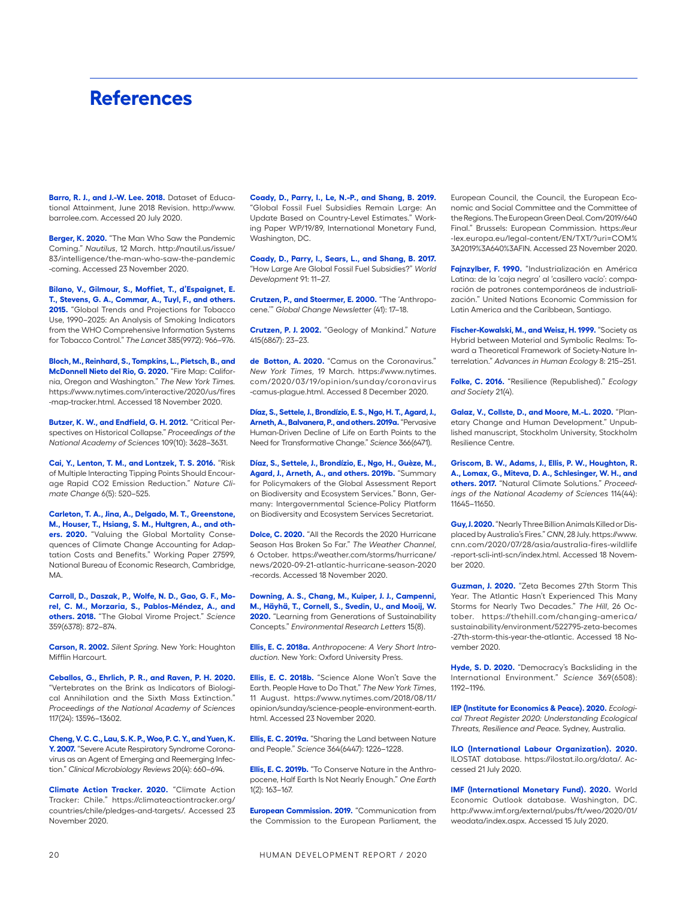# References

**Barro, R. J., and J.-W. Lee. 2018.** Dataset of Educational Attainment, June 2018 Revision. http://www.barrolee.com. Accessed 20 July 2020.

**Berger, K. 2020.** "The Man Who Saw the Pandemic Coming." *Nautilus*, 12 March. http://nautil.us/issue/83/intelligence/the-man-who-saw-the-pandemic-coming. Accessed 23 November 2020.

**Bilano, V., Gilmour, S., Moffiet, T., d'Espaignet, E. T., Stevens, G. A., Commar, A., Tuyl, F., and others. 2015.** "Global Trends and Projections for Tobacco Use, 1990–2025: An Analysis of Smoking Indicators from the WHO Comprehensive Information Systems for Tobacco Control." *The Lancet* 385(9972): 966–976.

**Bloch, M., Reinhard, S., Tompkins, L., Pietsch, B., and McDonnell Nieto del Rio, G. 2020.** "Fire Map: California, Oregon and Washington." *The New York Times.* https://www.nytimes.com/interactive/2020/us/fires-map-tracker.html. Accessed 18 November 2020.

**Butzer, K. W., and Endfield, G. H. 2012.** "Critical Perspectives on Historical Collapse." *Proceedings of the National Academy of Sciences* 109(10): 3628–3631.

**Cai, Y., Lenton, T. M., and Lontzek, T. S. 2016.** "Risk of Multiple Interacting Tipping Points Should Encourage Rapid CO2 Emission Reduction." *Nature Climate Change* 6(5): 520–525.

**Carleton, T. A., Jina, A., Delgado, M. T., Greenstone, M., Houser, T., Hsiang, S. M., Hultgren, A., and others. 2020.** "Valuing the Global Mortality Consequences of Climate Change Accounting for Adaptation Costs and Benefits." Working Paper 27599, National Bureau of Economic Research, Cambridge, MA.

**Carroll, D., Daszak, P., Wolfe, N. D., Gao, G. F., Morel, C. M., Morzaria, S., Pablos-Méndez, A., and others. 2018.** "The Global Virome Project." *Science* 359(6378): 872–874.

**Carson, R. 2002.** *Silent Spring.* New York: Houghton Mifflin Harcourt.

**Ceballos, G., Ehrlich, P. R., and Raven, P. H. 2020.** "Vertebrates on the Brink as Indicators of Biological Annihilation and the Sixth Mass Extinction." *Proceedings of the National Academy of Sciences* 117(24): 13596–13602.

**Cheng, V. C. C., Lau, S. K. P., Woo, P. C. Y., and Yuen, K. Y. 2007.** "Severe Acute Respiratory Syndrome Coronavirus as an Agent of Emerging and Reemerging Infection." *Clinical Microbiology Reviews* 20(4): 660–694.

**Climate Action Tracker. 2020.** "Climate Action Tracker: Chile." https://climateactiontracker.org/countries/chile/pledges-and-targets/. Accessed 23 November 2020.

**Coady, D., Parry, I., Le, N.-P., and Shang, B. 2019.** "Global Fossil Fuel Subsidies Remain Large: An Update Based on Country-Level Estimates." Working Paper WP/19/89, International Monetary Fund, Washington, DC.

**Coady, D., Parry, I., Sears, L., and Shang, B. 2017.** "How Large Are Global Fossil Fuel Subsidies?" *World Development* 91: 11–27.

**Crutzen, P., and Stoermer, E. 2000.** "The 'Anthropocene.'" *Global Change Newsletter* (41): 17–18.

**Crutzen, P. J. 2002.** "Geology of Mankind." *Nature* 415(6867): 23–23.

**de Botton, A. 2020.** "Camus on the Coronavirus." *New York Times*, 19 March. https://www.nytimes.com/2020/03/19/opinion/sunday/coronavirus-camus-plague.html. Accessed 8 December 2020.

**Díaz, S., Settele, J., Brondízio, E. S., Ngo, H. T., Agard, J., Arneth, A., Balvanera, P., and others. 2019a.** "Pervasive Human-Driven Decline of Life on Earth Points to the Need for Transformative Change." *Science* 366(6471).

**Díaz, S., Settele, J., Brondízio, E., Ngo, H., Guèze, M., Agard, J., Arneth, A., and others. 2019b.** "Summary for Policymakers of the Global Assessment Report on Biodiversity and Ecosystem Services." Bonn, Germany: Intergovernmental Science-Policy Platform on Biodiversity and Ecosystem Services Secretariat.

**Dolce, C. 2020.** "All the Records the 2020 Hurricane Season Has Broken So Far." *The Weather Channel*, 6 October. https://weather.com/storms/hurricane/news/2020-09-21-atlantic-hurricane-season-2020-records. Accessed 18 November 2020.

**Downing, A. S., Chang, M., Kuiper, J. J., Campenni, M., Häyhä, T., Cornell, S., Svedin, U., and Mooij, W. 2020.** "Learning from Generations of Sustainability Concepts." *Environmental Research Letters* 15(8).

**Ellis, E. C. 2018a.** *Anthropocene: A Very Short Introduction.* New York: Oxford University Press.

**Ellis, E. C. 2018b.** "Science Alone Won't Save the Earth. People Have to Do That." *The New York Times*, 11 August. https://www.nytimes.com/2018/08/11/opinion/sunday/science-people-environment-earth.html. Accessed 23 November 2020.

**Ellis, E. C. 2019a.** "Sharing the Land between Nature and People." *Science* 364(6447): 1226–1228.

**Ellis, E. C. 2019b.** "To Conserve Nature in the Anthropocene, Half Earth Is Not Nearly Enough." *One Earth* 1(2): 163–167.

**European Commission. 2019.** "Communication from the Commission to the European Parliament, the European Council, the Council, the European Economic and Social Committee and the Committee of the Regions. The European Green Deal. Com/2019/640 Final." Brussels: European Commission. https://eur-lex.europa.eu/legal-content/EN/TXT/?uri=COM%3A2019%3A640%3AFIN. Accessed 23 November 2020.

**Fajnzylber, F. 1990.** "Industrialización en América Latina: de la 'caja negra' al 'casillero vacío': comparación de patrones contemporáneos de industrialización." United Nations Economic Commission for Latin America and the Caribbean, Santiago.

**Fischer-Kowalski, M., and Weisz, H. 1999.** "Society as Hybrid between Material and Symbolic Realms: Toward a Theoretical Framework of Society-Nature Interrelation." *Advances in Human Ecology* 8: 215–251.

**Folke, C. 2016.** "Resilience (Republished)." *Ecology and Society* 21(4).

**Galaz, V., Collste, D., and Moore, M.-L. 2020.** "Planetary Change and Human Development." Unpublished manuscript, Stockholm University, Stockholm Resilience Centre.

**Griscom, B. W., Adams, J., Ellis, P. W., Houghton, R. A., Lomax, G., Miteva, D. A., Schlesinger, W. H., and others. 2017.** "Natural Climate Solutions." *Proceedings of the National Academy of Sciences* 114(44): 11645–11650.

**Guy, J. 2020.** "Nearly Three Billion Animals Killed or Displaced by Australia's Fires." *CNN*, 28 July. https://www.cnn.com/2020/07/28/asia/australia-fires-wildlife-report-scli-intl-scn/index.html. Accessed 18 November 2020.

**Guzman, J. 2020.** "Zeta Becomes 27th Storm This Year. The Atlantic Hasn't Experienced This Many Storms for Nearly Two Decades." *The Hill*, 26 October. https://thehill.com/changing-america/sustainability/environment/522795-zeta-becomes-27th-storm-this-year-the-atlantic. Accessed 18 November 2020.

**Hyde, S. D. 2020.** "Democracy's Backsliding in the International Environment." *Science* 369(6508): 1192–1196.

**IEP (Institute for Economics & Peace). 2020.** *Ecological Threat Register 2020: Understanding Ecological Threats, Resilience and Peace.* Sydney, Australia.

**ILO (International Labour Organization). 2020.** ILOSTAT database. https://ilostat.ilo.org/data/. Accessed 21 July 2020.

**IMF (International Monetary Fund). 2020.** World Economic Outlook database. Washington, DC. http://www.imf.org/external/pubs/ft/weo/2020/01/weodata/index.aspx. Accessed 15 July 2020.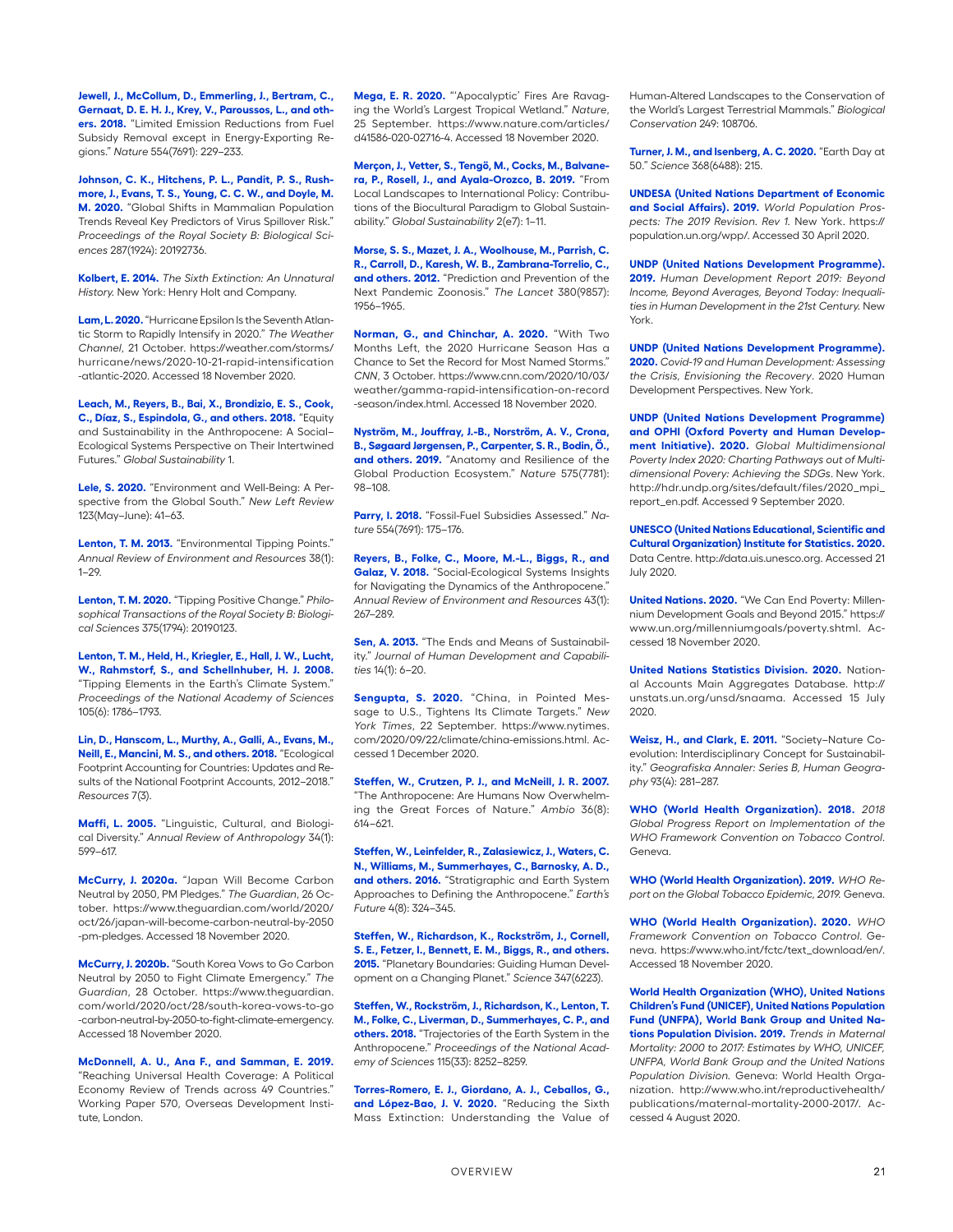**Jewell, J., McCollum, D., Emmerling, J., Bertram, C., Gernaat, D. E. H. J., Krey, V., Paroussos, L., and others. 2018.** "Limited Emission Reductions from Fuel Subsidy Removal except in Energy-Exporting Regions." *Nature* 554(7691): 229–233.

**Johnson, C. K., Hitchens, P. L., Pandit, P. S., Rushmore, J., Evans, T. S., Young, C. C. W., and Doyle, M. M. 2020.** "Global Shifts in Mammalian Population Trends Reveal Key Predictors of Virus Spillover Risk." *Proceedings of the Royal Society B: Biological Sciences* 287(1924): 20192736.

**Kolbert, E. 2014.** *The Sixth Extinction: An Unnatural History.* New York: Henry Holt and Company.

**Lam, L. 2020.** "Hurricane Epsilon Is the Seventh Atlantic Storm to Rapidly Intensify in 2020." *The Weather Channel*, 21 October. https://weather.com/storms/hurricane/news/2020-10-21-rapid-intensification-atlantic-2020. Accessed 18 November 2020.

**Leach, M., Reyers, B., Bai, X., Brondizio, E. S., Cook, C., Díaz, S., Espindola, G., and others. 2018.** "Equity and Sustainability in the Anthropocene: A Social–Ecological Systems Perspective on Their Intertwined Futures." *Global Sustainability* 1.

**Lele, S. 2020.** "Environment and Well-Being: A Perspective from the Global South." *New Left Review* 123(May–June): 41–63.

**Lenton, T. M. 2013.** "Environmental Tipping Points." *Annual Review of Environment and Resources* 38(1): 1–29.

**Lenton, T. M. 2020.** "Tipping Positive Change." *Philosophical Transactions of the Royal Society B: Biological Sciences* 375(1794): 20190123.

**Lenton, T. M., Held, H., Kriegler, E., Hall, J. W., Lucht, W., Rahmstorf, S., and Schellnhuber, H. J. 2008.** "Tipping Elements in the Earth's Climate System." *Proceedings of the National Academy of Sciences* 105(6): 1786–1793.

**Lin, D., Hanscom, L., Murthy, A., Galli, A., Evans, M., Neill, E., Mancini, M. S., and others. 2018.** "Ecological Footprint Accounting for Countries: Updates and Results of the National Footprint Accounts, 2012–2018." *Resources* 7(3).

**Maffi, L. 2005.** "Linguistic, Cultural, and Biological Diversity." *Annual Review of Anthropology* 34(1): 599–617.

**McCurry, J. 2020a.** "Japan Will Become Carbon Neutral by 2050, PM Pledges." *The Guardian*, 26 October. https://www.theguardian.com/world/2020/oct/26/japan-will-become-carbon-neutral-by-2050-pm-pledges. Accessed 18 November 2020.

**McCurry, J. 2020b.** "South Korea Vows to Go Carbon Neutral by 2050 to Fight Climate Emergency." *The Guardian*, 28 October. https://www.theguardian.com/world/2020/oct/28/south-korea-vows-to-go-carbon-neutral-by-2050-to-fight-climate-emergency. Accessed 18 November 2020.

**McDonnell, A. U., Ana F., and Samman, E. 2019.** "Reaching Universal Health Coverage: A Political Economy Review of Trends across 49 Countries." Working Paper 570, Overseas Development Institute, London.

**Mega, E. R. 2020.** "'Apocalyptic' Fires Are Ravaging the World's Largest Tropical Wetland." *Nature*, 25 September. https://www.nature.com/articles/d41586-020-02716-4. Accessed 18 November 2020.

**Merçon, J., Vetter, S., Tengö, M., Cocks, M., Balvanera, P., Rosell, J., and Ayala-Orozco, B. 2019.** "From Local Landscapes to International Policy: Contributions of the Biocultural Paradigm to Global Sustainability." *Global Sustainability* 2(e7): 1–11.

**Morse, S. S., Mazet, J. A., Woolhouse, M., Parrish, C. R., Carroll, D., Karesh, W. B., Zambrana-Torrelio, C., and others. 2012.** "Prediction and Prevention of the Next Pandemic Zoonosis." *The Lancet* 380(9857): 1956–1965.

**Norman, G., and Chinchar, A. 2020.** "With Two Months Left, the 2020 Hurricane Season Has a Chance to Set the Record for Most Named Storms." *CNN*, 3 October. https://www.cnn.com/2020/10/03/weather/gamma-rapid-intensification-on-record-season/index.html. Accessed 18 November 2020.

**Nyström, M., Jouffray, J.-B., Norström, A. V., Crona, B., Søgaard Jørgensen, P., Carpenter, S. R., Bodin, Ö., and others. 2019.** "Anatomy and Resilience of the Global Production Ecosystem." *Nature* 575(7781): 98–108.

**Parry, I. 2018.** "Fossil-Fuel Subsidies Assessed." *Nature* 554(7691): 175–176.

**Reyers, B., Folke, C., Moore, M.-L., Biggs, R., and Galaz, V. 2018.** "Social-Ecological Systems Insights for Navigating the Dynamics of the Anthropocene." *Annual Review of Environment and Resources* 43(1): 267–289.

**Sen, A. 2013.** "The Ends and Means of Sustainability." *Journal of Human Development and Capabilities* 14(1): 6–20.

**Sengupta, S. 2020.** "China, in Pointed Message to U.S., Tightens Its Climate Targets." *New York Times*, 22 September. https://www.nytimes.com/2020/09/22/climate/china-emissions.html. Accessed 1 December 2020.

**Steffen, W., Crutzen, P. J., and McNeill, J. R. 2007.** "The Anthropocene: Are Humans Now Overwhelming the Great Forces of Nature." *Ambio* 36(8): 614–621.

**Steffen, W., Leinfelder, R., Zalasiewicz, J., Waters, C. N., Williams, M., Summerhayes, C., Barnosky, A. D., and others. 2016.** "Stratigraphic and Earth System Approaches to Defining the Anthropocene." *Earth's Future* 4(8): 324–345.

**Steffen, W., Richardson, K., Rockström, J., Cornell, S. E., Fetzer, I., Bennett, E. M., Biggs, R., and others. 2015.** "Planetary Boundaries: Guiding Human Development on a Changing Planet." *Science* 347(6223).

**Steffen, W., Rockström, J., Richardson, K., Lenton, T. M., Folke, C., Liverman, D., Summerhayes, C. P., and others. 2018.** "Trajectories of the Earth System in the Anthropocene." *Proceedings of the National Academy of Sciences* 115(33): 8252–8259.

**Torres-Romero, E. J., Giordano, A. J., Ceballos, G., and López-Bao, J. V. 2020.** "Reducing the Sixth Mass Extinction: Understanding the Value of Human-Altered Landscapes to the Conservation of the World's Largest Terrestrial Mammals." *Biological Conservation* 249: 108706.

**Turner, J. M., and Isenberg, A. C. 2020.** "Earth Day at 50." *Science* 368(6488): 215.

**UNDESA (United Nations Department of Economic and Social Affairs). 2019.** *World Population Prospects: The 2019 Revision. Rev 1.* New York. https://population.un.org/wpp/. Accessed 30 April 2020.

**UNDP (United Nations Development Programme). 2019.** *Human Development Report 2019: Beyond Income, Beyond Averages, Beyond Today: Inequalities in Human Development in the 21st Century.* New York.

**UNDP (United Nations Development Programme). 2020.** *Covid-19 and Human Development: Assessing the Crisis, Envisioning the Recovery*. 2020 Human Development Perspectives. New York.

**UNDP (United Nations Development Programme) and OPHI (Oxford Poverty and Human Development Initiative). 2020.** *Global Multidimensional Poverty Index 2020: Charting Pathways out of Multidimensional Povery: Achieving the SDGs*. New York. http://hdr.undp.org/sites/default/files/2020_mpi_report_en.pdf. Accessed 9 September 2020.

**UNESCO (United Nations Educational, Scientific and Cultural Organization) Institute for Statistics. 2020.** Data Centre. http://data.uis.unesco.org. Accessed 21 July 2020.

**United Nations. 2020.** "We Can End Poverty: Millennium Development Goals and Beyond 2015." https://www.un.org/millenniumgoals/poverty.shtml. Accessed 18 November 2020.

**United Nations Statistics Division. 2020.** National Accounts Main Aggregates Database. http://unstats.un.org/unsd/snaama. Accessed 15 July 2020.

**Weisz, H., and Clark, E. 2011.** "Society–Nature Coevolution: Interdisciplinary Concept for Sustainability." *Geografiska Annaler: Series B, Human Geography* 93(4): 281–287.

**WHO (World Health Organization). 2018.** *2018 Global Progress Report on Implementation of the WHO Framework Convention on Tobacco Control*. Geneva.

**WHO (World Health Organization). 2019.** *WHO Report on the Global Tobacco Epidemic, 2019.* Geneva.

**WHO (World Health Organization). 2020.** *WHO Framework Convention on Tobacco Control*. Geneva. https://www.who.int/fctc/text_download/en/. Accessed 18 November 2020.

**World Health Organization (WHO), United Nations Children's Fund (UNICEF), United Nations Population Fund (UNFPA), World Bank Group and United Nations Population Division. 2019.** *Trends in Maternal Mortality: 2000 to 2017: Estimates by WHO, UNICEF, UNFPA, World Bank Group and the United Nations Population Division.* Geneva: World Health Organization. http://www.who.int/reproductivehealth/publications/maternal-mortality-2000-2017/. Accessed 4 August 2020.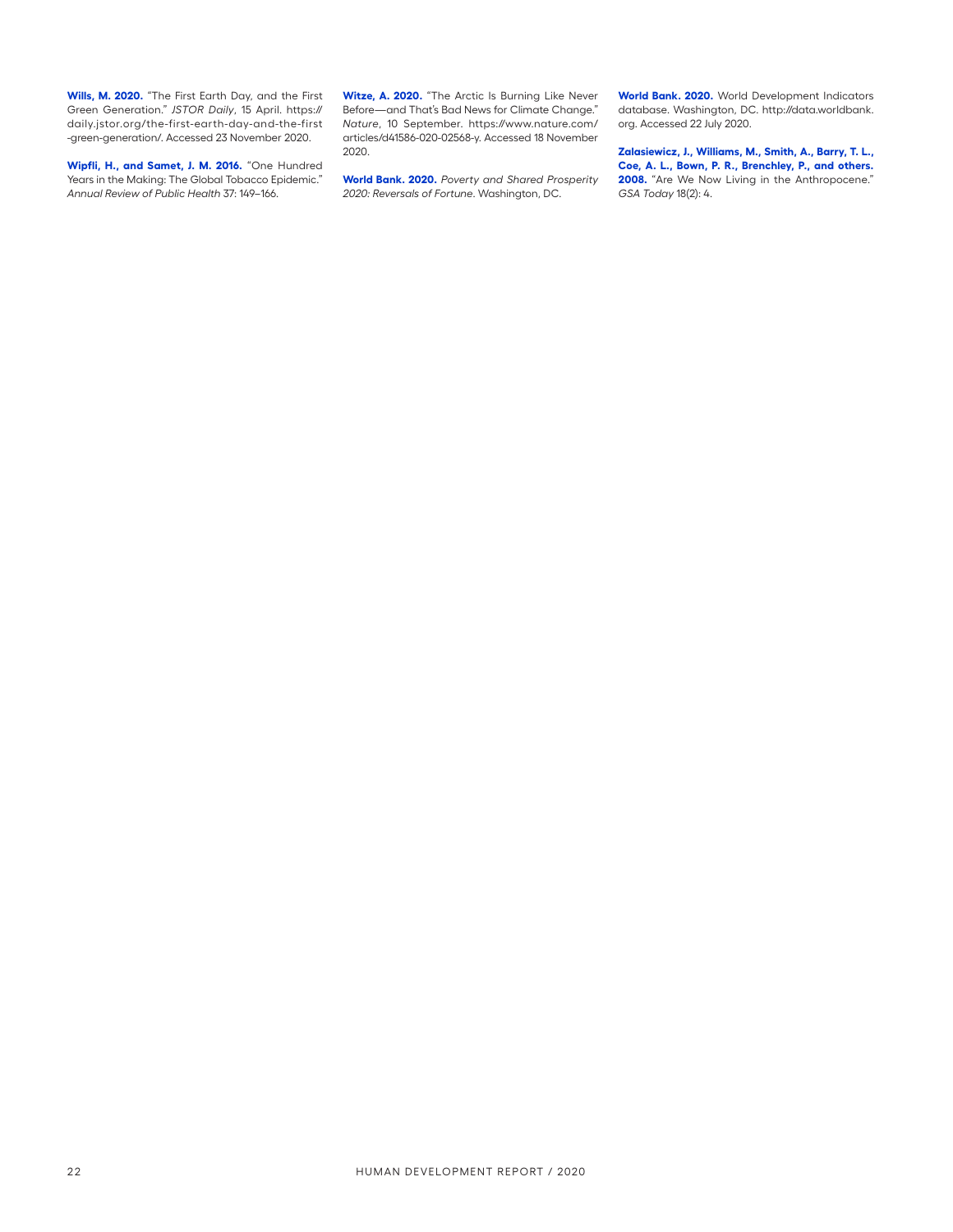**Wills, M. 2020.** “The First Earth Day, and the First Green Generation.” *JSTOR Daily*, 15 April. https://daily.jstor.org/the-first-earth-day-and-the-first-green-generation/. Accessed 23 November 2020.

**Wipfli, H., and Samet, J. M. 2016.** “One Hundred Years in the Making: The Global Tobacco Epidemic.” *Annual Review of Public Health* 37: 149–166.

**Witze, A. 2020.** “The Arctic Is Burning Like Never Before—and That’s Bad News for Climate Change.” *Nature*, 10 September. https://www.nature.com/articles/d41586-020-02568-y. Accessed 18 November 2020.

**World Bank. 2020.** *Poverty and Shared Prosperity 2020: Reversals of Fortune*. Washington, DC.

**World Bank. 2020.** World Development Indicators database. Washington, DC. http://data.worldbank.org. Accessed 22 July 2020.

**Zalasiewicz, J., Williams, M., Smith, A., Barry, T. L., Coe, A. L., Bown, P. R., Brenchley, P., and others. 2008.** “Are We Now Living in the Anthropocene.” *GSA Today* 18(2): 4.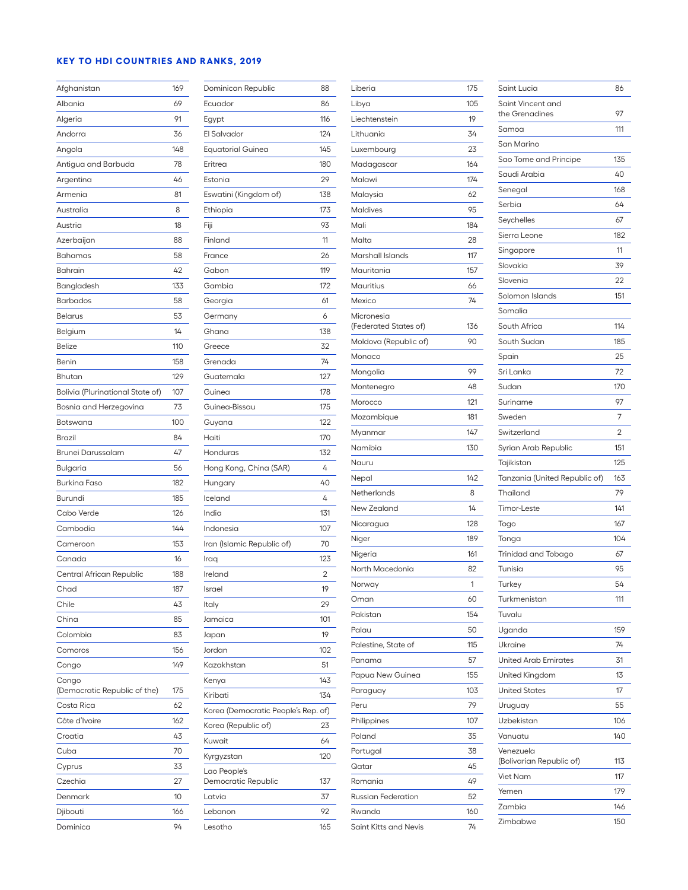## KEY TO HDI COUNTRIES AND RANKS, 2019

| Country | Rank |
|---|---|
| Afghanistan | 169 |
| Albania | 69 |
| Algeria | 91 |
| Andorra | 36 |
| Angola | 148 |
| Antigua and Barbuda | 78 |
| Argentina | 46 |
| Armenia | 81 |
| Australia | 8 |
| Austria | 18 |
| Azerbaijan | 88 |
| Bahamas | 58 |
| Bahrain | 42 |
| Bangladesh | 133 |
| Barbados | 58 |
| Belarus | 53 |
| Belgium | 14 |
| Belize | 110 |
| Benin | 158 |
| Bhutan | 129 |
| Bolivia (Plurinational State of) | 107 |
| Bosnia and Herzegovina | 73 |
| Botswana | 100 |
| Brazil | 84 |
| Brunei Darussalam | 47 |
| Bulgaria | 56 |
| Burkina Faso | 182 |
| Burundi | 185 |
| Cabo Verde | 126 |
| Cambodia | 144 |
| Cameroon | 153 |
| Canada | 16 |
| Central African Republic | 188 |
| Chad | 187 |
| Chile | 43 |
| China | 85 |
| Colombia | 83 |
| Comoros | 156 |
| Congo | 149 |
| Congo (Democratic Republic of the) | 175 |
| Costa Rica | 62 |
| Côte d'Ivoire | 162 |
| Croatia | 43 |
| Cuba | 70 |
| Cyprus | 33 |
| Czechia | 27 |
| Denmark | 10 |
| Djibouti | 166 |
| Dominica | 94 |
| Dominican Republic | 88 |
| Ecuador | 86 |
| Egypt | 116 |
| El Salvador | 124 |
| Equatorial Guinea | 145 |
| Eritrea | 180 |
| Estonia | 29 |
| Eswatini (Kingdom of) | 138 |
| Ethiopia | 173 |
| Fiji | 93 |
| Finland | 11 |
| France | 26 |
| Gabon | 119 |
| Gambia | 172 |
| Georgia | 61 |
| Germany | 6 |
| Ghana | 138 |
| Greece | 32 |
| Grenada | 74 |
| Guatemala | 127 |
| Guinea | 178 |
| Guinea-Bissau | 175 |
| Guyana | 122 |
| Haiti | 170 |
| Honduras | 132 |
| Hong Kong, China (SAR) | 4 |
| Hungary | 40 |
| Iceland | 4 |
| India | 131 |
| Indonesia | 107 |
| Iran (Islamic Republic of) | 70 |
| Iraq | 123 |
| Ireland | 2 |
| Israel | 19 |
| Italy | 29 |
| Jamaica | 101 |
| Japan | 19 |
| Jordan | 102 |
| Kazakhstan | 51 |
| Kenya | 143 |
| Kiribati | 134 |
| Korea (Democratic People's Rep. of) | |
| Korea (Republic of) | 23 |
| Kuwait | 64 |
| Kyrgyzstan | 120 |
| Lao People's Democratic Republic | 137 |
| Latvia | 37 |
| Lebanon | 92 |
| Lesotho | 165 |
| Liberia | 175 |
| Libya | 105 |
| Liechtenstein | 19 |
| Lithuania | 34 |
| Luxembourg | 23 |
| Madagascar | 164 |
| Malawi | 174 |
| Malaysia | 62 |
| Maldives | 95 |
| Mali | 184 |
| Malta | 28 |
| Marshall Islands | 117 |
| Mauritania | 157 |
| Mauritius | 66 |
| Mexico | 74 |
| Micronesia (Federated States of) | 136 |
| Moldova (Republic of) | 90 |
| Monaco | |
| Mongolia | 99 |
| Montenegro | 48 |
| Morocco | 121 |
| Mozambique | 181 |
| Myanmar | 147 |
| Namibia | 130 |
| Nauru | |
| Nepal | 142 |
| Netherlands | 8 |
| New Zealand | 14 |
| Nicaragua | 128 |
| Niger | 189 |
| Nigeria | 161 |
| North Macedonia | 82 |
| Norway | 1 |
| Oman | 60 |
| Pakistan | 154 |
| Palau | 50 |
| Palestine, State of | 115 |
| Panama | 57 |
| Papua New Guinea | 155 |
| Paraguay | 103 |
| Peru | 79 |
| Philippines | 107 |
| Poland | 35 |
| Portugal | 38 |
| Qatar | 45 |
| Romania | 49 |
| Russian Federation | 52 |
| Rwanda | 160 |
| Saint Kitts and Nevis | 74 |
| Saint Lucia | 86 |
| Saint Vincent and the Grenadines | 97 |
| Samoa | 111 |
| San Marino | |
| Sao Tome and Principe | 135 |
| Saudi Arabia | 40 |
| Senegal | 168 |
| Serbia | 64 |
| Seychelles | 67 |
| Sierra Leone | 182 |
| Singapore | 11 |
| Slovakia | 39 |
| Slovenia | 22 |
| Solomon Islands | 151 |
| Somalia | |
| South Africa | 114 |
| South Sudan | 185 |
| Spain | 25 |
| Sri Lanka | 72 |
| Sudan | 170 |
| Suriname | 97 |
| Sweden | 7 |
| Switzerland | 2 |
| Syrian Arab Republic | 151 |
| Tajikistan | 125 |
| Tanzania (United Republic of) | 163 |
| Thailand | 79 |
| Timor-Leste | 141 |
| Togo | 167 |
| Tonga | 104 |
| Trinidad and Tobago | 67 |
| Tunisia | 95 |
| Turkey | 54 |
| Turkmenistan | 111 |
| Tuvalu | |
| Uganda | 159 |
| Ukraine | 74 |
| United Arab Emirates | 31 |
| United Kingdom | 13 |
| United States | 17 |
| Uruguay | 55 |
| Uzbekistan | 106 |
| Vanuatu | 140 |
| Venezuela (Bolivarian Republic of) | 113 |
| Viet Nam | 117 |
| Yemen | 179 |
| Zambia | 146 |
| Zimbabwe | 150 |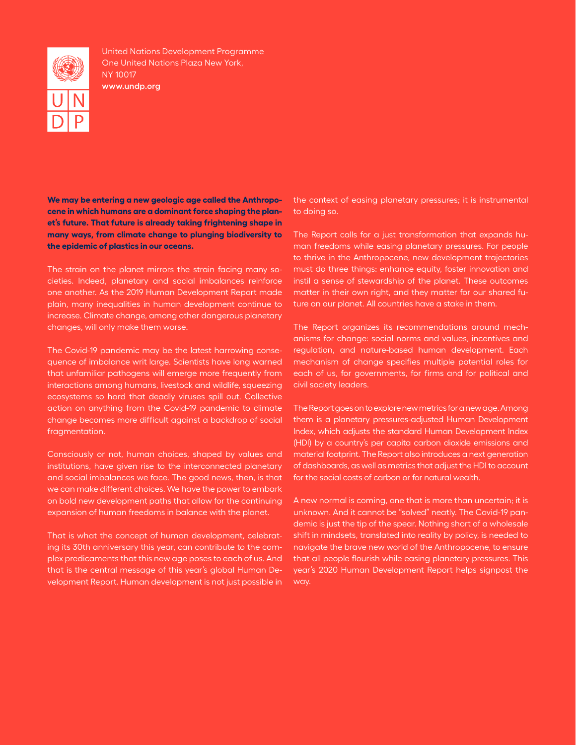United Nations Development Programme
One United Nations Plaza New York,
NY 10017
**www.undp.org**

**We may be entering a new geologic age called the Anthropocene in which humans are a dominant force shaping the planet's future. That future is already taking frightening shape in many ways, from climate change to plunging biodiversity to the epidemic of plastics in our oceans.**

The strain on the planet mirrors the strain facing many societies. Indeed, planetary and social imbalances reinforce one another. As the 2019 Human Development Report made plain, many inequalities in human development continue to increase. Climate change, among other dangerous planetary changes, will only make them worse.

The Covid-19 pandemic may be the latest harrowing consequence of imbalance writ large. Scientists have long warned that unfamiliar pathogens will emerge more frequently from interactions among humans, livestock and wildlife, squeezing ecosystems so hard that deadly viruses spill out. Collective action on anything from the Covid-19 pandemic to climate change becomes more difficult against a backdrop of social fragmentation.

Consciously or not, human choices, shaped by values and institutions, have given rise to the interconnected planetary and social imbalances we face. The good news, then, is that we can make different choices. We have the power to embark on bold new development paths that allow for the continuing expansion of human freedoms in balance with the planet.

That is what the concept of human development, celebrating its 30th anniversary this year, can contribute to the complex predicaments that this new age poses to each of us. And that is the central message of this year's global Human Development Report. Human development is not just possible in the context of easing planetary pressures; it is instrumental to doing so.

The Report calls for a just transformation that expands human freedoms while easing planetary pressures. For people to thrive in the Anthropocene, new development trajectories must do three things: enhance equity, foster innovation and instil a sense of stewardship of the planet. These outcomes matter in their own right, and they matter for our shared future on our planet. All countries have a stake in them.

The Report organizes its recommendations around mechanisms for change: social norms and values, incentives and regulation, and nature-based human development. Each mechanism of change specifies multiple potential roles for each of us, for governments, for firms and for political and civil society leaders.

The Report goes on to explore new metrics for a new age. Among them is a planetary pressures-adjusted Human Development Index, which adjusts the standard Human Development Index (HDI) by a country's per capita carbon dioxide emissions and material footprint. The Report also introduces a next generation of dashboards, as well as metrics that adjust the HDI to account for the social costs of carbon or for natural wealth.

A new normal is coming, one that is more than uncertain; it is unknown. And it cannot be "solved" neatly. The Covid-19 pandemic is just the tip of the spear. Nothing short of a wholesale shift in mindsets, translated into reality by policy, is needed to navigate the brave new world of the Anthropocene, to ensure that all people flourish while easing planetary pressures. This year's 2020 Human Development Report helps signpost the way.